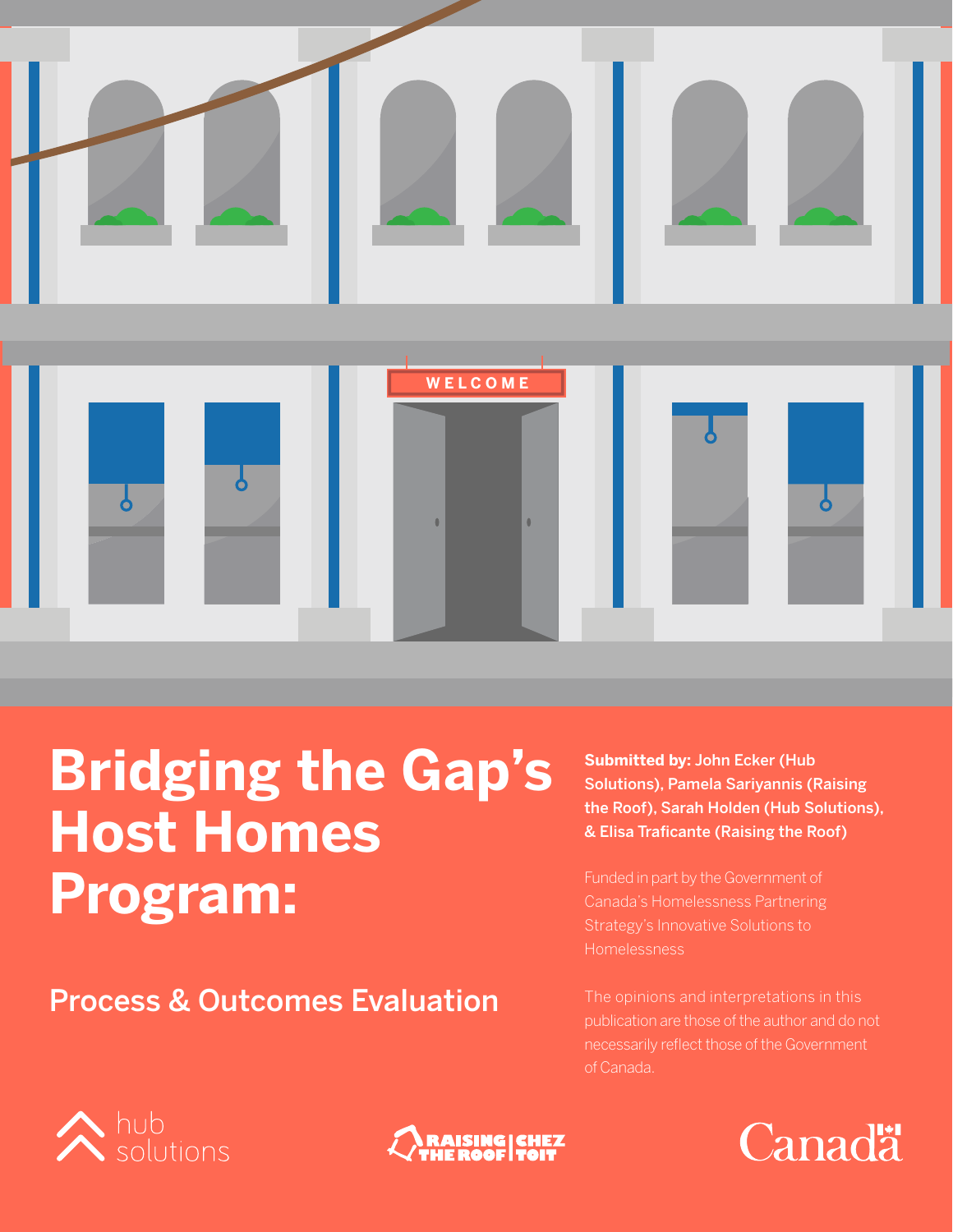# Bridging the Gap's Host Homes Program:

## Process & Outcomes Evaluation

**Submitted by:** **John Ecker (Hub Solutions), Pamela Sariyannis (Raising the Roof), Sarah Holden (Hub Solutions), & Elisa Traficante (Raising the Roof)**

Funded in part by the Government of Canada's Homelessness Partnering Strategy's Innovative Solutions to Homelessness

The opinions and interpretations in this publication are those of the author and do not necessarily reflect those of the Government of Canada.

hub solutions

RAISING THE ROOF | CHEZ TOIT

Canada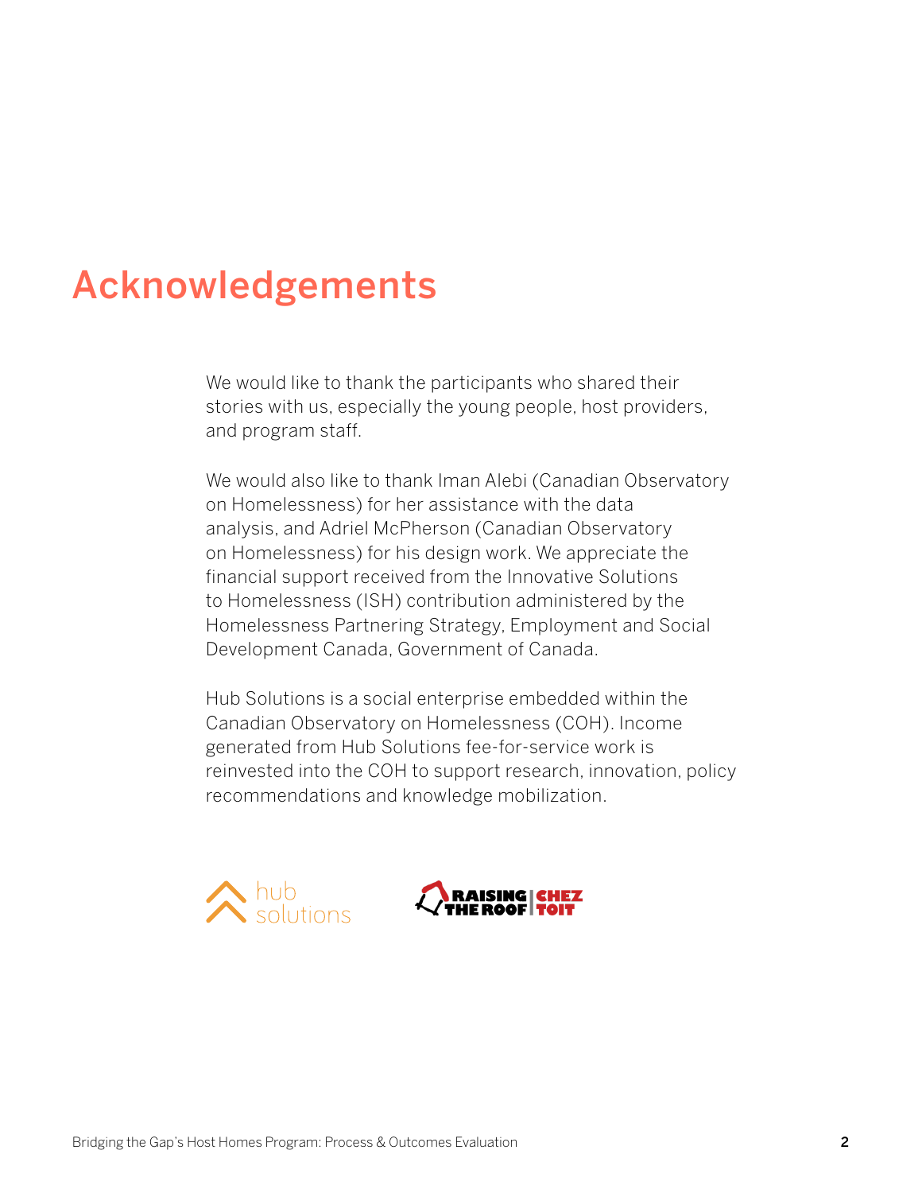# Acknowledgements

We would like to thank the participants who shared their stories with us, especially the young people, host providers, and program staff.

We would also like to thank Iman Alebi (Canadian Observatory on Homelessness) for her assistance with the data analysis, and Adriel McPherson (Canadian Observatory on Homelessness) for his design work. We appreciate the financial support received from the Innovative Solutions to Homelessness (ISH) contribution administered by the Homelessness Partnering Strategy, Employment and Social Development Canada, Government of Canada.

Hub Solutions is a social enterprise embedded within the Canadian Observatory on Homelessness (COH). Income generated from Hub Solutions fee-for-service work is reinvested into the COH to support research, innovation, policy recommendations and knowledge mobilization.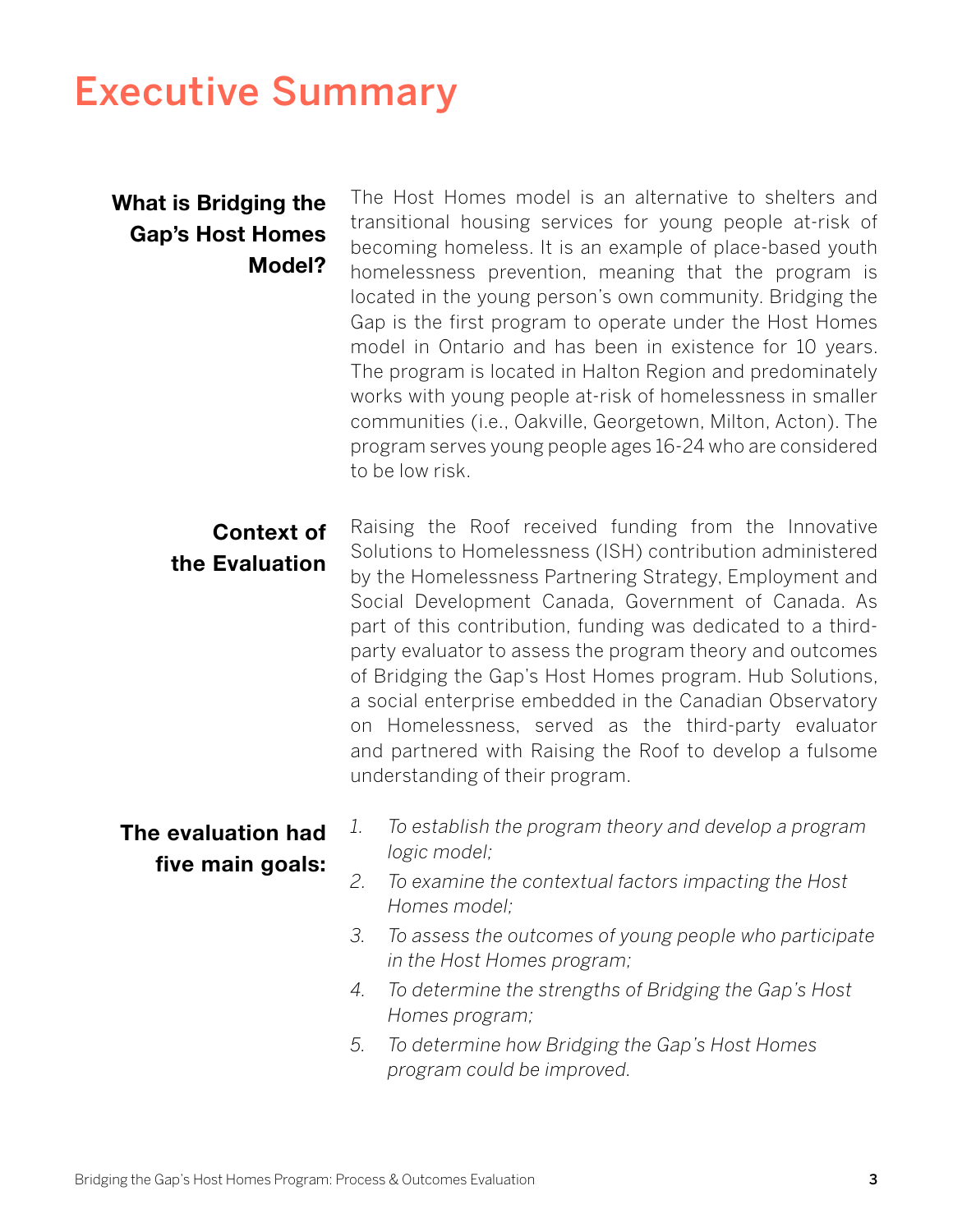# Executive Summary

**What is Bridging the Gap's Host Homes Model?**

The Host Homes model is an alternative to shelters and transitional housing services for young people at-risk of becoming homeless. It is an example of place-based youth homelessness prevention, meaning that the program is located in the young person's own community. Bridging the Gap is the first program to operate under the Host Homes model in Ontario and has been in existence for 10 years. The program is located in Halton Region and predominately works with young people at-risk of homelessness in smaller communities (i.e., Oakville, Georgetown, Milton, Acton). The program serves young people ages 16-24 who are considered to be low risk.

**Context of the Evaluation**

Raising the Roof received funding from the Innovative Solutions to Homelessness (ISH) contribution administered by the Homelessness Partnering Strategy, Employment and Social Development Canada, Government of Canada. As part of this contribution, funding was dedicated to a third-party evaluator to assess the program theory and outcomes of Bridging the Gap's Host Homes program. Hub Solutions, a social enterprise embedded in the Canadian Observatory on Homelessness, served as the third-party evaluator and partnered with Raising the Roof to develop a fulsome understanding of their program.

**The evaluation had five main goals:**

1. *To establish the program theory and develop a program logic model;*
2. *To examine the contextual factors impacting the Host Homes model;*
3. *To assess the outcomes of young people who participate in the Host Homes program;*
4. *To determine the strengths of Bridging the Gap's Host Homes program;*
5. *To determine how Bridging the Gap's Host Homes program could be improved.*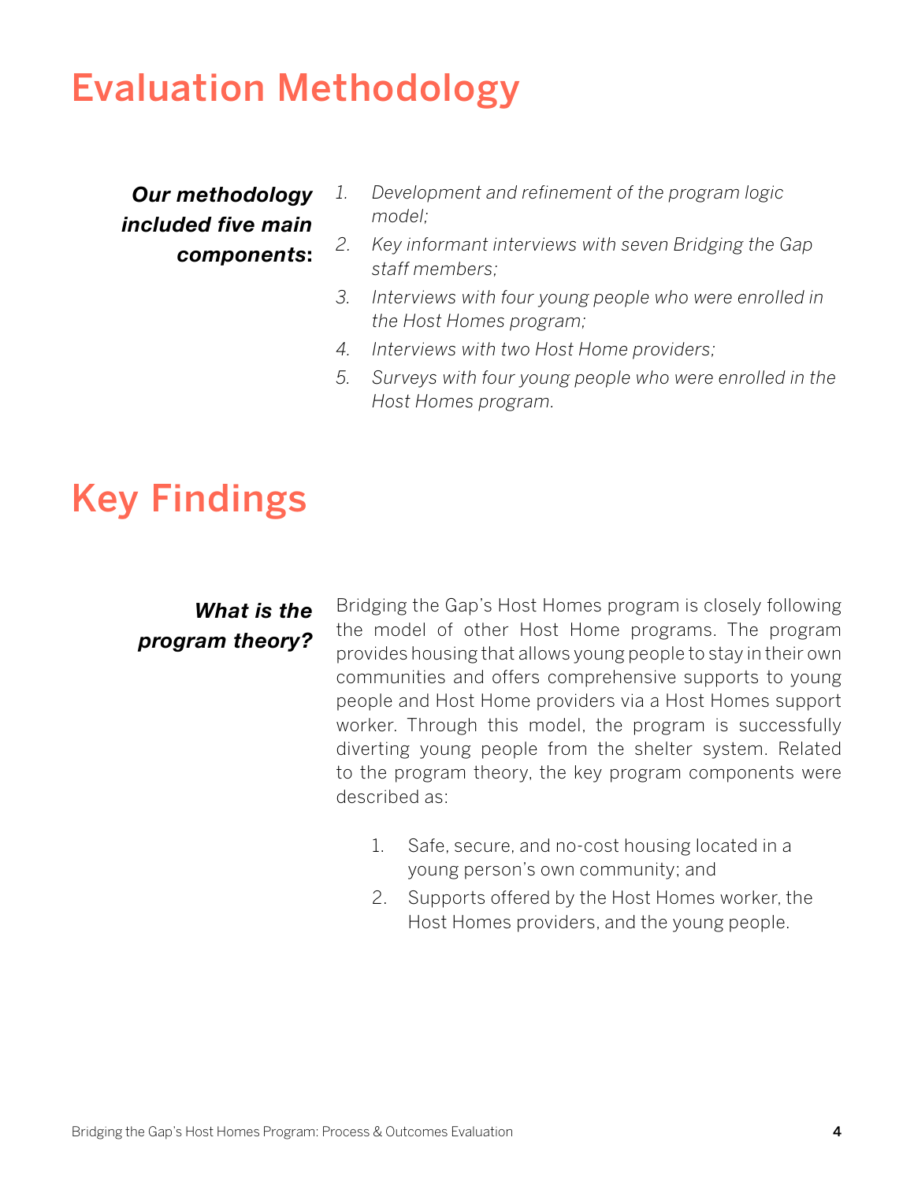# Evaluation Methodology

***Our methodology included five main components*:**

1. *Development and refinement of the program logic model;*
2. *Key informant interviews with seven Bridging the Gap staff members;*
3. *Interviews with four young people who were enrolled in the Host Homes program;*
4. *Interviews with two Host Home providers;*
5. *Surveys with four young people who were enrolled in the Host Homes program.*

# Key Findings

***What is the program theory?***

Bridging the Gap's Host Homes program is closely following the model of other Host Home programs. The program provides housing that allows young people to stay in their own communities and offers comprehensive supports to young people and Host Home providers via a Host Homes support worker. Through this model, the program is successfully diverting young people from the shelter system. Related to the program theory, the key program components were described as:

1. Safe, secure, and no-cost housing located in a young person's own community; and
2. Supports offered by the Host Homes worker, the Host Homes providers, and the young people.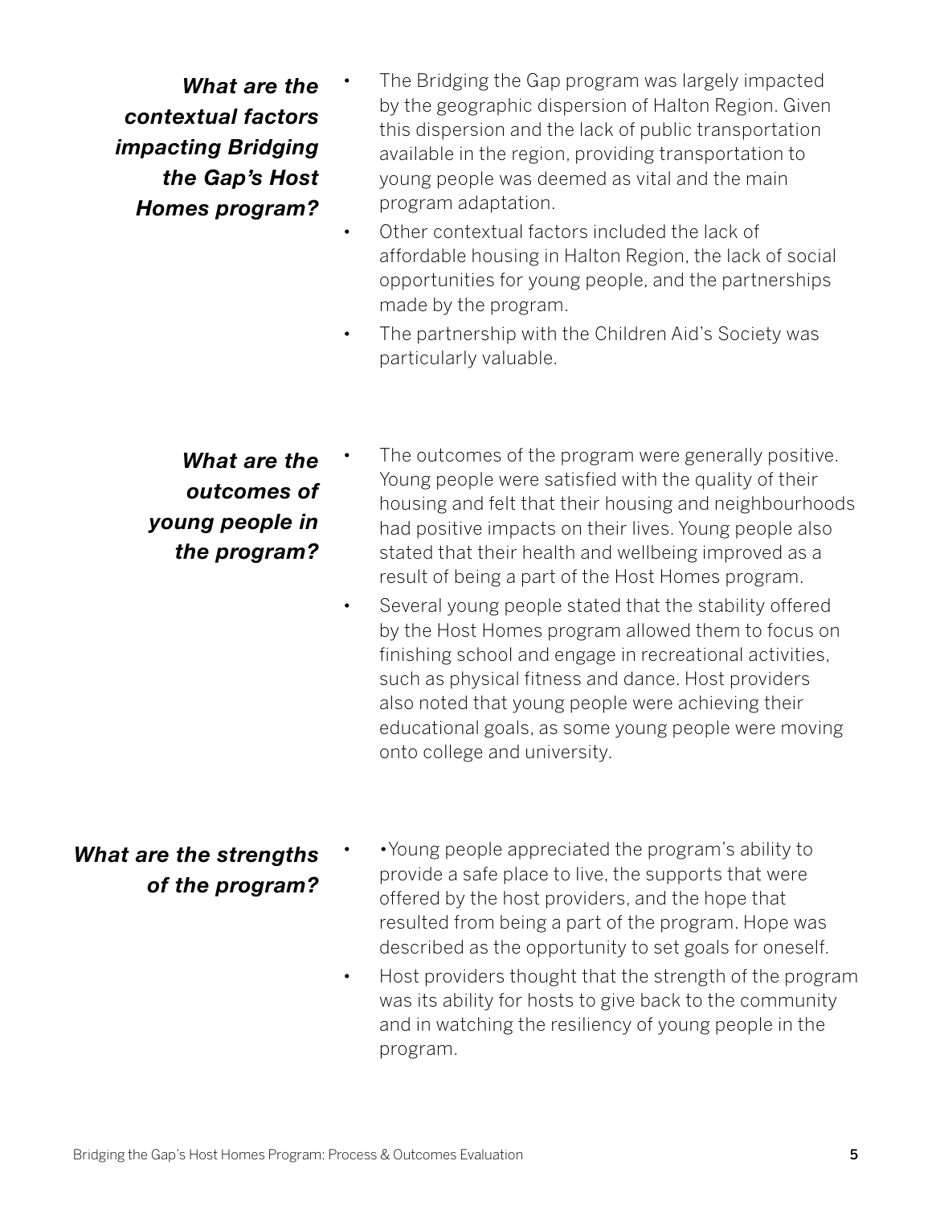***What are the contextual factors impacting Bridging the Gap's Host Homes program?***

- The Bridging the Gap program was largely impacted by the geographic dispersion of Halton Region. Given this dispersion and the lack of public transportation available in the region, providing transportation to young people was deemed as vital and the main program adaptation.
- Other contextual factors included the lack of affordable housing in Halton Region, the lack of social opportunities for young people, and the partnerships made by the program.
- The partnership with the Children Aid's Society was particularly valuable.

***What are the outcomes of young people in the program?***

- The outcomes of the program were generally positive. Young people were satisfied with the quality of their housing and felt that their housing and neighbourhoods had positive impacts on their lives. Young people also stated that their health and wellbeing improved as a result of being a part of the Host Homes program.
- Several young people stated that the stability offered by the Host Homes program allowed them to focus on finishing school and engage in recreational activities, such as physical fitness and dance. Host providers also noted that young people were achieving their educational goals, as some young people were moving onto college and university.

***What are the strengths of the program?***

- •Young people appreciated the program's ability to provide a safe place to live, the supports that were offered by the host providers, and the hope that resulted from being a part of the program. Hope was described as the opportunity to set goals for oneself.
- Host providers thought that the strength of the program was its ability for hosts to give back to the community and in watching the resiliency of young people in the program.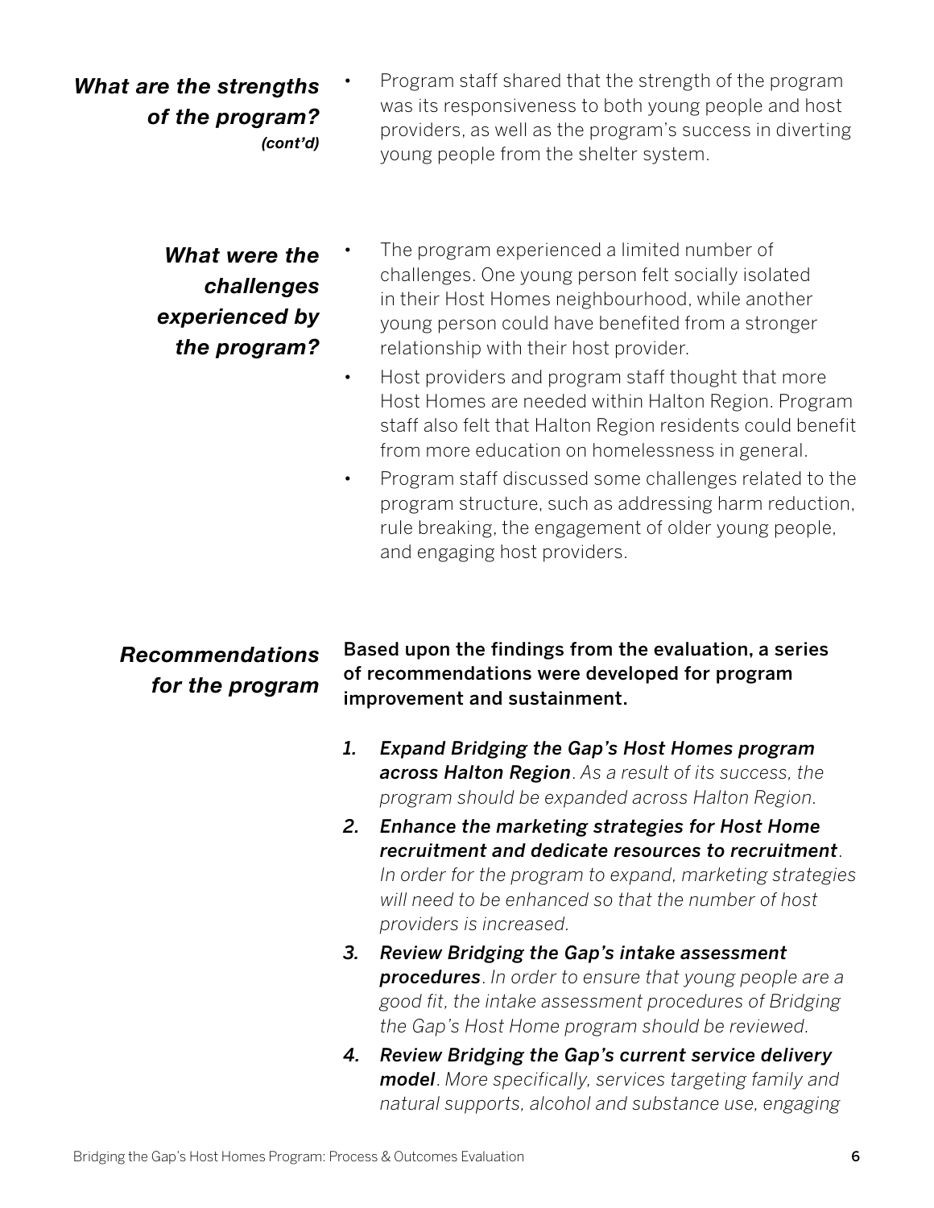### *What are the strengths of the program? (cont'd)*

- Program staff shared that the strength of the program was its responsiveness to both young people and host providers, as well as the program's success in diverting young people from the shelter system.

### *What were the challenges experienced by the program?*

- The program experienced a limited number of challenges. One young person felt socially isolated in their Host Homes neighbourhood, while another young person could have benefited from a stronger relationship with their host provider.
- Host providers and program staff thought that more Host Homes are needed within Halton Region. Program staff also felt that Halton Region residents could benefit from more education on homelessness in general.
- Program staff discussed some challenges related to the program structure, such as addressing harm reduction, rule breaking, the engagement of older young people, and engaging host providers.

### *Recommendations for the program*

**Based upon the findings from the evaluation, a series of recommendations were developed for program improvement and sustainment.**

1. ***Expand Bridging the Gap's Host Homes program across Halton Region***. *As a result of its success, the program should be expanded across Halton Region.*
2. ***Enhance the marketing strategies for Host Home recruitment and dedicate resources to recruitment***. *In order for the program to expand, marketing strategies will need to be enhanced so that the number of host providers is increased.*
3. ***Review Bridging the Gap's intake assessment procedures***. *In order to ensure that young people are a good fit, the intake assessment procedures of Bridging the Gap's Host Home program should be reviewed.*
4. ***Review Bridging the Gap's current service delivery model***. *More specifically, services targeting family and natural supports, alcohol and substance use, engaging*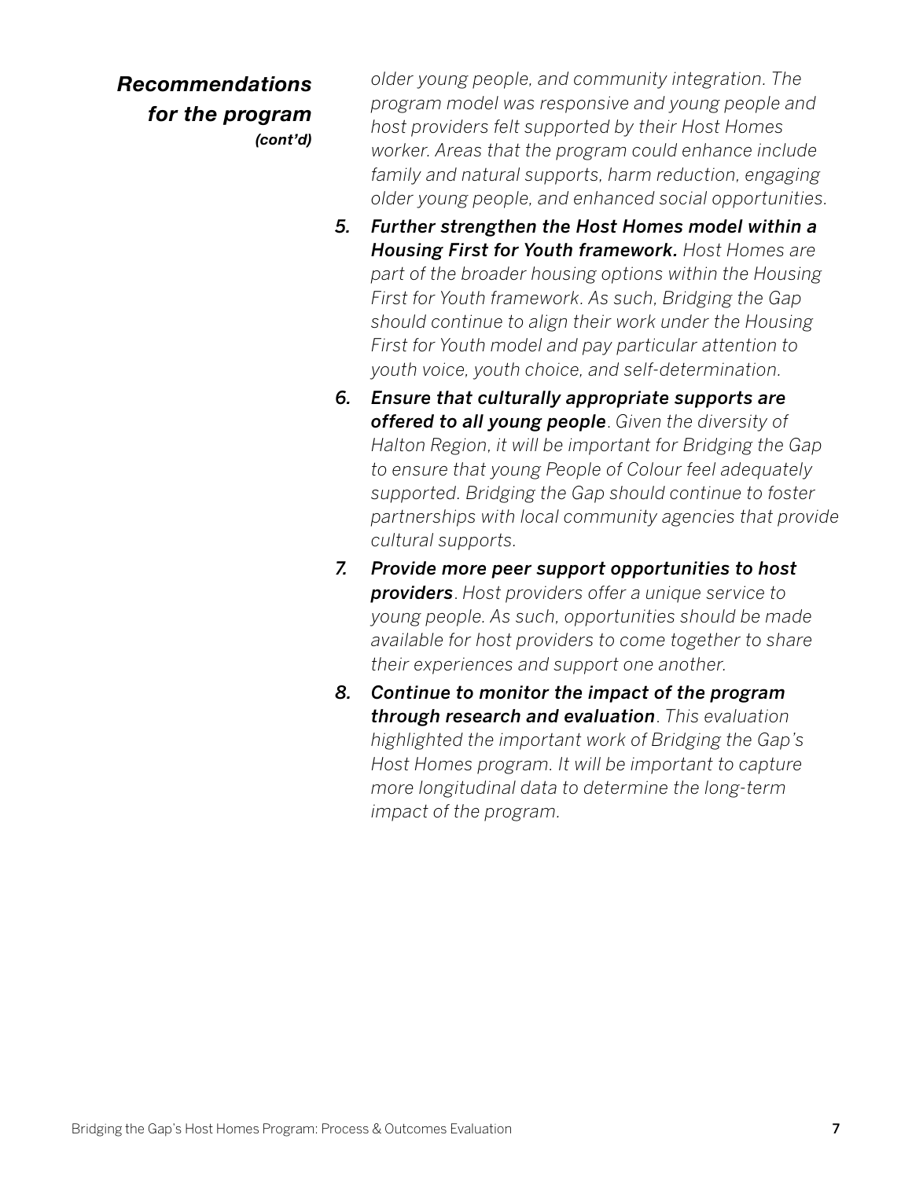## *Recommendations for the program (cont'd)*

*older young people, and community integration. The program model was responsive and young people and host providers felt supported by their Host Homes worker. Areas that the program could enhance include family and natural supports, harm reduction, engaging older young people, and enhanced social opportunities.*

5. ***Further strengthen the Host Homes model within a Housing First for Youth framework.*** *Host Homes are part of the broader housing options within the Housing First for Youth framework. As such, Bridging the Gap should continue to align their work under the Housing First for Youth model and pay particular attention to youth voice, youth choice, and self-determination.*
6. ***Ensure that culturally appropriate supports are offered to all young people****. Given the diversity of Halton Region, it will be important for Bridging the Gap to ensure that young People of Colour feel adequately supported. Bridging the Gap should continue to foster partnerships with local community agencies that provide cultural supports.*
7. ***Provide more peer support opportunities to host providers****. Host providers offer a unique service to young people. As such, opportunities should be made available for host providers to come together to share their experiences and support one another.*
8. ***Continue to monitor the impact of the program through research and evaluation****. This evaluation highlighted the important work of Bridging the Gap's Host Homes program. It will be important to capture more longitudinal data to determine the long-term impact of the program.*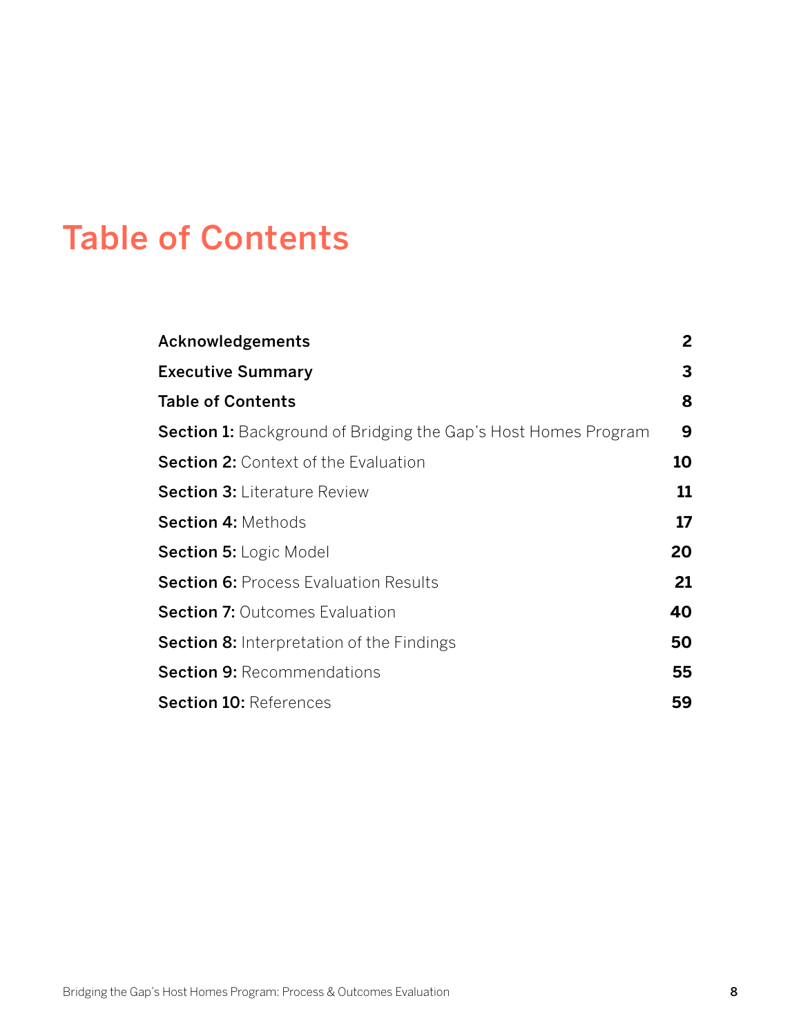# Table of Contents

| | |
|---|---|
| **Acknowledgements** | **2** |
| **Executive Summary** | **3** |
| **Table of Contents** | **8** |
| **Section 1:** Background of Bridging the Gap's Host Homes Program | **9** |
| **Section 2:** Context of the Evaluation | **10** |
| **Section 3:** Literature Review | **11** |
| **Section 4:** Methods | **17** |
| **Section 5:** Logic Model | **20** |
| **Section 6:** Process Evaluation Results | **21** |
| **Section 7:** Outcomes Evaluation | **40** |
| **Section 8:** Interpretation of the Findings | **50** |
| **Section 9:** Recommendations | **55** |
| **Section 10:** References | **59** |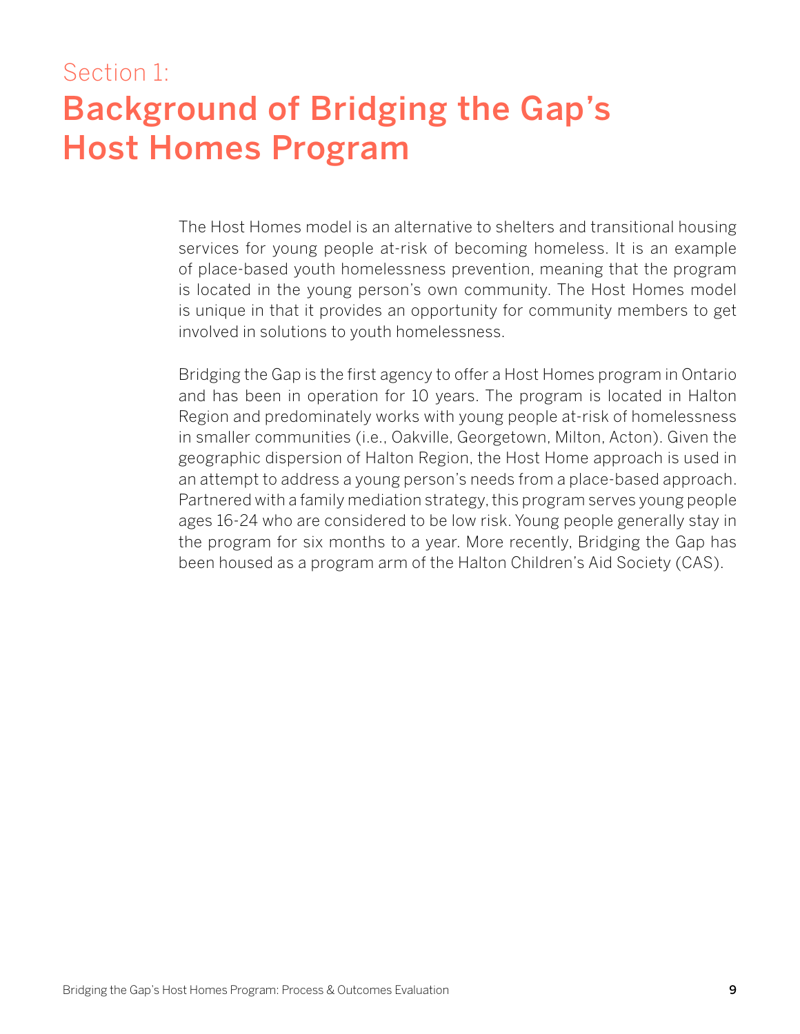# Section 1: Background of Bridging the Gap's Host Homes Program

The Host Homes model is an alternative to shelters and transitional housing services for young people at-risk of becoming homeless. It is an example of place-based youth homelessness prevention, meaning that the program is located in the young person's own community. The Host Homes model is unique in that it provides an opportunity for community members to get involved in solutions to youth homelessness.

Bridging the Gap is the first agency to offer a Host Homes program in Ontario and has been in operation for 10 years. The program is located in Halton Region and predominately works with young people at-risk of homelessness in smaller communities (i.e., Oakville, Georgetown, Milton, Acton). Given the geographic dispersion of Halton Region, the Host Home approach is used in an attempt to address a young person's needs from a place-based approach. Partnered with a family mediation strategy, this program serves young people ages 16-24 who are considered to be low risk. Young people generally stay in the program for six months to a year. More recently, Bridging the Gap has been housed as a program arm of the Halton Children's Aid Society (CAS).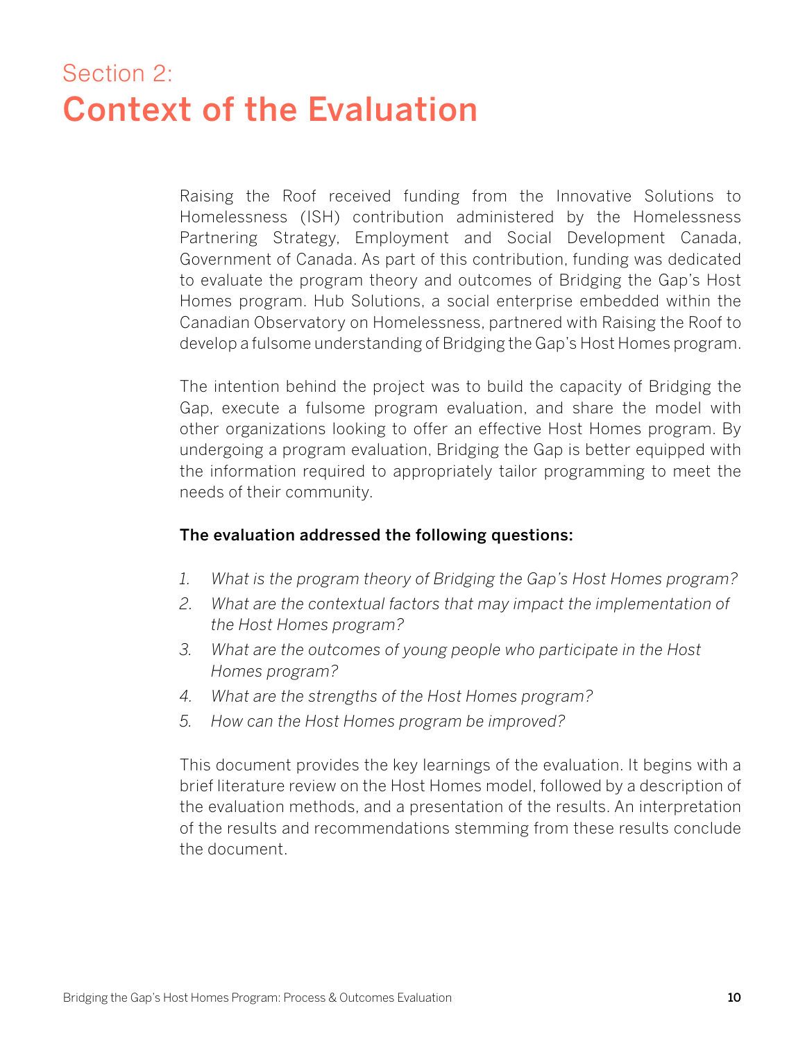# Section 2: Context of the Evaluation

Raising the Roof received funding from the Innovative Solutions to Homelessness (ISH) contribution administered by the Homelessness Partnering Strategy, Employment and Social Development Canada, Government of Canada. As part of this contribution, funding was dedicated to evaluate the program theory and outcomes of Bridging the Gap's Host Homes program. Hub Solutions, a social enterprise embedded within the Canadian Observatory on Homelessness, partnered with Raising the Roof to develop a fulsome understanding of Bridging the Gap's Host Homes program.

The intention behind the project was to build the capacity of Bridging the Gap, execute a fulsome program evaluation, and share the model with other organizations looking to offer an effective Host Homes program. By undergoing a program evaluation, Bridging the Gap is better equipped with the information required to appropriately tailor programming to meet the needs of their community.

**The evaluation addressed the following questions:**

1. *What is the program theory of Bridging the Gap's Host Homes program?*
2. *What are the contextual factors that may impact the implementation of the Host Homes program?*
3. *What are the outcomes of young people who participate in the Host Homes program?*
4. *What are the strengths of the Host Homes program?*
5. *How can the Host Homes program be improved?*

This document provides the key learnings of the evaluation. It begins with a brief literature review on the Host Homes model, followed by a description of the evaluation methods, and a presentation of the results. An interpretation of the results and recommendations stemming from these results conclude the document.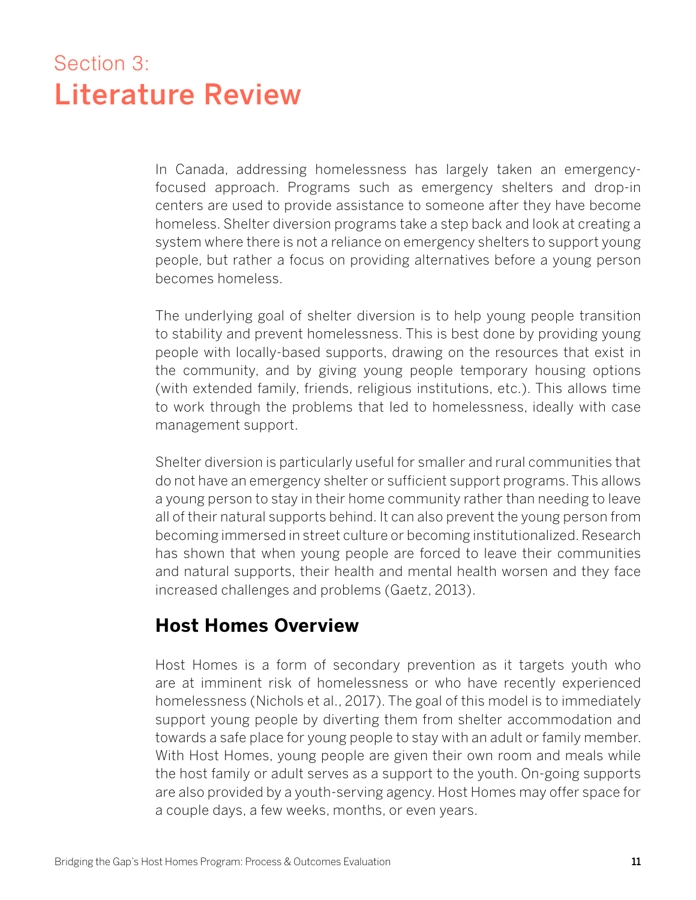# Section 3: Literature Review

In Canada, addressing homelessness has largely taken an emergency-focused approach. Programs such as emergency shelters and drop-in centers are used to provide assistance to someone after they have become homeless. Shelter diversion programs take a step back and look at creating a system where there is not a reliance on emergency shelters to support young people, but rather a focus on providing alternatives before a young person becomes homeless.

The underlying goal of shelter diversion is to help young people transition to stability and prevent homelessness. This is best done by providing young people with locally-based supports, drawing on the resources that exist in the community, and by giving young people temporary housing options (with extended family, friends, religious institutions, etc.). This allows time to work through the problems that led to homelessness, ideally with case management support.

Shelter diversion is particularly useful for smaller and rural communities that do not have an emergency shelter or sufficient support programs. This allows a young person to stay in their home community rather than needing to leave all of their natural supports behind. It can also prevent the young person from becoming immersed in street culture or becoming institutionalized. Research has shown that when young people are forced to leave their communities and natural supports, their health and mental health worsen and they face increased challenges and problems (Gaetz, 2013).

## Host Homes Overview

Host Homes is a form of secondary prevention as it targets youth who are at imminent risk of homelessness or who have recently experienced homelessness (Nichols et al., 2017). The goal of this model is to immediately support young people by diverting them from shelter accommodation and towards a safe place for young people to stay with an adult or family member. With Host Homes, young people are given their own room and meals while the host family or adult serves as a support to the youth. On-going supports are also provided by a youth-serving agency. Host Homes may offer space for a couple days, a few weeks, months, or even years.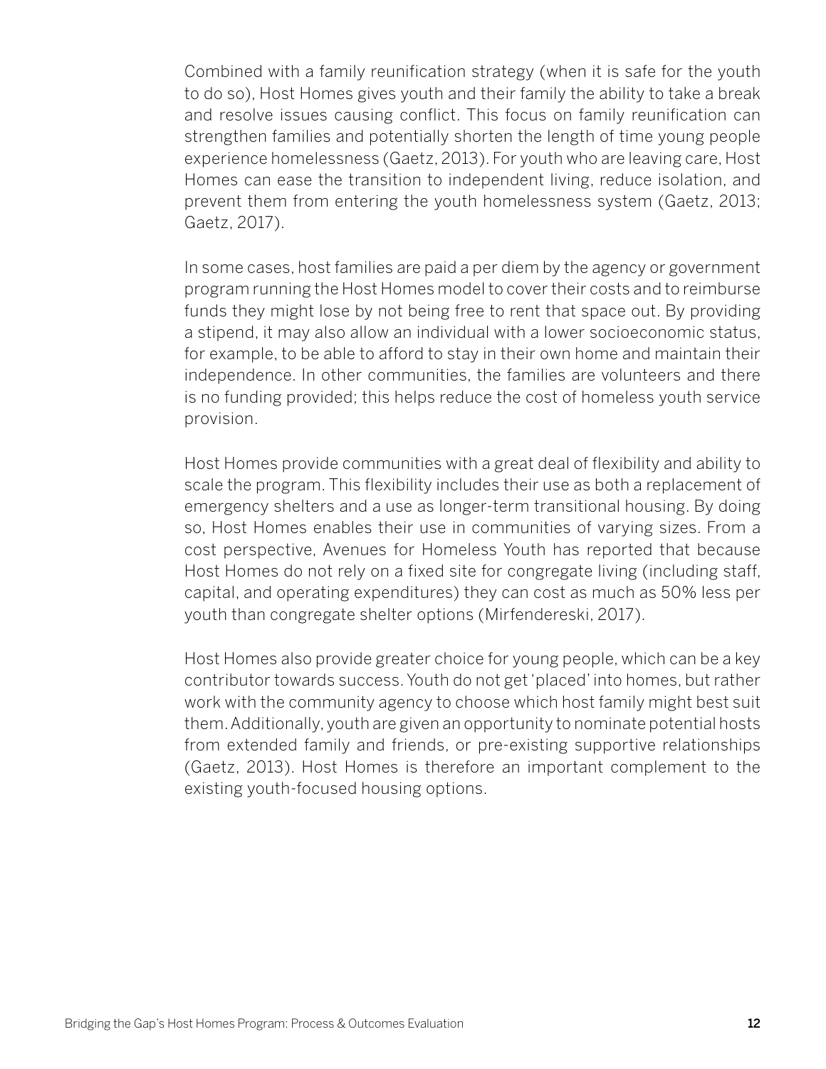Combined with a family reunification strategy (when it is safe for the youth to do so), Host Homes gives youth and their family the ability to take a break and resolve issues causing conflict. This focus on family reunification can strengthen families and potentially shorten the length of time young people experience homelessness (Gaetz, 2013). For youth who are leaving care, Host Homes can ease the transition to independent living, reduce isolation, and prevent them from entering the youth homelessness system (Gaetz, 2013; Gaetz, 2017).

In some cases, host families are paid a per diem by the agency or government program running the Host Homes model to cover their costs and to reimburse funds they might lose by not being free to rent that space out. By providing a stipend, it may also allow an individual with a lower socioeconomic status, for example, to be able to afford to stay in their own home and maintain their independence. In other communities, the families are volunteers and there is no funding provided; this helps reduce the cost of homeless youth service provision.

Host Homes provide communities with a great deal of flexibility and ability to scale the program. This flexibility includes their use as both a replacement of emergency shelters and a use as longer-term transitional housing. By doing so, Host Homes enables their use in communities of varying sizes. From a cost perspective, Avenues for Homeless Youth has reported that because Host Homes do not rely on a fixed site for congregate living (including staff, capital, and operating expenditures) they can cost as much as 50% less per youth than congregate shelter options (Mirfendereski, 2017).

Host Homes also provide greater choice for young people, which can be a key contributor towards success. Youth do not get 'placed' into homes, but rather work with the community agency to choose which host family might best suit them. Additionally, youth are given an opportunity to nominate potential hosts from extended family and friends, or pre-existing supportive relationships (Gaetz, 2013). Host Homes is therefore an important complement to the existing youth-focused housing options.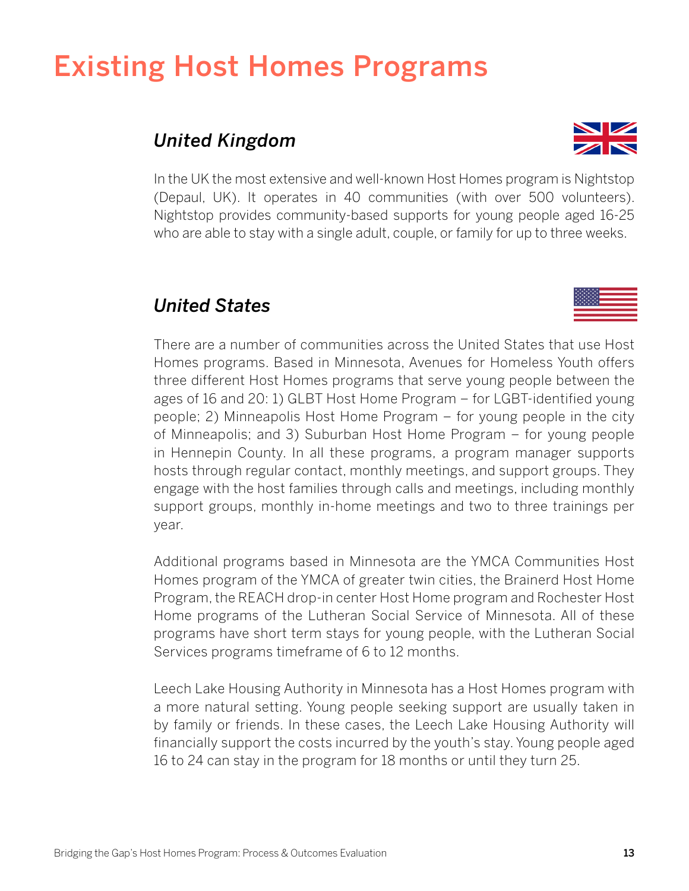# Existing Host Homes Programs

## *United Kingdom*

In the UK the most extensive and well-known Host Homes program is Nightstop (Depaul, UK). It operates in 40 communities (with over 500 volunteers). Nightstop provides community-based supports for young people aged 16-25 who are able to stay with a single adult, couple, or family for up to three weeks.

## *United States*

There are a number of communities across the United States that use Host Homes programs. Based in Minnesota, Avenues for Homeless Youth offers three different Host Homes programs that serve young people between the ages of 16 and 20: 1) GLBT Host Home Program – for LGBT-identified young people; 2) Minneapolis Host Home Program – for young people in the city of Minneapolis; and 3) Suburban Host Home Program – for young people in Hennepin County. In all these programs, a program manager supports hosts through regular contact, monthly meetings, and support groups. They engage with the host families through calls and meetings, including monthly support groups, monthly in-home meetings and two to three trainings per year.

Additional programs based in Minnesota are the YMCA Communities Host Homes program of the YMCA of greater twin cities, the Brainerd Host Home Program, the REACH drop-in center Host Home program and Rochester Host Home programs of the Lutheran Social Service of Minnesota. All of these programs have short term stays for young people, with the Lutheran Social Services programs timeframe of 6 to 12 months.

Leech Lake Housing Authority in Minnesota has a Host Homes program with a more natural setting. Young people seeking support are usually taken in by family or friends. In these cases, the Leech Lake Housing Authority will financially support the costs incurred by the youth's stay. Young people aged 16 to 24 can stay in the program for 18 months or until they turn 25.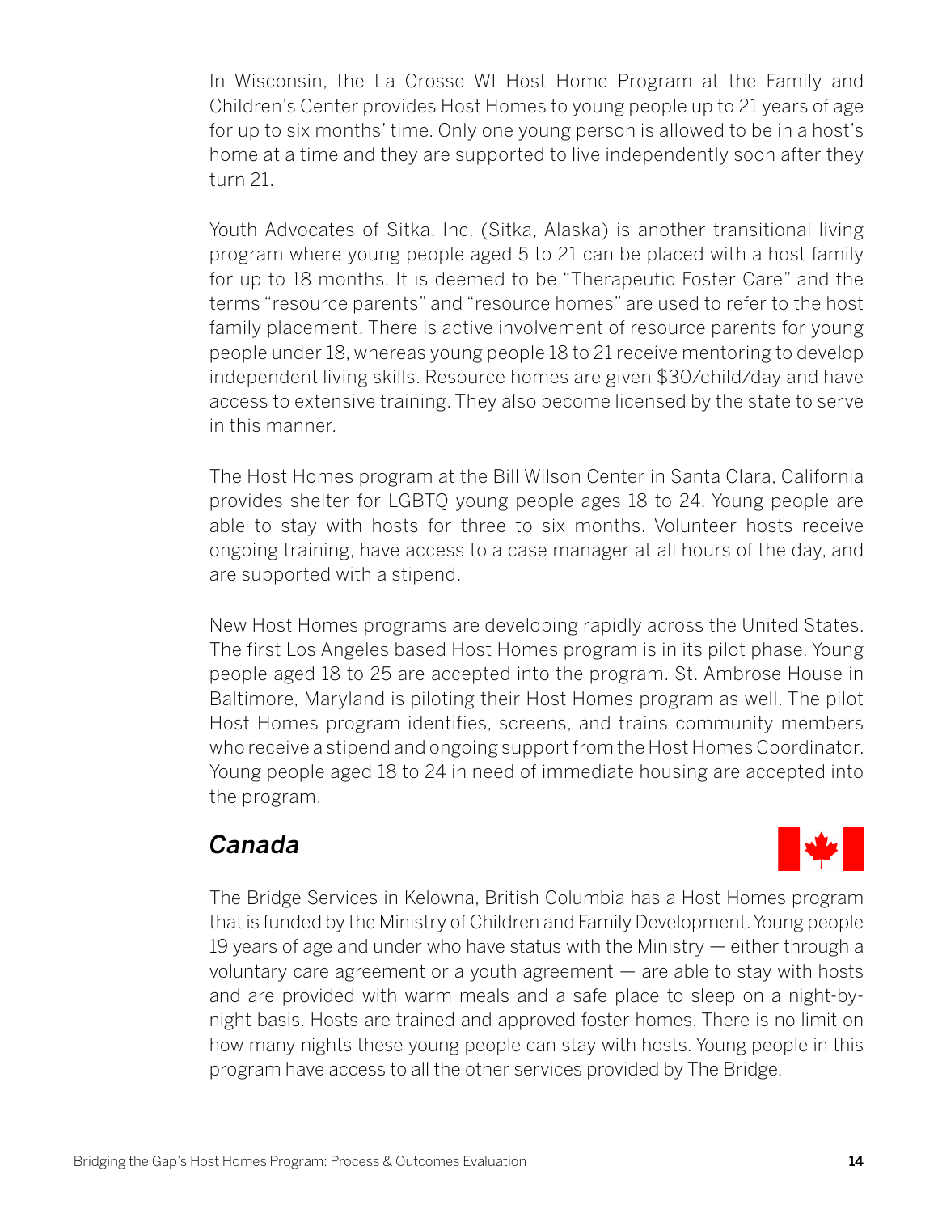In Wisconsin, the La Crosse WI Host Home Program at the Family and Children's Center provides Host Homes to young people up to 21 years of age for up to six months' time. Only one young person is allowed to be in a host's home at a time and they are supported to live independently soon after they turn 21.

Youth Advocates of Sitka, Inc. (Sitka, Alaska) is another transitional living program where young people aged 5 to 21 can be placed with a host family for up to 18 months. It is deemed to be "Therapeutic Foster Care" and the terms "resource parents" and "resource homes" are used to refer to the host family placement. There is active involvement of resource parents for young people under 18, whereas young people 18 to 21 receive mentoring to develop independent living skills. Resource homes are given $30/child/day and have access to extensive training. They also become licensed by the state to serve in this manner.

The Host Homes program at the Bill Wilson Center in Santa Clara, California provides shelter for LGBTQ young people ages 18 to 24. Young people are able to stay with hosts for three to six months. Volunteer hosts receive ongoing training, have access to a case manager at all hours of the day, and are supported with a stipend.

New Host Homes programs are developing rapidly across the United States. The first Los Angeles based Host Homes program is in its pilot phase. Young people aged 18 to 25 are accepted into the program. St. Ambrose House in Baltimore, Maryland is piloting their Host Homes program as well. The pilot Host Homes program identifies, screens, and trains community members who receive a stipend and ongoing support from the Host Homes Coordinator. Young people aged 18 to 24 in need of immediate housing are accepted into the program.

## *Canada*

The Bridge Services in Kelowna, British Columbia has a Host Homes program that is funded by the Ministry of Children and Family Development. Young people 19 years of age and under who have status with the Ministry — either through a voluntary care agreement or a youth agreement — are able to stay with hosts and are provided with warm meals and a safe place to sleep on a night-by-night basis. Hosts are trained and approved foster homes. There is no limit on how many nights these young people can stay with hosts. Young people in this program have access to all the other services provided by The Bridge.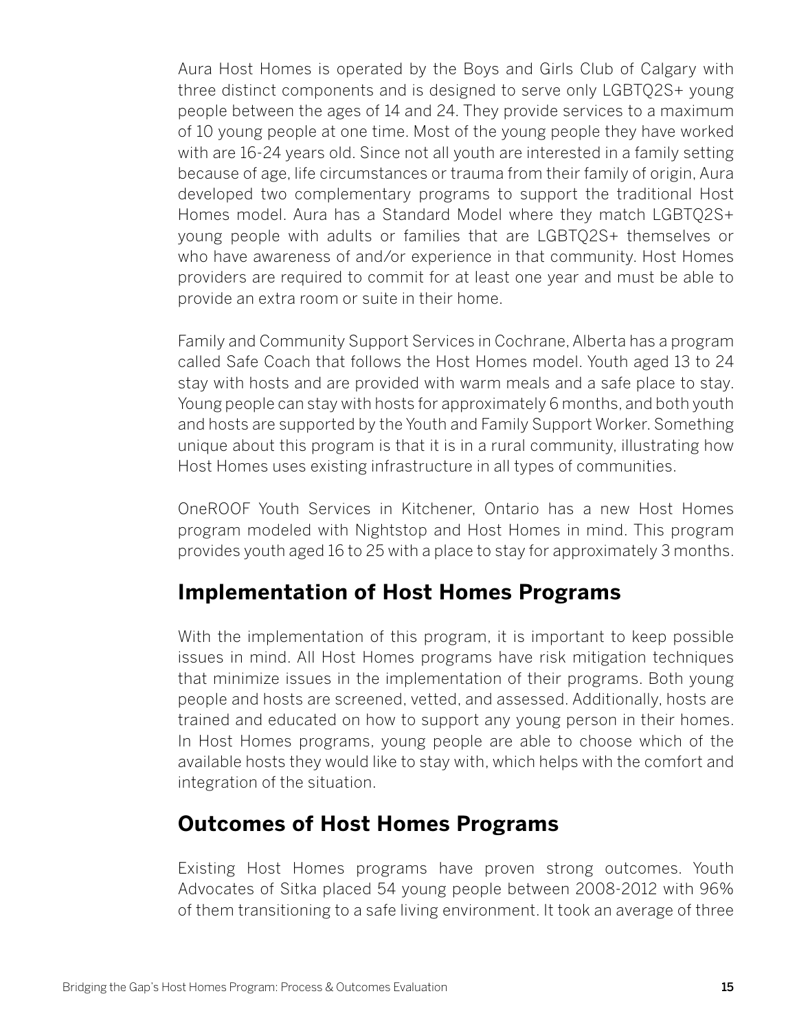Aura Host Homes is operated by the Boys and Girls Club of Calgary with three distinct components and is designed to serve only LGBTQ2S+ young people between the ages of 14 and 24. They provide services to a maximum of 10 young people at one time. Most of the young people they have worked with are 16-24 years old. Since not all youth are interested in a family setting because of age, life circumstances or trauma from their family of origin, Aura developed two complementary programs to support the traditional Host Homes model. Aura has a Standard Model where they match LGBTQ2S+ young people with adults or families that are LGBTQ2S+ themselves or who have awareness of and/or experience in that community. Host Homes providers are required to commit for at least one year and must be able to provide an extra room or suite in their home.

Family and Community Support Services in Cochrane, Alberta has a program called Safe Coach that follows the Host Homes model. Youth aged 13 to 24 stay with hosts and are provided with warm meals and a safe place to stay. Young people can stay with hosts for approximately 6 months, and both youth and hosts are supported by the Youth and Family Support Worker. Something unique about this program is that it is in a rural community, illustrating how Host Homes uses existing infrastructure in all types of communities.

OneROOF Youth Services in Kitchener, Ontario has a new Host Homes program modeled with Nightstop and Host Homes in mind. This program provides youth aged 16 to 25 with a place to stay for approximately 3 months.

## Implementation of Host Homes Programs

With the implementation of this program, it is important to keep possible issues in mind. All Host Homes programs have risk mitigation techniques that minimize issues in the implementation of their programs. Both young people and hosts are screened, vetted, and assessed. Additionally, hosts are trained and educated on how to support any young person in their homes. In Host Homes programs, young people are able to choose which of the available hosts they would like to stay with, which helps with the comfort and integration of the situation.

## Outcomes of Host Homes Programs

Existing Host Homes programs have proven strong outcomes. Youth Advocates of Sitka placed 54 young people between 2008-2012 with 96% of them transitioning to a safe living environment. It took an average of three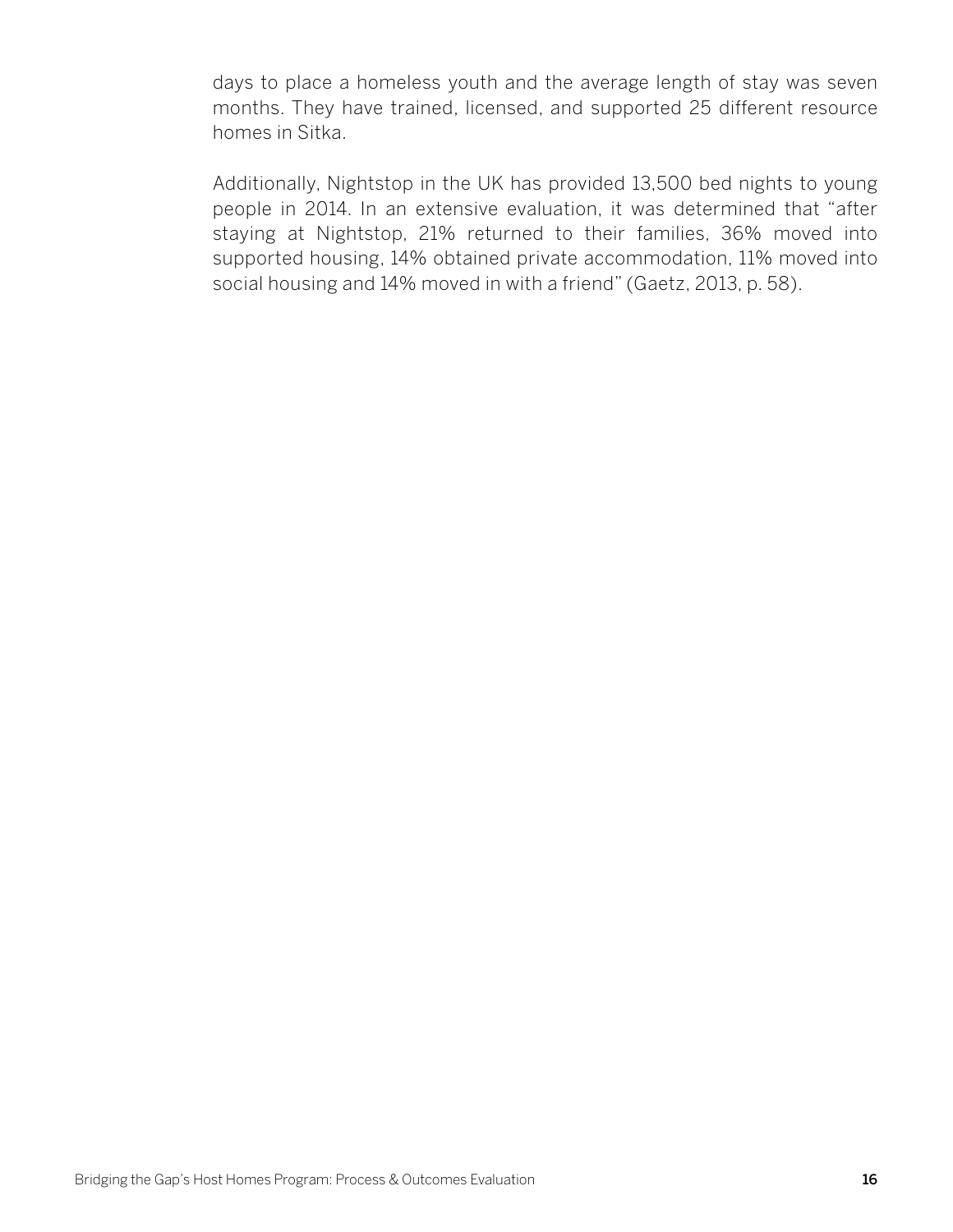days to place a homeless youth and the average length of stay was seven months. They have trained, licensed, and supported 25 different resource homes in Sitka.

Additionally, Nightstop in the UK has provided 13,500 bed nights to young people in 2014. In an extensive evaluation, it was determined that "after staying at Nightstop, 21% returned to their families, 36% moved into supported housing, 14% obtained private accommodation, 11% moved into social housing and 14% moved in with a friend" (Gaetz, 2013, p. 58).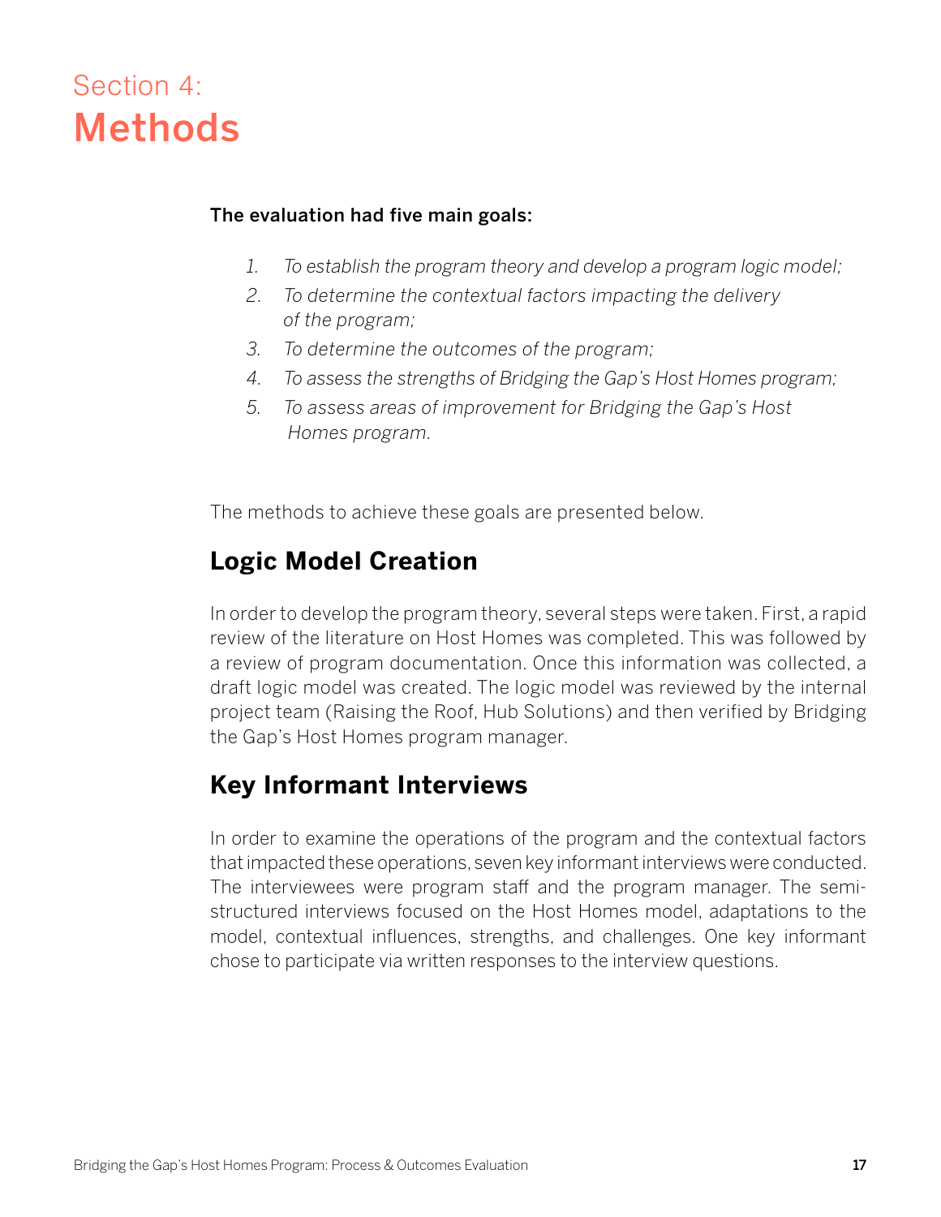# Section 4: Methods

**The evaluation had five main goals:**

1. *To establish the program theory and develop a program logic model;*
2. *To determine the contextual factors impacting the delivery of the program;*
3. *To determine the outcomes of the program;*
4. *To assess the strengths of Bridging the Gap's Host Homes program;*
5. *To assess areas of improvement for Bridging the Gap's Host Homes program.*

The methods to achieve these goals are presented below.

## Logic Model Creation

In order to develop the program theory, several steps were taken. First, a rapid review of the literature on Host Homes was completed. This was followed by a review of program documentation. Once this information was collected, a draft logic model was created. The logic model was reviewed by the internal project team (Raising the Roof, Hub Solutions) and then verified by Bridging the Gap's Host Homes program manager.

## Key Informant Interviews

In order to examine the operations of the program and the contextual factors that impacted these operations, seven key informant interviews were conducted. The interviewees were program staff and the program manager. The semi-structured interviews focused on the Host Homes model, adaptations to the model, contextual influences, strengths, and challenges. One key informant chose to participate via written responses to the interview questions.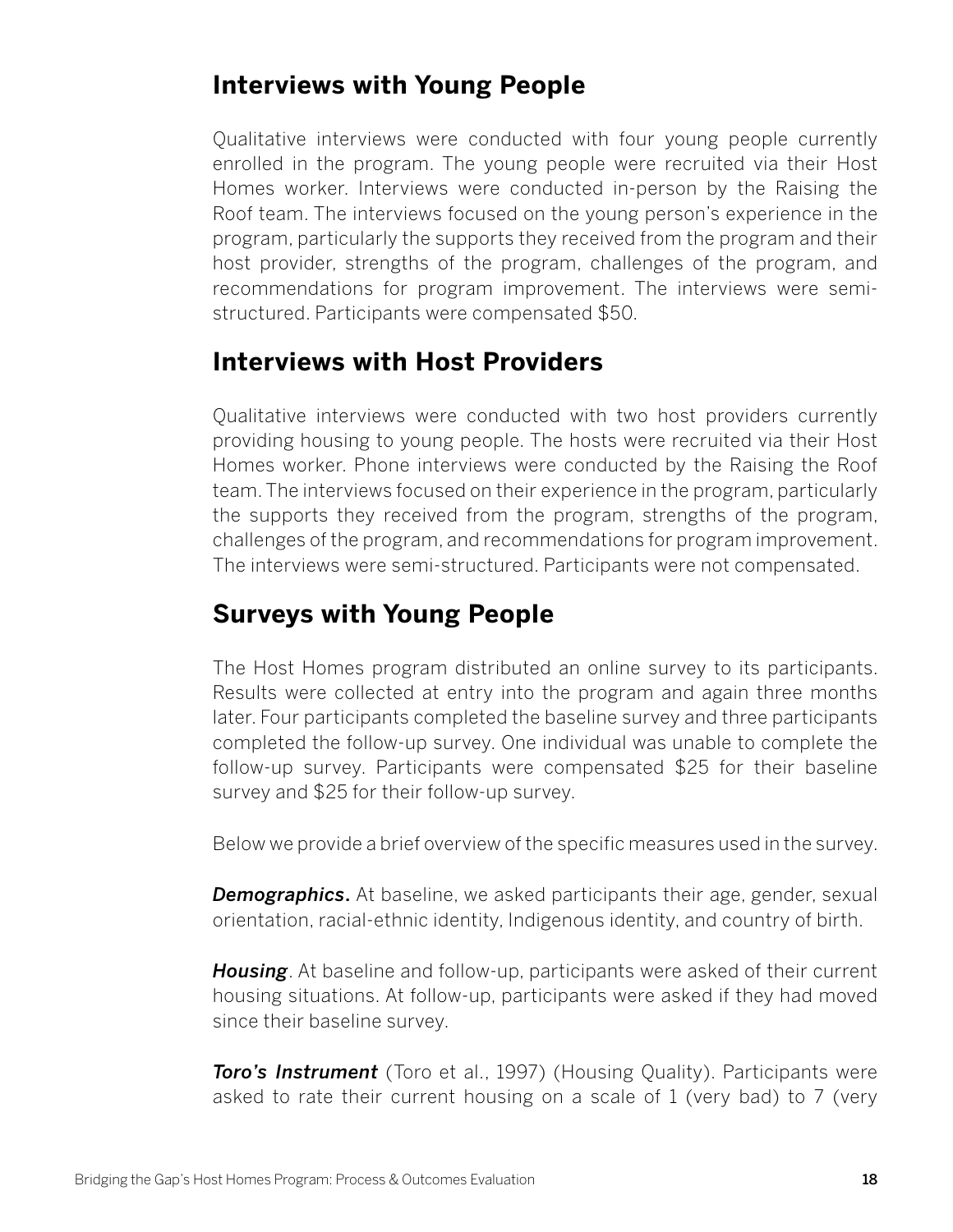## Interviews with Young People

Qualitative interviews were conducted with four young people currently enrolled in the program. The young people were recruited via their Host Homes worker. Interviews were conducted in-person by the Raising the Roof team. The interviews focused on the young person's experience in the program, particularly the supports they received from the program and their host provider, strengths of the program, challenges of the program, and recommendations for program improvement. The interviews were semi-structured. Participants were compensated $50.

## Interviews with Host Providers

Qualitative interviews were conducted with two host providers currently providing housing to young people. The hosts were recruited via their Host Homes worker. Phone interviews were conducted by the Raising the Roof team. The interviews focused on their experience in the program, particularly the supports they received from the program, strengths of the program, challenges of the program, and recommendations for program improvement. The interviews were semi-structured. Participants were not compensated.

## Surveys with Young People

The Host Homes program distributed an online survey to its participants. Results were collected at entry into the program and again three months later. Four participants completed the baseline survey and three participants completed the follow-up survey. One individual was unable to complete the follow-up survey. Participants were compensated $25 for their baseline survey and $25 for their follow-up survey.

Below we provide a brief overview of the specific measures used in the survey.

***Demographics*.** At baseline, we asked participants their age, gender, sexual orientation, racial-ethnic identity, Indigenous identity, and country of birth.

***Housing***. At baseline and follow-up, participants were asked of their current housing situations. At follow-up, participants were asked if they had moved since their baseline survey.

***Toro's Instrument*** (Toro et al., 1997) (Housing Quality). Participants were asked to rate their current housing on a scale of 1 (very bad) to 7 (very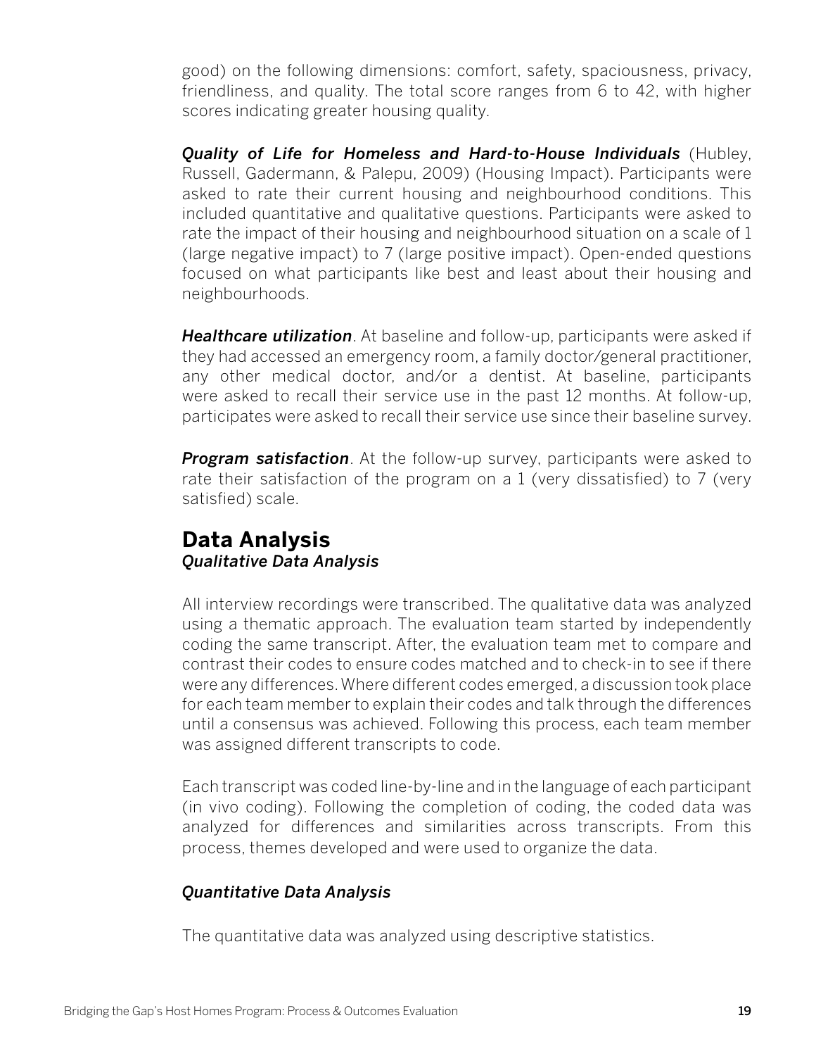good) on the following dimensions: comfort, safety, spaciousness, privacy, friendliness, and quality. The total score ranges from 6 to 42, with higher scores indicating greater housing quality.

***Quality of Life for Homeless and Hard-to-House Individuals*** (Hubley, Russell, Gadermann, & Palepu, 2009) (Housing Impact). Participants were asked to rate their current housing and neighbourhood conditions. This included quantitative and qualitative questions. Participants were asked to rate the impact of their housing and neighbourhood situation on a scale of 1 (large negative impact) to 7 (large positive impact). Open-ended questions focused on what participants like best and least about their housing and neighbourhoods.

***Healthcare utilization***. At baseline and follow-up, participants were asked if they had accessed an emergency room, a family doctor/general practitioner, any other medical doctor, and/or a dentist. At baseline, participants were asked to recall their service use in the past 12 months. At follow-up, participates were asked to recall their service use since their baseline survey.

***Program satisfaction***. At the follow-up survey, participants were asked to rate their satisfaction of the program on a 1 (very dissatisfied) to 7 (very satisfied) scale.

## Data Analysis

### *Qualitative Data Analysis*

All interview recordings were transcribed. The qualitative data was analyzed using a thematic approach. The evaluation team started by independently coding the same transcript. After, the evaluation team met to compare and contrast their codes to ensure codes matched and to check-in to see if there were any differences. Where different codes emerged, a discussion took place for each team member to explain their codes and talk through the differences until a consensus was achieved. Following this process, each team member was assigned different transcripts to code.

Each transcript was coded line-by-line and in the language of each participant (in vivo coding). Following the completion of coding, the coded data was analyzed for differences and similarities across transcripts. From this process, themes developed and were used to organize the data.

### *Quantitative Data Analysis*

The quantitative data was analyzed using descriptive statistics.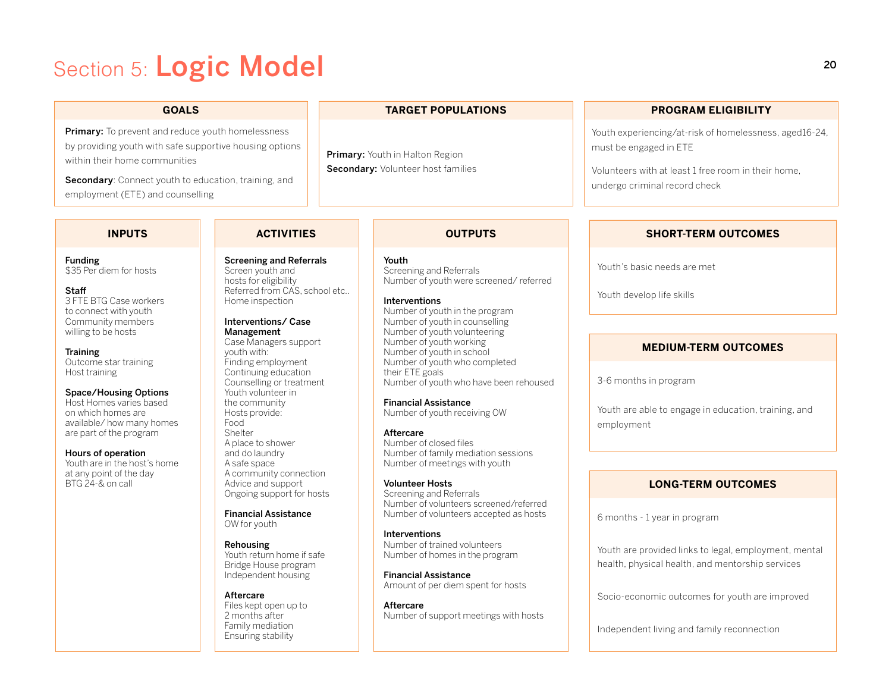# Section 5: Logic Model

## GOALS

**Primary:** To prevent and reduce youth homelessness by providing youth with safe supportive housing options within their home communities

**Secondary**: Connect youth to education, training, and employment (ETE) and counselling

## TARGET POPULATIONS

**Primary:** Youth in Halton Region
**Secondary:** Volunteer host families

## PROGRAM ELIGIBILITY

Youth experiencing/at-risk of homelessness, aged16-24, must be engaged in ETE

Volunteers with at least 1 free room in their home, undergo criminal record check

## INPUTS

**Funding**
$35 Per diem for hosts

**Staff**
3 FTE BTG Case workers to connect with youth
Community members willing to be hosts

**Training**
Outcome star training
Host training

**Space/Housing Options**
Host Homes varies based on which homes are available/ how many homes are part of the program

**Hours of operation**
Youth are in the host's home at any point of the day
BTG 24-& on call

## ACTIVITIES

**Screening and Referrals**
Screen youth and hosts for eligibility
Referred from CAS, school etc..
Home inspection

**Interventions/ Case Management**
Case Managers support youth with:
Finding employment
Continuing education
Counselling or treatment
Youth volunteer in the community
Hosts provide:
Food
Shelter
A place to shower and do laundry
A safe space
A community connection
Advice and support
Ongoing support for hosts

**Financial Assistance**
OW for youth

**Rehousing**
Youth return home if safe
Bridge House program
Independent housing

**Aftercare**
Files kept open up to 2 months after
Family mediation
Ensuring stability

## OUTPUTS

**Youth**
Screening and Referrals
Number of youth were screened/ referred

**Interventions**
Number of youth in the program
Number of youth in counselling
Number of youth volunteering
Number of youth working
Number of youth in school
Number of youth who completed their ETE goals
Number of youth who have been rehoused

**Financial Assistance**
Number of youth receiving OW

**Aftercare**
Number of closed files
Number of family mediation sessions
Number of meetings with youth

**Volunteer Hosts**
Screening and Referrals
Number of volunteers screened/referred
Number of volunteers accepted as hosts

**Interventions**
Number of trained volunteers
Number of homes in the program

**Financial Assistance**
Amount of per diem spent for hosts

**Aftercare**
Number of support meetings with hosts

## SHORT-TERM OUTCOMES

Youth's basic needs are met

Youth develop life skills

## MEDIUM-TERM OUTCOMES

3-6 months in program

Youth are able to engage in education, training, and employment

## LONG-TERM OUTCOMES

6 months - 1 year in program

Youth are provided links to legal, employment, mental health, physical health, and mentorship services

Socio-economic outcomes for youth are improved

Independent living and family reconnection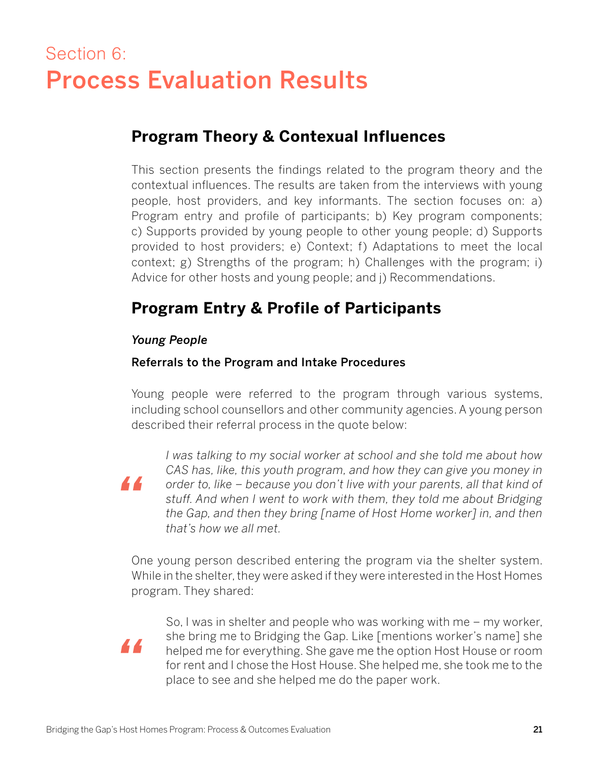# Section 6: Process Evaluation Results

## Program Theory & Contexual Influences

This section presents the findings related to the program theory and the contextual influences. The results are taken from the interviews with young people, host providers, and key informants. The section focuses on: a) Program entry and profile of participants; b) Key program components; c) Supports provided by young people to other young people; d) Supports provided to host providers; e) Context; f) Adaptations to meet the local context; g) Strengths of the program; h) Challenges with the program; i) Advice for other hosts and young people; and j) Recommendations.

## Program Entry & Profile of Participants

### *Young People*

#### Referrals to the Program and Intake Procedures

Young people were referred to the program through various systems, including school counsellors and other community agencies. A young person described their referral process in the quote below:

> *I was talking to my social worker at school and she told me about how CAS has, like, this youth program, and how they can give you money in order to, like – because you don't live with your parents, all that kind of stuff. And when I went to work with them, they told me about Bridging the Gap, and then they bring [name of Host Home worker] in, and then that's how we all met.*

One young person described entering the program via the shelter system. While in the shelter, they were asked if they were interested in the Host Homes program. They shared:

> So, I was in shelter and people who was working with me – my worker, she bring me to Bridging the Gap. Like [mentions worker's name] she helped me for everything. She gave me the option Host House or room for rent and I chose the Host House. She helped me, she took me to the place to see and she helped me do the paper work.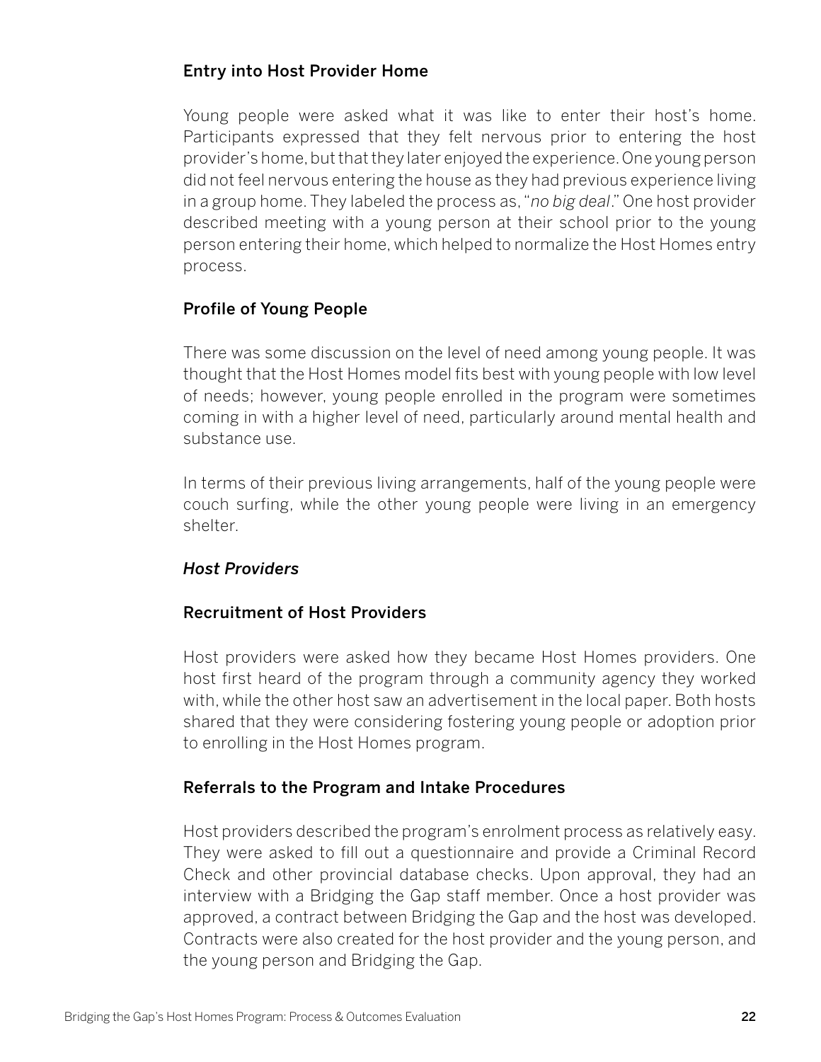### Entry into Host Provider Home

Young people were asked what it was like to enter their host's home. Participants expressed that they felt nervous prior to entering the host provider's home, but that they later enjoyed the experience. One young person did not feel nervous entering the house as they had previous experience living in a group home. They labeled the process as, "*no big deal*." One host provider described meeting with a young person at their school prior to the young person entering their home, which helped to normalize the Host Homes entry process.

### Profile of Young People

There was some discussion on the level of need among young people. It was thought that the Host Homes model fits best with young people with low level of needs; however, young people enrolled in the program were sometimes coming in with a higher level of need, particularly around mental health and substance use.

In terms of their previous living arrangements, half of the young people were couch surfing, while the other young people were living in an emergency shelter.

### *Host Providers*

### Recruitment of Host Providers

Host providers were asked how they became Host Homes providers. One host first heard of the program through a community agency they worked with, while the other host saw an advertisement in the local paper. Both hosts shared that they were considering fostering young people or adoption prior to enrolling in the Host Homes program.

### Referrals to the Program and Intake Procedures

Host providers described the program's enrolment process as relatively easy. They were asked to fill out a questionnaire and provide a Criminal Record Check and other provincial database checks. Upon approval, they had an interview with a Bridging the Gap staff member. Once a host provider was approved, a contract between Bridging the Gap and the host was developed. Contracts were also created for the host provider and the young person, and the young person and Bridging the Gap.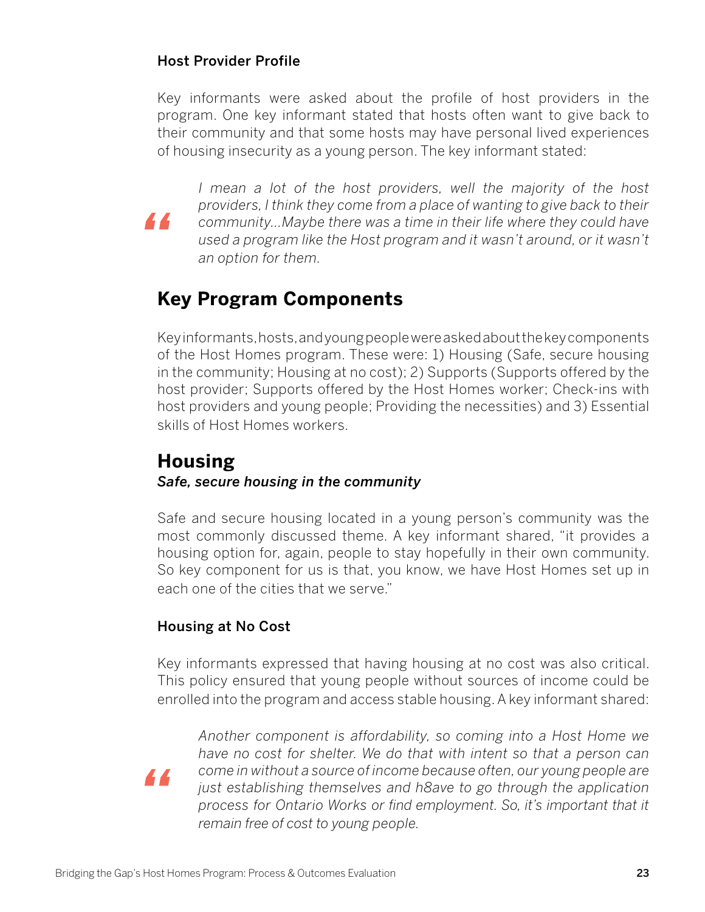### Host Provider Profile

Key informants were asked about the profile of host providers in the program. One key informant stated that hosts often want to give back to their community and that some hosts may have personal lived experiences of housing insecurity as a young person. The key informant stated:

> *I mean a lot of the host providers, well the majority of the host providers, I think they come from a place of wanting to give back to their community…Maybe there was a time in their life where they could have used a program like the Host program and it wasn't around, or it wasn't an option for them.*

## Key Program Components

Key informants, hosts, and young people were asked about the key components of the Host Homes program. These were: 1) Housing (Safe, secure housing in the community; Housing at no cost); 2) Supports (Supports offered by the host provider; Supports offered by the Host Homes worker; Check-ins with host providers and young people; Providing the necessities) and 3) Essential skills of Host Homes workers.

## Housing

***Safe, secure housing in the community***

Safe and secure housing located in a young person's community was the most commonly discussed theme. A key informant shared, "it provides a housing option for, again, people to stay hopefully in their own community. So key component for us is that, you know, we have Host Homes set up in each one of the cities that we serve."

### Housing at No Cost

Key informants expressed that having housing at no cost was also critical. This policy ensured that young people without sources of income could be enrolled into the program and access stable housing. A key informant shared:

> *Another component is affordability, so coming into a Host Home we have no cost for shelter. We do that with intent so that a person can come in without a source of income because often, our young people are just establishing themselves and h8ave to go through the application process for Ontario Works or find employment. So, it's important that it remain free of cost to young people.*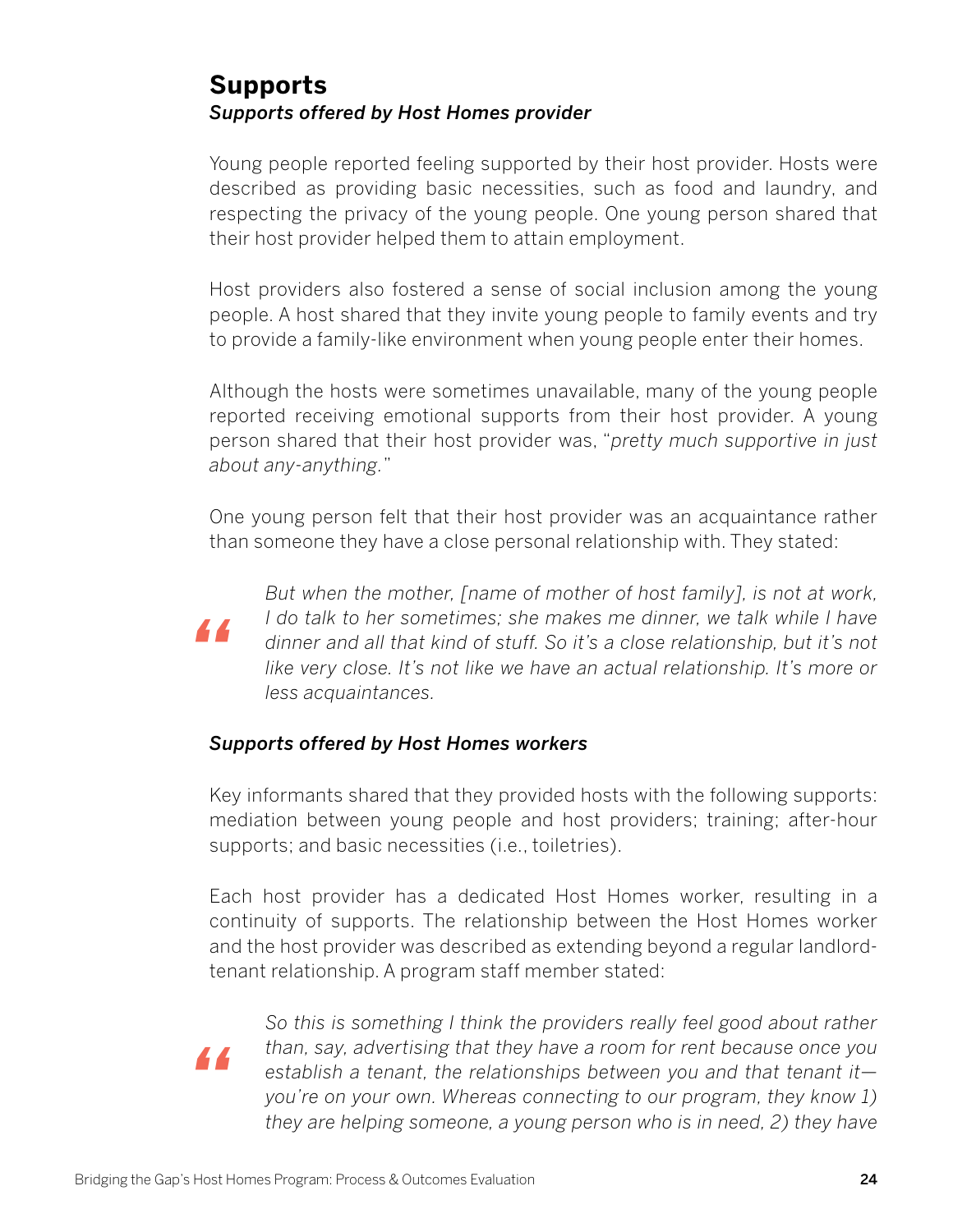## Supports

### *Supports offered by Host Homes provider*

Young people reported feeling supported by their host provider. Hosts were described as providing basic necessities, such as food and laundry, and respecting the privacy of the young people. One young person shared that their host provider helped them to attain employment.

Host providers also fostered a sense of social inclusion among the young people. A host shared that they invite young people to family events and try to provide a family-like environment when young people enter their homes.

Although the hosts were sometimes unavailable, many of the young people reported receiving emotional supports from their host provider. A young person shared that their host provider was, "*pretty much supportive in just about any-anything.*"

One young person felt that their host provider was an acquaintance rather than someone they have a close personal relationship with. They stated:

> *But when the mother, [name of mother of host family], is not at work, I do talk to her sometimes; she makes me dinner, we talk while I have dinner and all that kind of stuff. So it's a close relationship, but it's not like very close. It's not like we have an actual relationship. It's more or less acquaintances.*

### *Supports offered by Host Homes workers*

Key informants shared that they provided hosts with the following supports: mediation between young people and host providers; training; after-hour supports; and basic necessities (i.e., toiletries).

Each host provider has a dedicated Host Homes worker, resulting in a continuity of supports. The relationship between the Host Homes worker and the host provider was described as extending beyond a regular landlord-tenant relationship. A program staff member stated:

> *So this is something I think the providers really feel good about rather than, say, advertising that they have a room for rent because once you establish a tenant, the relationships between you and that tenant it—you're on your own. Whereas connecting to our program, they know 1) they are helping someone, a young person who is in need, 2) they have*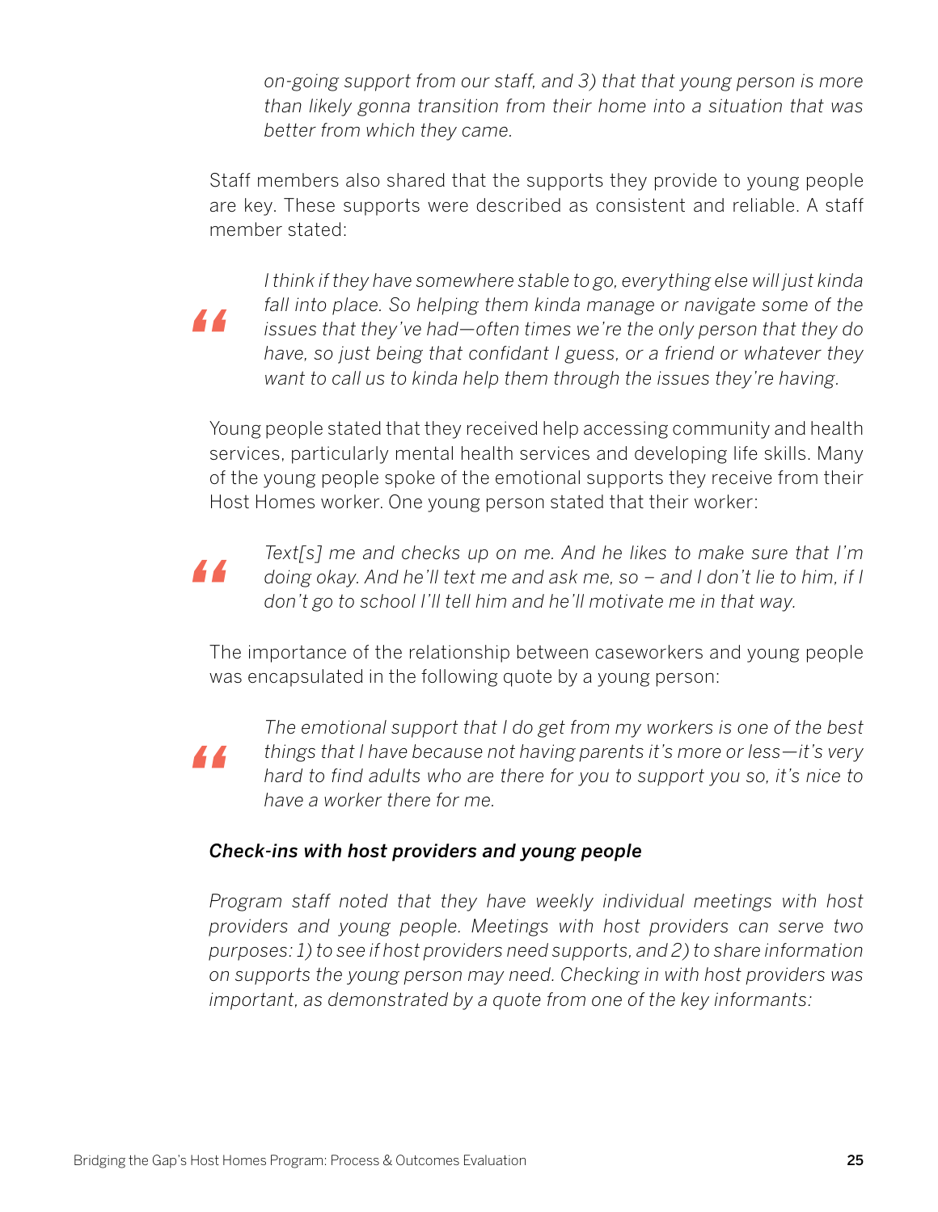> *on-going support from our staff, and 3) that that young person is more than likely gonna transition from their home into a situation that was better from which they came.*

Staff members also shared that the supports they provide to young people are key. These supports were described as consistent and reliable. A staff member stated:

> *I think if they have somewhere stable to go, everything else will just kinda fall into place. So helping them kinda manage or navigate some of the issues that they've had—often times we're the only person that they do have, so just being that confidant I guess, or a friend or whatever they want to call us to kinda help them through the issues they're having.*

Young people stated that they received help accessing community and health services, particularly mental health services and developing life skills. Many of the young people spoke of the emotional supports they receive from their Host Homes worker. One young person stated that their worker:

> *Text[s] me and checks up on me. And he likes to make sure that I'm doing okay. And he'll text me and ask me, so – and I don't lie to him, if I don't go to school I'll tell him and he'll motivate me in that way.*

The importance of the relationship between caseworkers and young people was encapsulated in the following quote by a young person:

> *The emotional support that I do get from my workers is one of the best things that I have because not having parents it's more or less—it's very hard to find adults who are there for you to support you so, it's nice to have a worker there for me.*

#### *Check-ins with host providers and young people*

*Program staff noted that they have weekly individual meetings with host providers and young people. Meetings with host providers can serve two purposes: 1) to see if host providers need supports, and 2) to share information on supports the young person may need. Checking in with host providers was important, as demonstrated by a quote from one of the key informants:*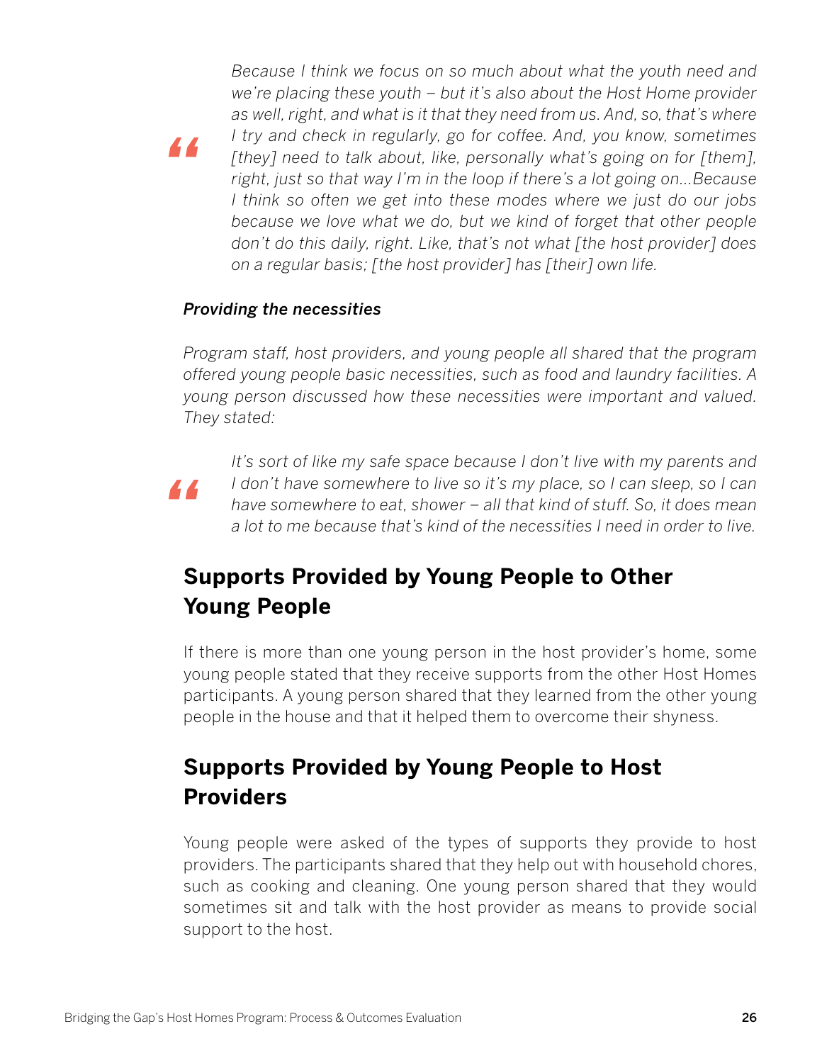> *Because I think we focus on so much about what the youth need and we're placing these youth – but it's also about the Host Home provider as well, right, and what is it that they need from us. And, so, that's where I try and check in regularly, go for coffee. And, you know, sometimes [they] need to talk about, like, personally what's going on for [them], right, just so that way I'm in the loop if there's a lot going on...Because I think so often we get into these modes where we just do our jobs because we love what we do, but we kind of forget that other people don't do this daily, right. Like, that's not what [the host provider] does on a regular basis; [the host provider] has [their] own life.*

***Providing the necessities***

*Program staff, host providers, and young people all shared that the program offered young people basic necessities, such as food and laundry facilities. A young person discussed how these necessities were important and valued. They stated:*

> *It's sort of like my safe space because I don't live with my parents and I don't have somewhere to live so it's my place, so I can sleep, so I can have somewhere to eat, shower – all that kind of stuff. So, it does mean a lot to me because that's kind of the necessities I need in order to live.*

## Supports Provided by Young People to Other Young People

If there is more than one young person in the host provider's home, some young people stated that they receive supports from the other Host Homes participants. A young person shared that they learned from the other young people in the house and that it helped them to overcome their shyness.

## Supports Provided by Young People to Host Providers

Young people were asked of the types of supports they provide to host providers. The participants shared that they help out with household chores, such as cooking and cleaning. One young person shared that they would sometimes sit and talk with the host provider as means to provide social support to the host.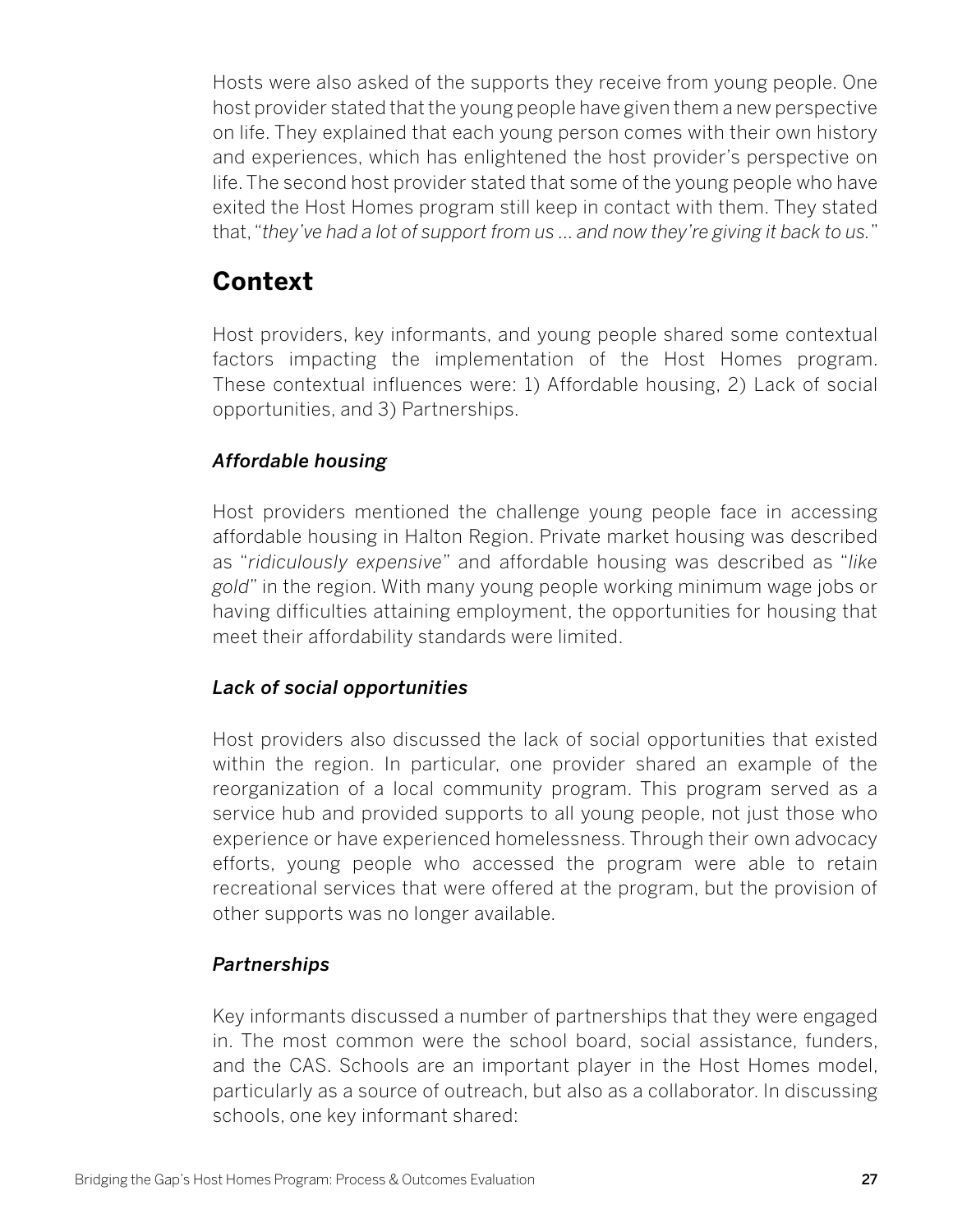Hosts were also asked of the supports they receive from young people. One host provider stated that the young people have given them a new perspective on life. They explained that each young person comes with their own history and experiences, which has enlightened the host provider's perspective on life. The second host provider stated that some of the young people who have exited the Host Homes program still keep in contact with them. They stated that, "*they've had a lot of support from us ... and now they're giving it back to us.*"

## Context

Host providers, key informants, and young people shared some contextual factors impacting the implementation of the Host Homes program. These contextual influences were: 1) Affordable housing, 2) Lack of social opportunities, and 3) Partnerships.

### *Affordable housing*

Host providers mentioned the challenge young people face in accessing affordable housing in Halton Region. Private market housing was described as "*ridiculously expensive*" and affordable housing was described as "*like gold*" in the region. With many young people working minimum wage jobs or having difficulties attaining employment, the opportunities for housing that meet their affordability standards were limited.

### *Lack of social opportunities*

Host providers also discussed the lack of social opportunities that existed within the region. In particular, one provider shared an example of the reorganization of a local community program. This program served as a service hub and provided supports to all young people, not just those who experience or have experienced homelessness. Through their own advocacy efforts, young people who accessed the program were able to retain recreational services that were offered at the program, but the provision of other supports was no longer available.

### *Partnerships*

Key informants discussed a number of partnerships that they were engaged in. The most common were the school board, social assistance, funders, and the CAS. Schools are an important player in the Host Homes model, particularly as a source of outreach, but also as a collaborator. In discussing schools, one key informant shared: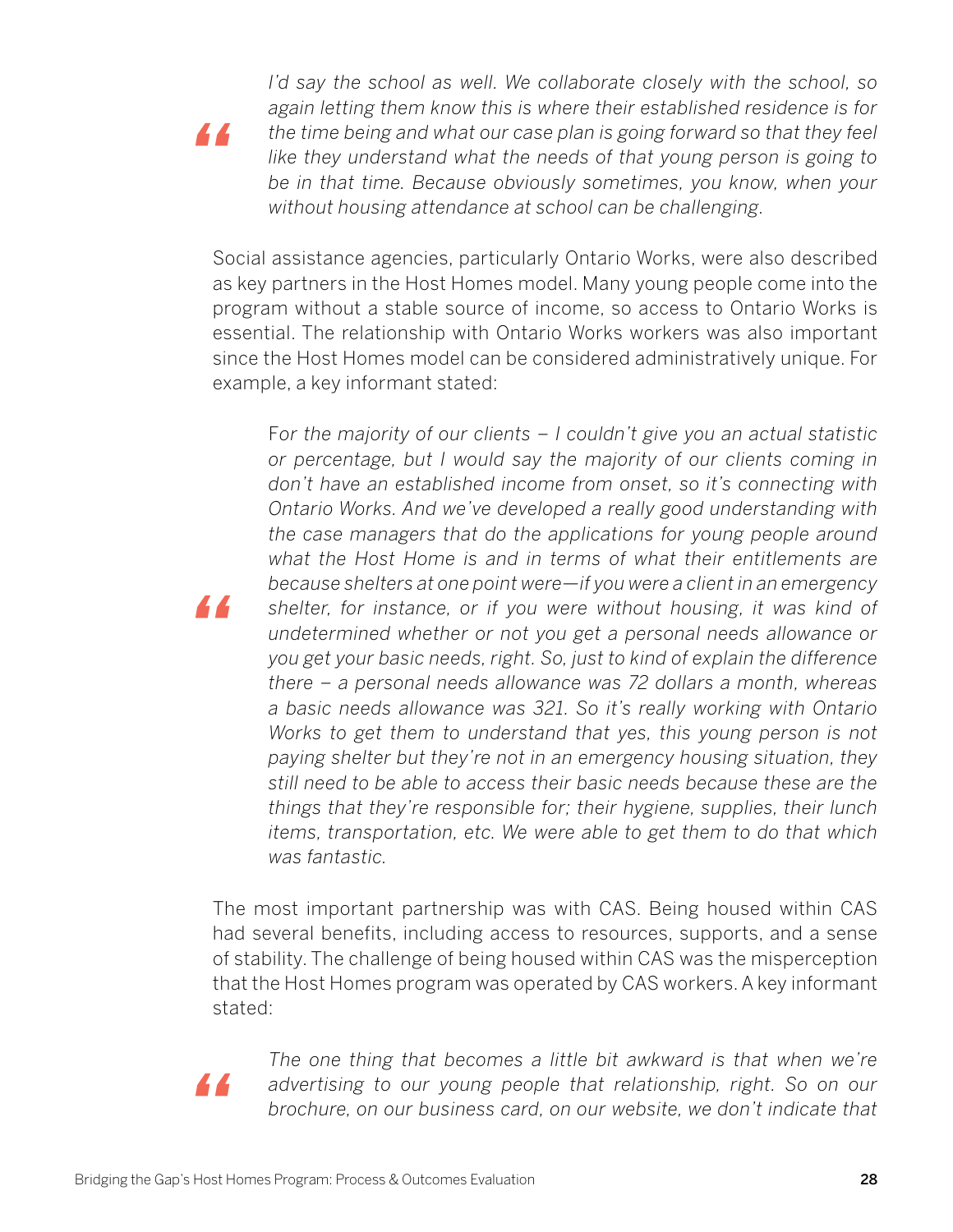> *I'd say the school as well. We collaborate closely with the school, so again letting them know this is where their established residence is for the time being and what our case plan is going forward so that they feel like they understand what the needs of that young person is going to be in that time. Because obviously sometimes, you know, when your without housing attendance at school can be challenging.*

Social assistance agencies, particularly Ontario Works, were also described as key partners in the Host Homes model. Many young people come into the program without a stable source of income, so access to Ontario Works is essential. The relationship with Ontario Works workers was also important since the Host Homes model can be considered administratively unique. For example, a key informant stated:

> *For the majority of our clients – I couldn't give you an actual statistic or percentage, but I would say the majority of our clients coming in don't have an established income from onset, so it's connecting with Ontario Works. And we've developed a really good understanding with the case managers that do the applications for young people around what the Host Home is and in terms of what their entitlements are because shelters at one point were—if you were a client in an emergency shelter, for instance, or if you were without housing, it was kind of undetermined whether or not you get a personal needs allowance or you get your basic needs, right. So, just to kind of explain the difference there – a personal needs allowance was 72 dollars a month, whereas a basic needs allowance was 321. So it's really working with Ontario Works to get them to understand that yes, this young person is not paying shelter but they're not in an emergency housing situation, they still need to be able to access their basic needs because these are the things that they're responsible for; their hygiene, supplies, their lunch items, transportation, etc. We were able to get them to do that which was fantastic.*

The most important partnership was with CAS. Being housed within CAS had several benefits, including access to resources, supports, and a sense of stability. The challenge of being housed within CAS was the misperception that the Host Homes program was operated by CAS workers. A key informant stated:

> *The one thing that becomes a little bit awkward is that when we're advertising to our young people that relationship, right. So on our brochure, on our business card, on our website, we don't indicate that*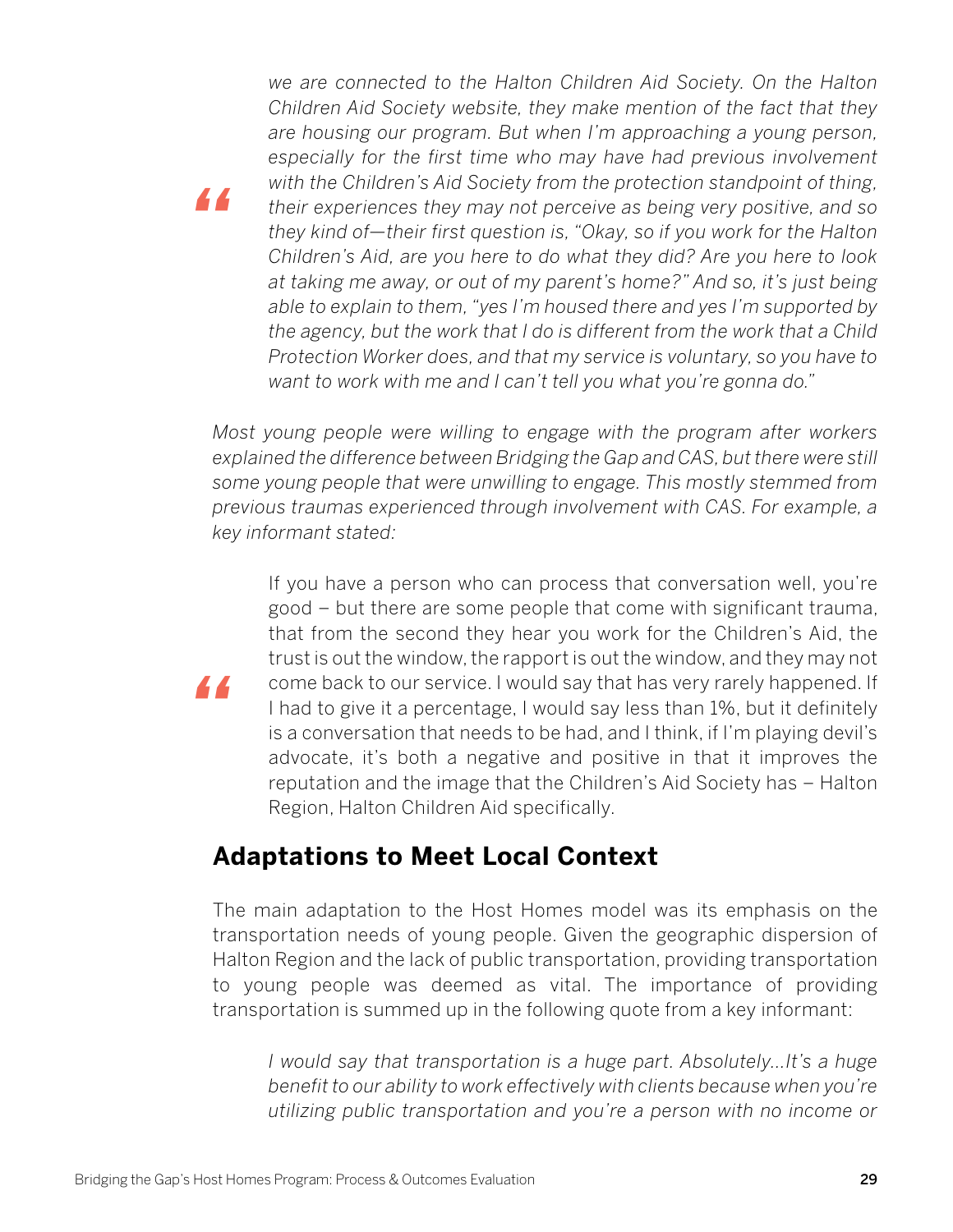> *we are connected to the Halton Children Aid Society. On the Halton Children Aid Society website, they make mention of the fact that they are housing our program. But when I'm approaching a young person, especially for the first time who may have had previous involvement with the Children's Aid Society from the protection standpoint of thing, their experiences they may not perceive as being very positive, and so they kind of—their first question is, "Okay, so if you work for the Halton Children's Aid, are you here to do what they did? Are you here to look at taking me away, or out of my parent's home?" And so, it's just being able to explain to them, "yes I'm housed there and yes I'm supported by the agency, but the work that I do is different from the work that a Child Protection Worker does, and that my service is voluntary, so you have to want to work with me and I can't tell you what you're gonna do."*

*Most young people were willing to engage with the program after workers explained the difference between Bridging the Gap and CAS, but there were still some young people that were unwilling to engage. This mostly stemmed from previous traumas experienced through involvement with CAS. For example, a key informant stated:*

> If you have a person who can process that conversation well, you're good – but there are some people that come with significant trauma, that from the second they hear you work for the Children's Aid, the trust is out the window, the rapport is out the window, and they may not come back to our service. I would say that has very rarely happened. If I had to give it a percentage, I would say less than 1%, but it definitely is a conversation that needs to be had, and I think, if I'm playing devil's advocate, it's both a negative and positive in that it improves the reputation and the image that the Children's Aid Society has – Halton Region, Halton Children Aid specifically.

## Adaptations to Meet Local Context

The main adaptation to the Host Homes model was its emphasis on the transportation needs of young people. Given the geographic dispersion of Halton Region and the lack of public transportation, providing transportation to young people was deemed as vital. The importance of providing transportation is summed up in the following quote from a key informant:

> *I would say that transportation is a huge part. Absolutely...It's a huge benefit to our ability to work effectively with clients because when you're utilizing public transportation and you're a person with no income or*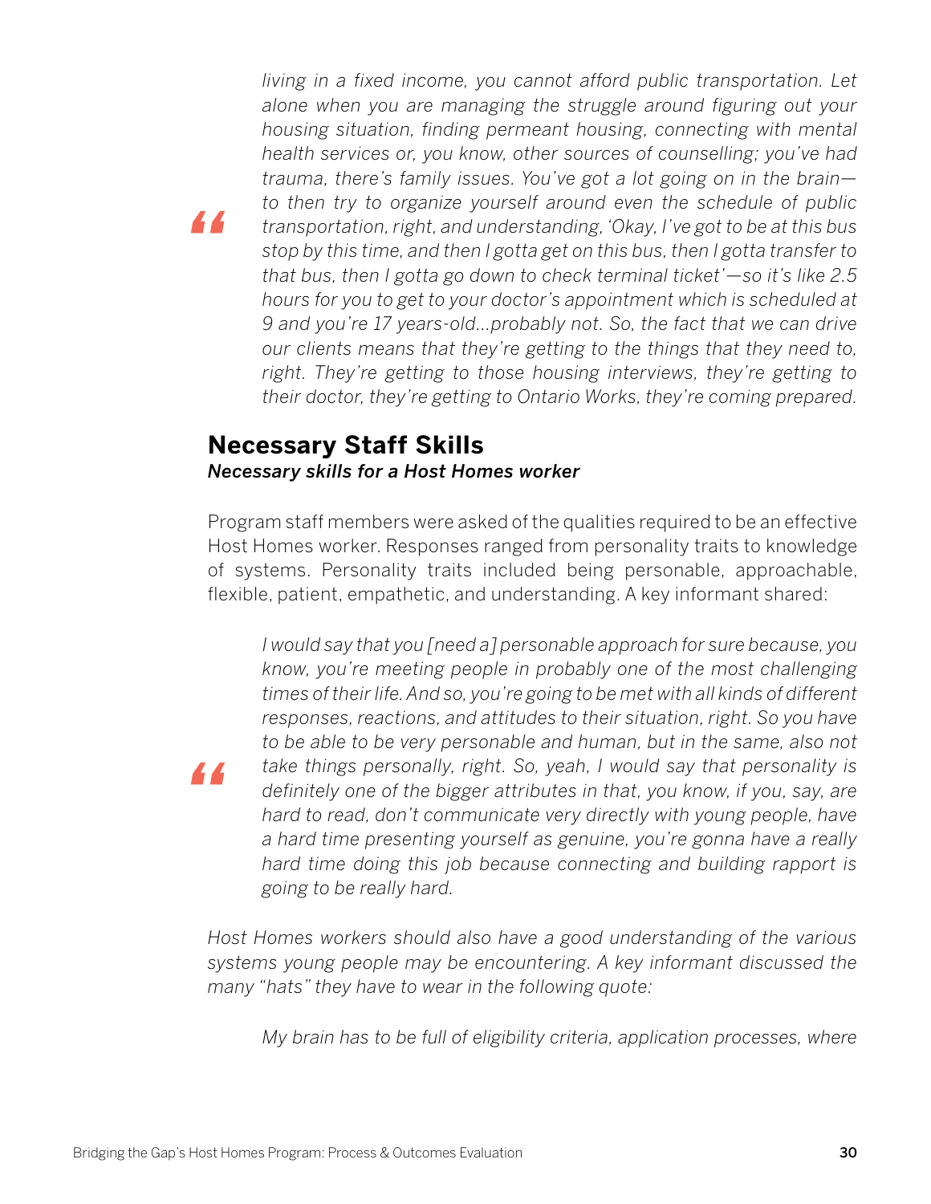> *living in a fixed income, you cannot afford public transportation. Let alone when you are managing the struggle around figuring out your housing situation, finding permeant housing, connecting with mental health services or, you know, other sources of counselling; you've had trauma, there's family issues. You've got a lot going on in the brain—to then try to organize yourself around even the schedule of public transportation, right, and understanding, 'Okay, I've got to be at this bus stop by this time, and then I gotta get on this bus, then I gotta transfer to that bus, then I gotta go down to check terminal ticket'—so it's like 2.5 hours for you to get to your doctor's appointment which is scheduled at 9 and you're 17 years-old...probably not. So, the fact that we can drive our clients means that they're getting to the things that they need to, right. They're getting to those housing interviews, they're getting to their doctor, they're getting to Ontario Works, they're coming prepared.*

## Necessary Staff Skills

***Necessary skills for a Host Homes worker***

Program staff members were asked of the qualities required to be an effective Host Homes worker. Responses ranged from personality traits to knowledge of systems. Personality traits included being personable, approachable, flexible, patient, empathetic, and understanding. A key informant shared:

> *I would say that you [need a] personable approach for sure because, you know, you're meeting people in probably one of the most challenging times of their life. And so, you're going to be met with all kinds of different responses, reactions, and attitudes to their situation, right. So you have to be able to be very personable and human, but in the same, also not take things personally, right. So, yeah, I would say that personality is definitely one of the bigger attributes in that, you know, if you, say, are hard to read, don't communicate very directly with young people, have a hard time presenting yourself as genuine, you're gonna have a really hard time doing this job because connecting and building rapport is going to be really hard.*

*Host Homes workers should also have a good understanding of the various systems young people may be encountering. A key informant discussed the many "hats" they have to wear in the following quote:*

> *My brain has to be full of eligibility criteria, application processes, where*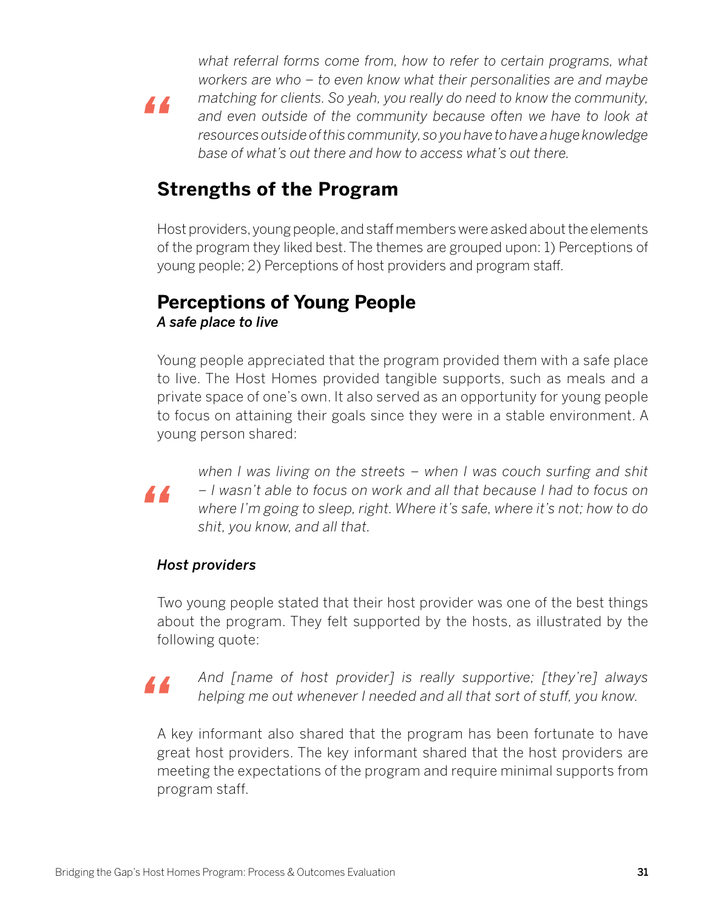> *what referral forms come from, how to refer to certain programs, what workers are who – to even know what their personalities are and maybe matching for clients. So yeah, you really do need to know the community, and even outside of the community because often we have to look at resources outside of this community, so you have to have a huge knowledge base of what's out there and how to access what's out there.*

## Strengths of the Program

Host providers, young people, and staff members were asked about the elements of the program they liked best. The themes are grouped upon: 1) Perceptions of young people; 2) Perceptions of host providers and program staff.

## Perceptions of Young People

***A safe place to live***

Young people appreciated that the program provided them with a safe place to live. The Host Homes provided tangible supports, such as meals and a private space of one's own. It also served as an opportunity for young people to focus on attaining their goals since they were in a stable environment. A young person shared:

> *when I was living on the streets – when I was couch surfing and shit – I wasn't able to focus on work and all that because I had to focus on where I'm going to sleep, right. Where it's safe, where it's not; how to do shit, you know, and all that.*

***Host providers***

Two young people stated that their host provider was one of the best things about the program. They felt supported by the hosts, as illustrated by the following quote:

> *And [name of host provider] is really supportive; [they're] always helping me out whenever I needed and all that sort of stuff, you know.*

A key informant also shared that the program has been fortunate to have great host providers. The key informant shared that the host providers are meeting the expectations of the program and require minimal supports from program staff.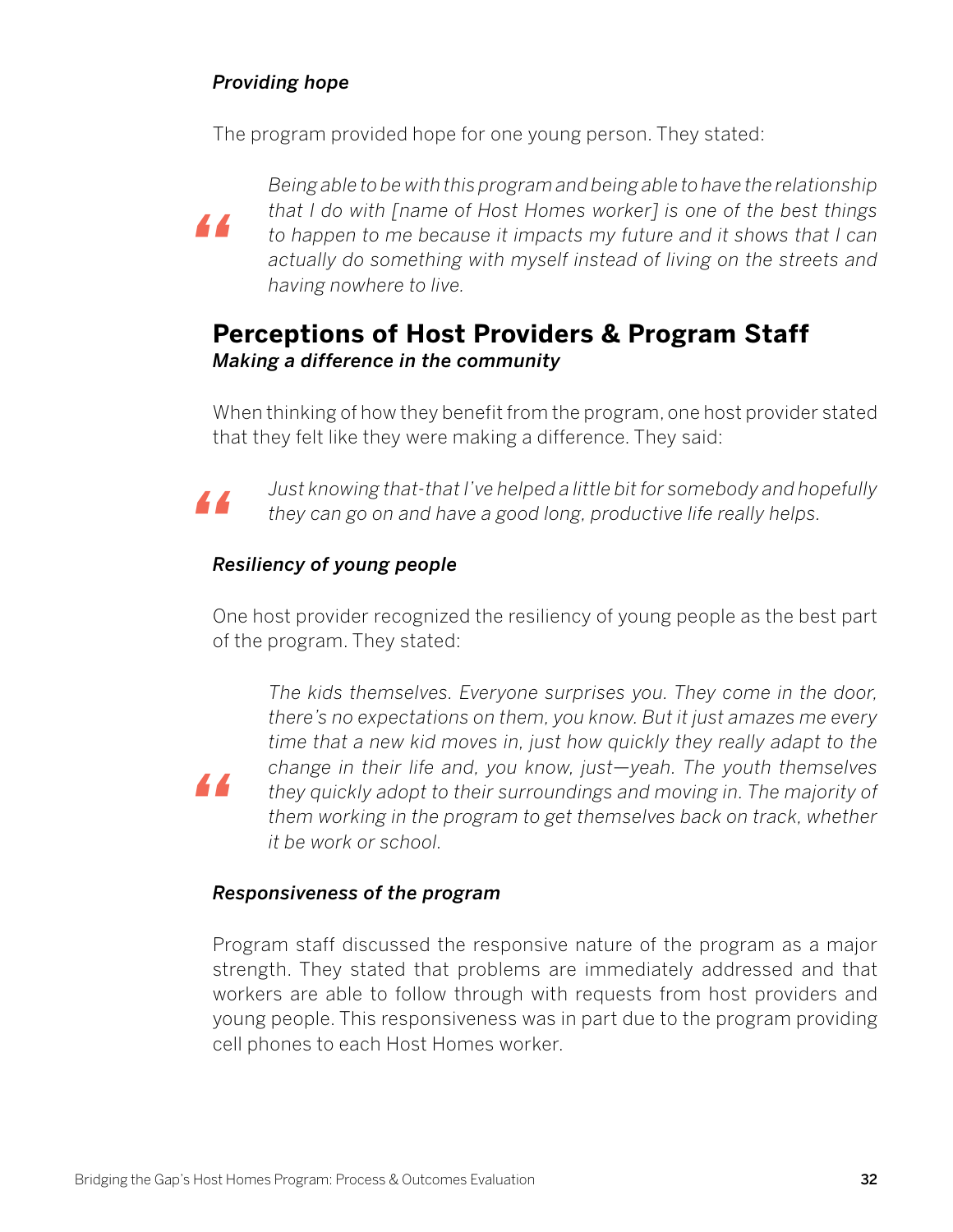### *Providing hope*

The program provided hope for one young person. They stated:

> *Being able to be with this program and being able to have the relationship that I do with [name of Host Homes worker] is one of the best things to happen to me because it impacts my future and it shows that I can actually do something with myself instead of living on the streets and having nowhere to live.*

## Perceptions of Host Providers & Program Staff

### *Making a difference in the community*

When thinking of how they benefit from the program, one host provider stated that they felt like they were making a difference. They said:

> *Just knowing that-that I've helped a little bit for somebody and hopefully they can go on and have a good long, productive life really helps.*

### *Resiliency of young people*

One host provider recognized the resiliency of young people as the best part of the program. They stated:

> *The kids themselves. Everyone surprises you. They come in the door, there's no expectations on them, you know. But it just amazes me every time that a new kid moves in, just how quickly they really adapt to the change in their life and, you know, just—yeah. The youth themselves they quickly adopt to their surroundings and moving in. The majority of them working in the program to get themselves back on track, whether it be work or school.*

### *Responsiveness of the program*

Program staff discussed the responsive nature of the program as a major strength. They stated that problems are immediately addressed and that workers are able to follow through with requests from host providers and young people. This responsiveness was in part due to the program providing cell phones to each Host Homes worker.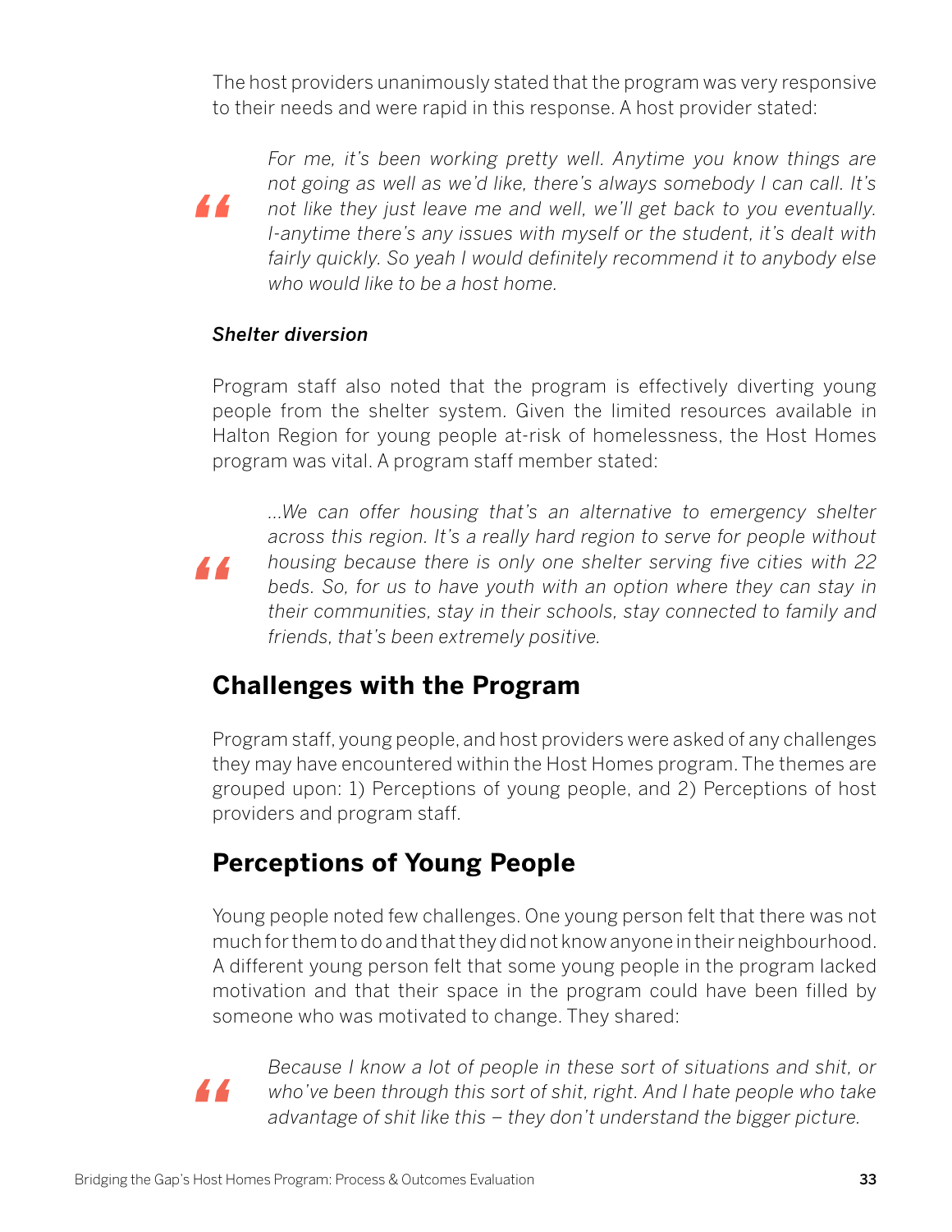The host providers unanimously stated that the program was very responsive to their needs and were rapid in this response. A host provider stated:

> *For me, it's been working pretty well. Anytime you know things are not going as well as we'd like, there's always somebody I can call. It's not like they just leave me and well, we'll get back to you eventually. I-anytime there's any issues with myself or the student, it's dealt with fairly quickly. So yeah I would definitely recommend it to anybody else who would like to be a host home.*

### *Shelter diversion*

Program staff also noted that the program is effectively diverting young people from the shelter system. Given the limited resources available in Halton Region for young people at-risk of homelessness, the Host Homes program was vital. A program staff member stated:

> *...We can offer housing that's an alternative to emergency shelter across this region. It's a really hard region to serve for people without housing because there is only one shelter serving five cities with 22 beds. So, for us to have youth with an option where they can stay in their communities, stay in their schools, stay connected to family and friends, that's been extremely positive.*

## Challenges with the Program

Program staff, young people, and host providers were asked of any challenges they may have encountered within the Host Homes program. The themes are grouped upon: 1) Perceptions of young people, and 2) Perceptions of host providers and program staff.

## Perceptions of Young People

Young people noted few challenges. One young person felt that there was not much for them to do and that they did not know anyone in their neighbourhood. A different young person felt that some young people in the program lacked motivation and that their space in the program could have been filled by someone who was motivated to change. They shared:

> *Because I know a lot of people in these sort of situations and shit, or who've been through this sort of shit, right. And I hate people who take advantage of shit like this – they don't understand the bigger picture.*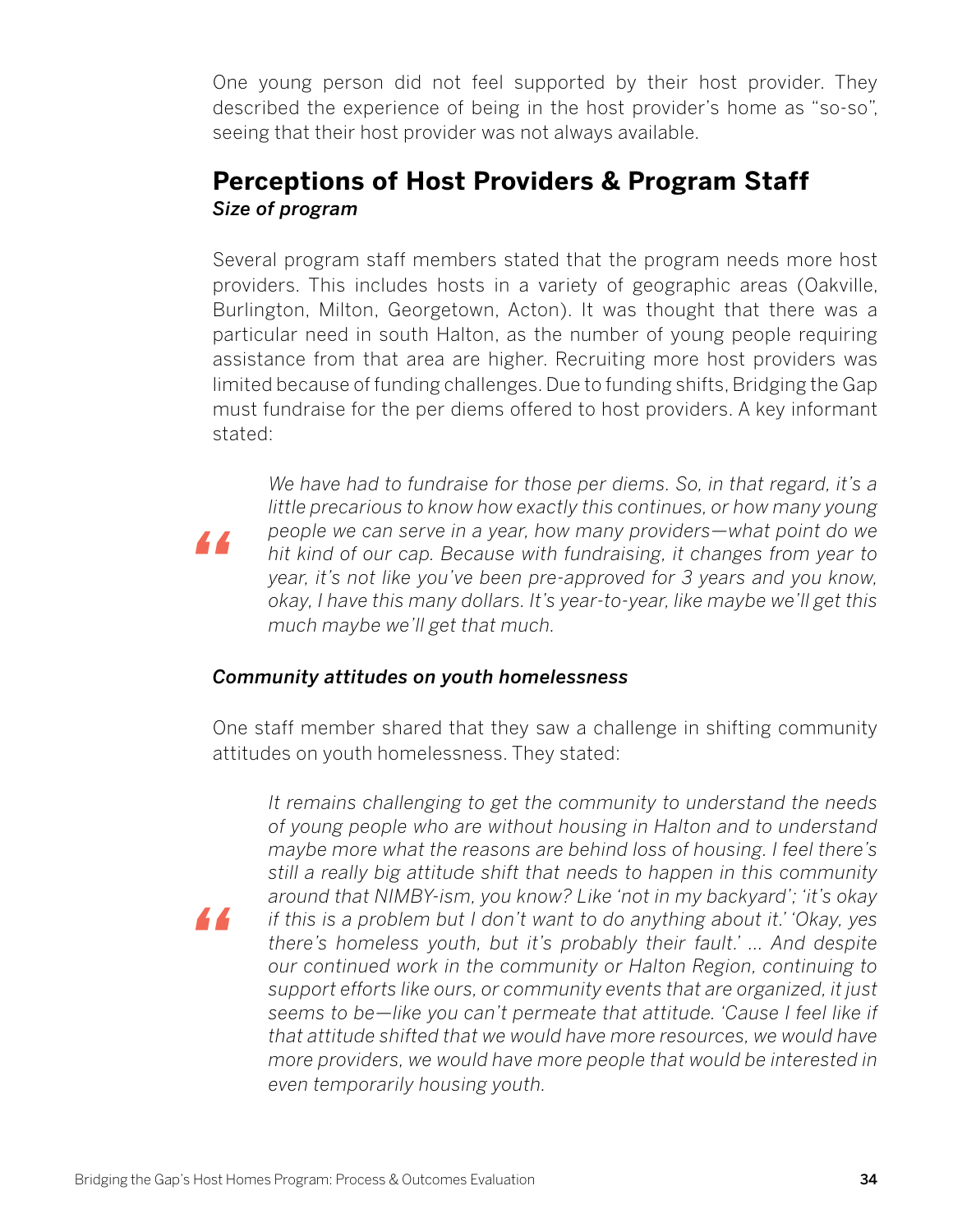One young person did not feel supported by their host provider. They described the experience of being in the host provider's home as "so-so", seeing that their host provider was not always available.

## Perceptions of Host Providers & Program Staff

### *Size of program*

Several program staff members stated that the program needs more host providers. This includes hosts in a variety of geographic areas (Oakville, Burlington, Milton, Georgetown, Acton). It was thought that there was a particular need in south Halton, as the number of young people requiring assistance from that area are higher. Recruiting more host providers was limited because of funding challenges. Due to funding shifts, Bridging the Gap must fundraise for the per diems offered to host providers. A key informant stated:

> *We have had to fundraise for those per diems. So, in that regard, it's a little precarious to know how exactly this continues, or how many young people we can serve in a year, how many providers—what point do we hit kind of our cap. Because with fundraising, it changes from year to year, it's not like you've been pre-approved for 3 years and you know, okay, I have this many dollars. It's year-to-year, like maybe we'll get this much maybe we'll get that much.*

### *Community attitudes on youth homelessness*

One staff member shared that they saw a challenge in shifting community attitudes on youth homelessness. They stated:

> *It remains challenging to get the community to understand the needs of young people who are without housing in Halton and to understand maybe more what the reasons are behind loss of housing. I feel there's still a really big attitude shift that needs to happen in this community around that NIMBY-ism, you know? Like 'not in my backyard'; 'it's okay if this is a problem but I don't want to do anything about it.' 'Okay, yes there's homeless youth, but it's probably their fault.' ... And despite our continued work in the community or Halton Region, continuing to support efforts like ours, or community events that are organized, it just seems to be—like you can't permeate that attitude. 'Cause I feel like if that attitude shifted that we would have more resources, we would have more providers, we would have more people that would be interested in even temporarily housing youth.*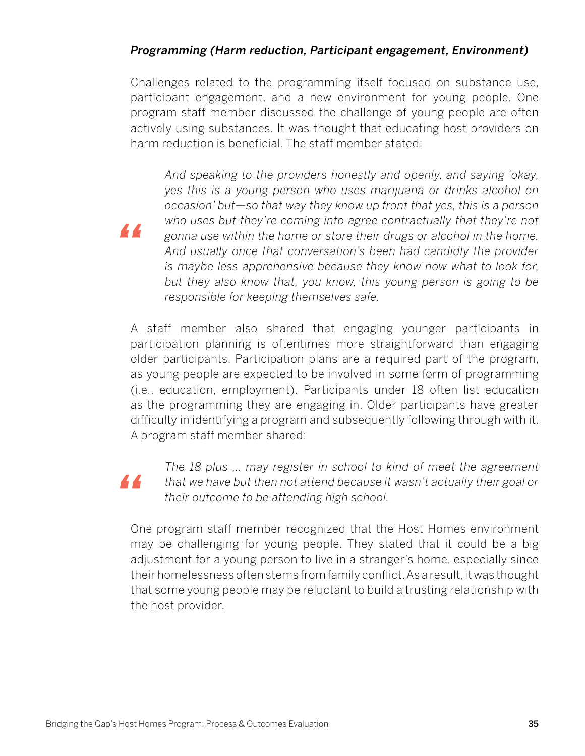*Programming (Harm reduction, Participant engagement, Environment)*

Challenges related to the programming itself focused on substance use, participant engagement, and a new environment for young people. One program staff member discussed the challenge of young people are often actively using substances. It was thought that educating host providers on harm reduction is beneficial. The staff member stated:

> *And speaking to the providers honestly and openly, and saying 'okay, yes this is a young person who uses marijuana or drinks alcohol on occasion' but—so that way they know up front that yes, this is a person who uses but they're coming into agree contractually that they're not gonna use within the home or store their drugs or alcohol in the home. And usually once that conversation's been had candidly the provider is maybe less apprehensive because they know now what to look for, but they also know that, you know, this young person is going to be responsible for keeping themselves safe.*

A staff member also shared that engaging younger participants in participation planning is oftentimes more straightforward than engaging older participants. Participation plans are a required part of the program, as young people are expected to be involved in some form of programming (i.e., education, employment). Participants under 18 often list education as the programming they are engaging in. Older participants have greater difficulty in identifying a program and subsequently following through with it. A program staff member shared:

> *The 18 plus ... may register in school to kind of meet the agreement that we have but then not attend because it wasn't actually their goal or their outcome to be attending high school.*

One program staff member recognized that the Host Homes environment may be challenging for young people. They stated that it could be a big adjustment for a young person to live in a stranger's home, especially since their homelessness often stems from family conflict. As a result, it was thought that some young people may be reluctant to build a trusting relationship with the host provider.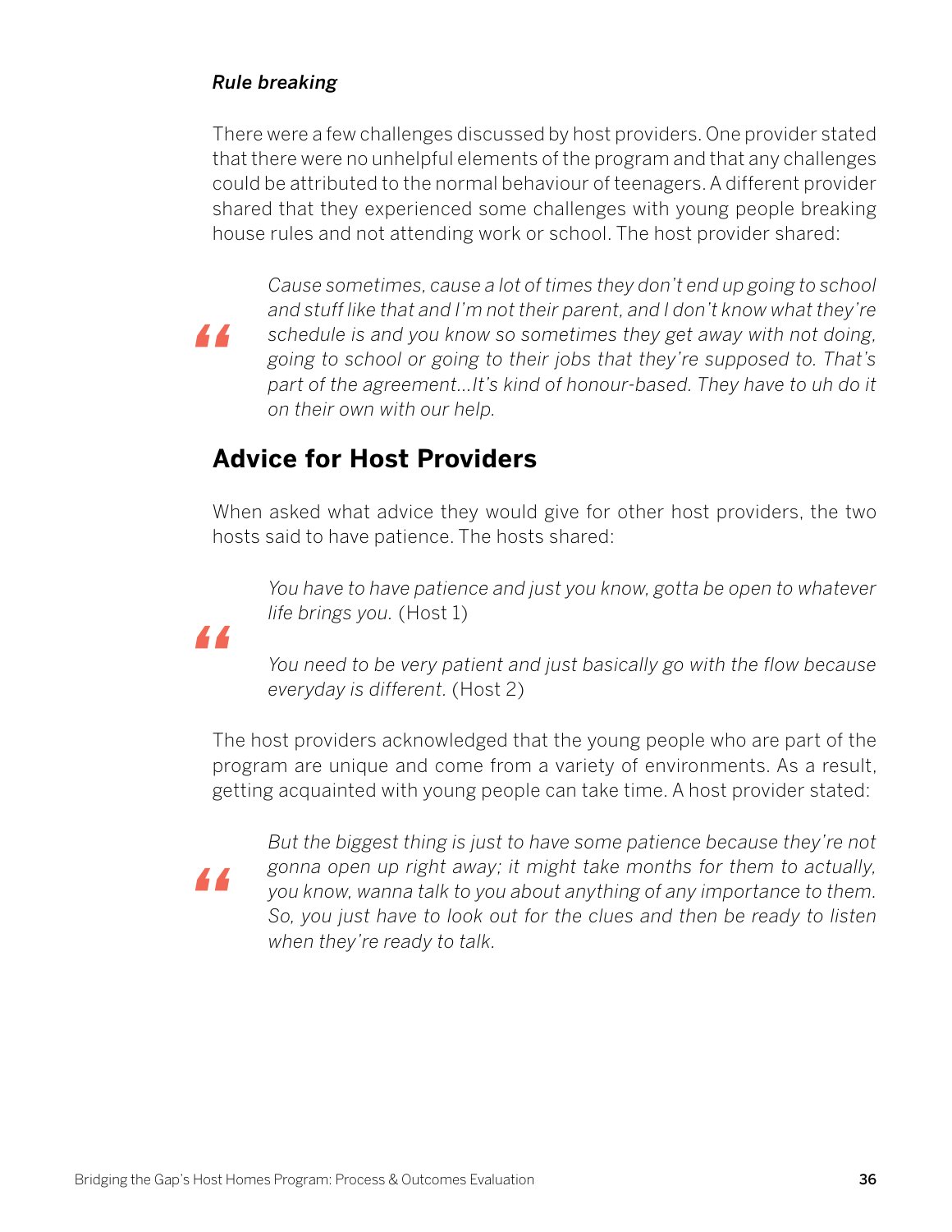### *Rule breaking*

There were a few challenges discussed by host providers. One provider stated that there were no unhelpful elements of the program and that any challenges could be attributed to the normal behaviour of teenagers. A different provider shared that they experienced some challenges with young people breaking house rules and not attending work or school. The host provider shared:

> *Cause sometimes, cause a lot of times they don't end up going to school and stuff like that and I'm not their parent, and I don't know what they're schedule is and you know so sometimes they get away with not doing, going to school or going to their jobs that they're supposed to. That's part of the agreement...It's kind of honour-based. They have to uh do it on their own with our help.*

## Advice for Host Providers

When asked what advice they would give for other host providers, the two hosts said to have patience. The hosts shared:

> *You have to have patience and just you know, gotta be open to whatever life brings you.* (Host 1)
>
> *You need to be very patient and just basically go with the flow because everyday is different.* (Host 2)

The host providers acknowledged that the young people who are part of the program are unique and come from a variety of environments. As a result, getting acquainted with young people can take time. A host provider stated:

> *But the biggest thing is just to have some patience because they're not gonna open up right away; it might take months for them to actually, you know, wanna talk to you about anything of any importance to them. So, you just have to look out for the clues and then be ready to listen when they're ready to talk.*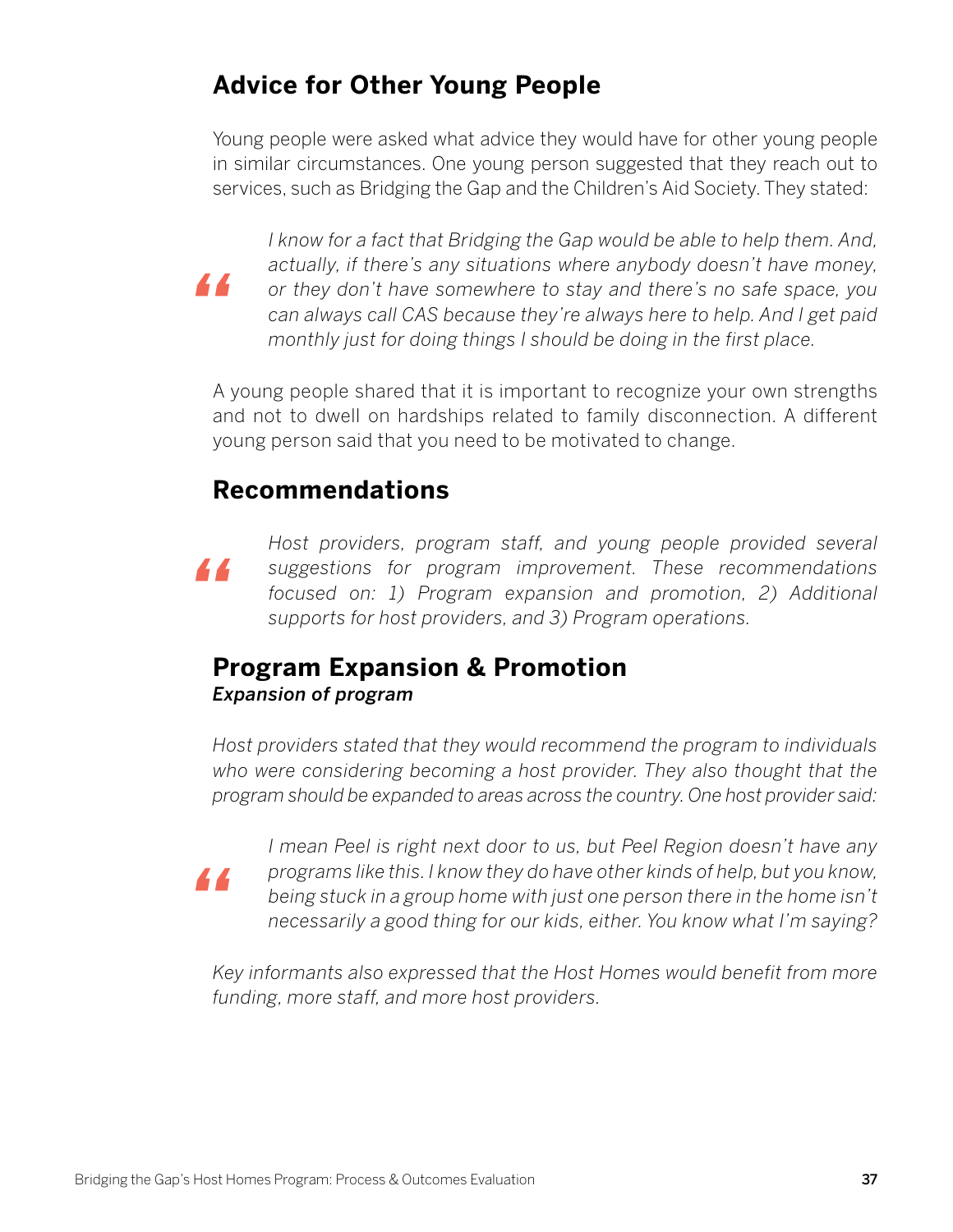## Advice for Other Young People

Young people were asked what advice they would have for other young people in similar circumstances. One young person suggested that they reach out to services, such as Bridging the Gap and the Children's Aid Society. They stated:

> *I know for a fact that Bridging the Gap would be able to help them. And, actually, if there's any situations where anybody doesn't have money, or they don't have somewhere to stay and there's no safe space, you can always call CAS because they're always here to help. And I get paid monthly just for doing things I should be doing in the first place.*

A young people shared that it is important to recognize your own strengths and not to dwell on hardships related to family disconnection. A different young person said that you need to be motivated to change.

## Recommendations

> *Host providers, program staff, and young people provided several suggestions for program improvement. These recommendations focused on: 1) Program expansion and promotion, 2) Additional supports for host providers, and 3) Program operations.*

## Program Expansion & Promotion

***Expansion of program***

*Host providers stated that they would recommend the program to individuals who were considering becoming a host provider. They also thought that the program should be expanded to areas across the country. One host provider said:*

> *I mean Peel is right next door to us, but Peel Region doesn't have any programs like this. I know they do have other kinds of help, but you know, being stuck in a group home with just one person there in the home isn't necessarily a good thing for our kids, either. You know what I'm saying?*

*Key informants also expressed that the Host Homes would benefit from more funding, more staff, and more host providers.*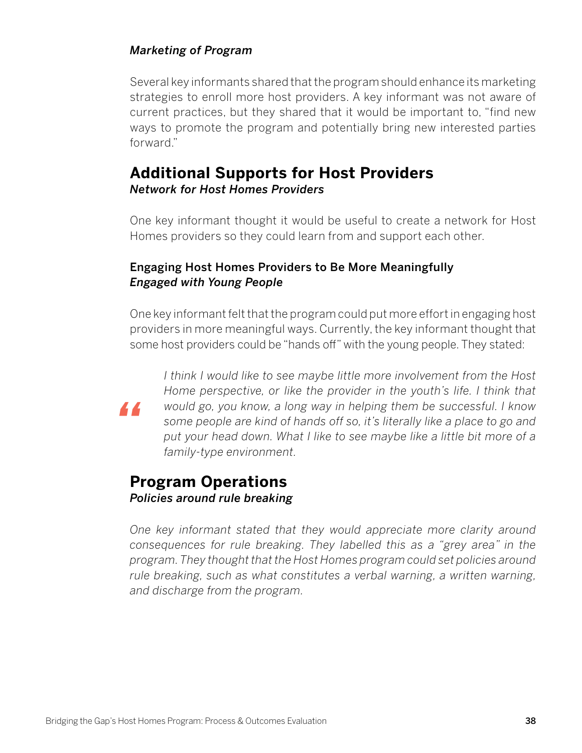*Marketing of Program*

Several key informants shared that the program should enhance its marketing strategies to enroll more host providers. A key informant was not aware of current practices, but they shared that it would be important to, "find new ways to promote the program and potentially bring new interested parties forward."

## Additional Supports for Host Providers

*Network for Host Homes Providers*

One key informant thought it would be useful to create a network for Host Homes providers so they could learn from and support each other.

### Engaging Host Homes Providers to Be More Meaningfully *Engaged with Young People*

One key informant felt that the program could put more effort in engaging host providers in more meaningful ways. Currently, the key informant thought that some host providers could be "hands off" with the young people. They stated:

> *I think I would like to see maybe little more involvement from the Host Home perspective, or like the provider in the youth's life. I think that would go, you know, a long way in helping them be successful. I know some people are kind of hands off so, it's literally like a place to go and put your head down. What I like to see maybe like a little bit more of a family-type environment.*

## Program Operations

*Policies around rule breaking*

*One key informant stated that they would appreciate more clarity around consequences for rule breaking. They labelled this as a "grey area" in the program. They thought that the Host Homes program could set policies around rule breaking, such as what constitutes a verbal warning, a written warning, and discharge from the program.*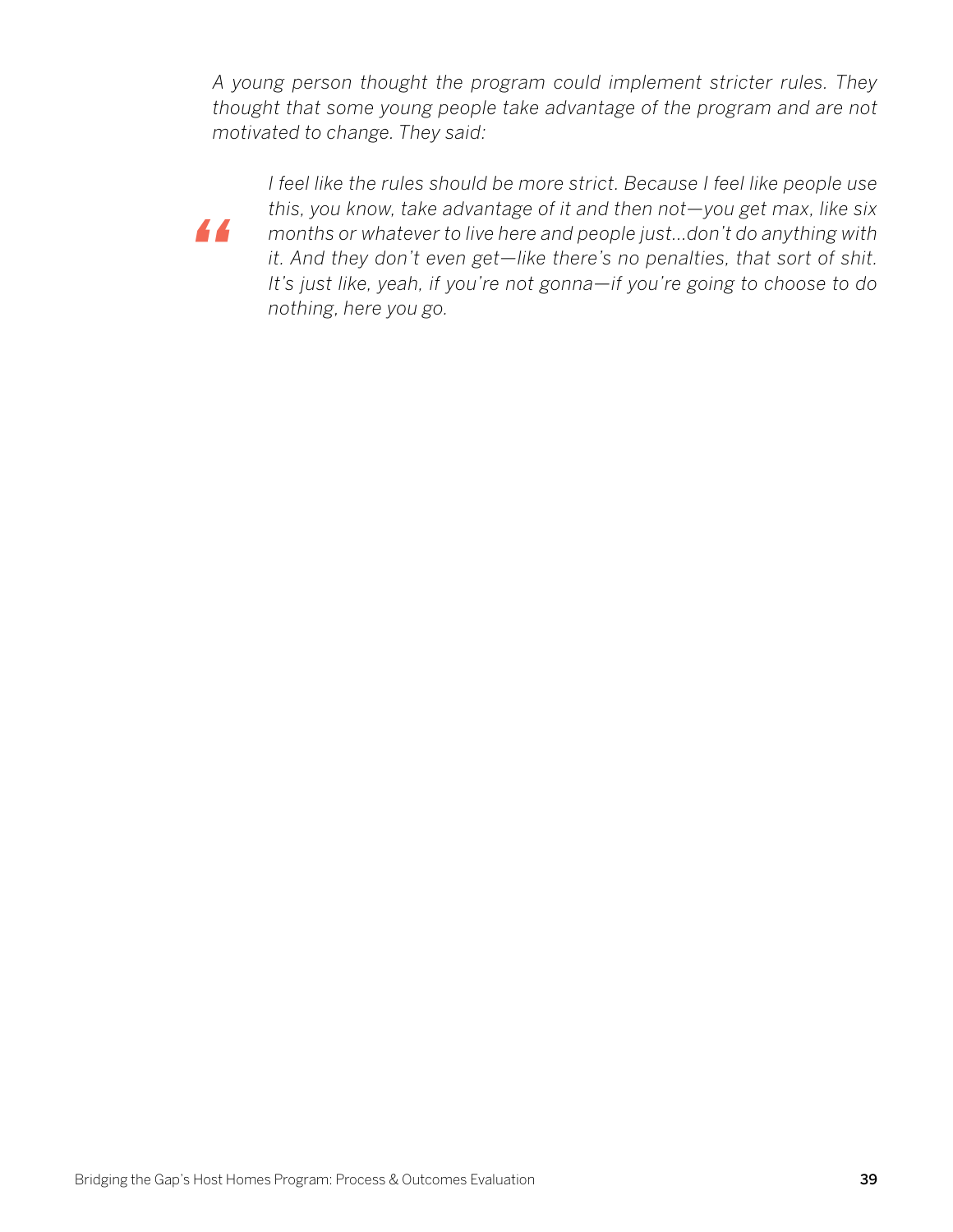*A young person thought the program could implement stricter rules. They thought that some young people take advantage of the program and are not motivated to change. They said:*

> *I feel like the rules should be more strict. Because I feel like people use this, you know, take advantage of it and then not—you get max, like six months or whatever to live here and people just...don't do anything with it. And they don't even get—like there's no penalties, that sort of shit. It's just like, yeah, if you're not gonna—if you're going to choose to do nothing, here you go.*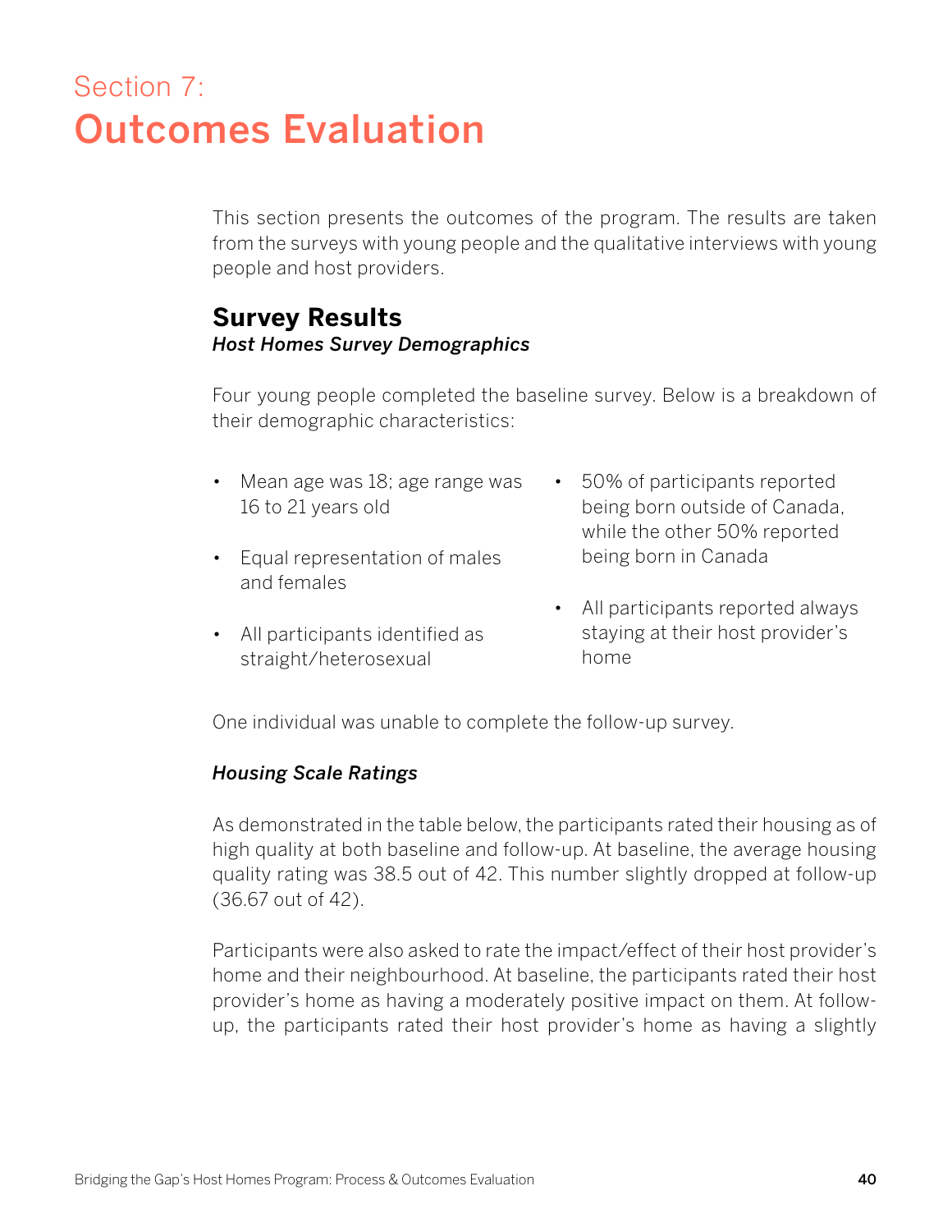# Section 7:
# Outcomes Evaluation

This section presents the outcomes of the program. The results are taken from the surveys with young people and the qualitative interviews with young people and host providers.

## Survey Results

### *Host Homes Survey Demographics*

Four young people completed the baseline survey. Below is a breakdown of their demographic characteristics:

- Mean age was 18; age range was 16 to 21 years old
- Equal representation of males and females
- All participants identified as straight/heterosexual
- 50% of participants reported being born outside of Canada, while the other 50% reported being born in Canada
- All participants reported always staying at their host provider's home

One individual was unable to complete the follow-up survey.

### *Housing Scale Ratings*

As demonstrated in the table below, the participants rated their housing as of high quality at both baseline and follow-up. At baseline, the average housing quality rating was 38.5 out of 42. This number slightly dropped at follow-up (36.67 out of 42).

Participants were also asked to rate the impact/effect of their host provider's home and their neighbourhood. At baseline, the participants rated their host provider's home as having a moderately positive impact on them. At follow-up, the participants rated their host provider's home as having a slightly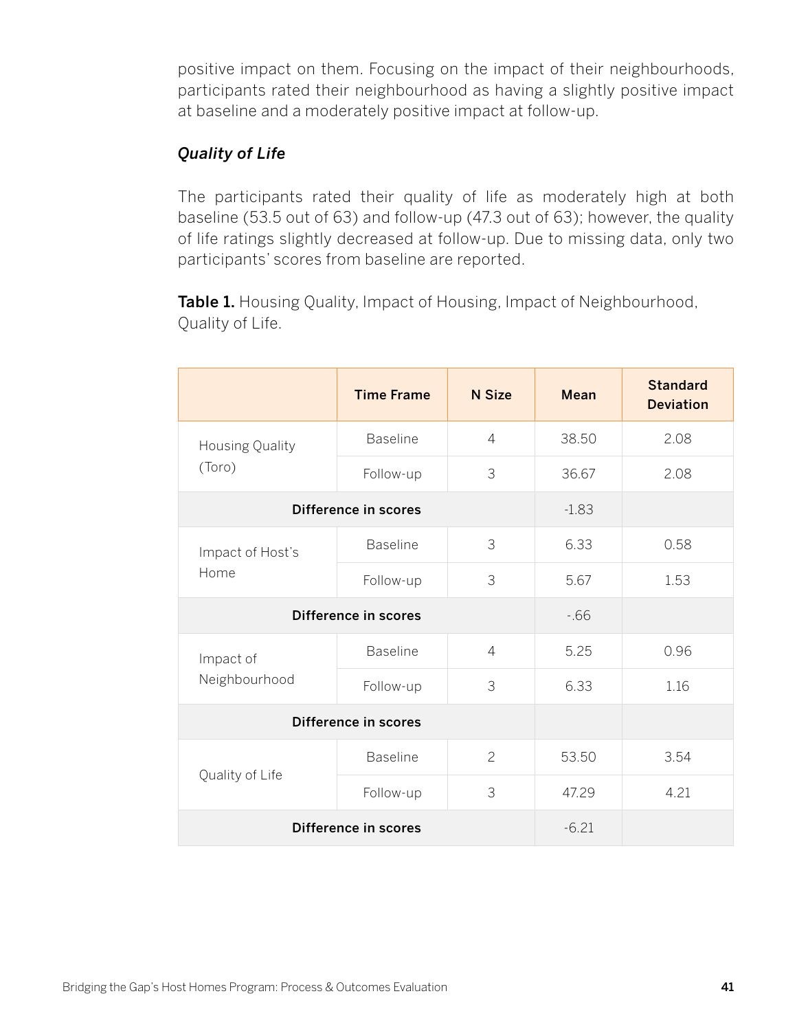positive impact on them. Focusing on the impact of their neighbourhoods, participants rated their neighbourhood as having a slightly positive impact at baseline and a moderately positive impact at follow-up.

### *Quality of Life*

The participants rated their quality of life as moderately high at both baseline (53.5 out of 63) and follow-up (47.3 out of 63); however, the quality of life ratings slightly decreased at follow-up. Due to missing data, only two participants' scores from baseline are reported.

**Table 1.** Housing Quality, Impact of Housing, Impact of Neighbourhood, Quality of Life.

| | Time Frame | N Size | Mean | Standard Deviation |
|---|---|---|---|---|
| Housing Quality (Toro) | Baseline | 4 | 38.50 | 2.08 |
| | Follow-up | 3 | 36.67 | 2.08 |
| **Difference in scores** | | | -1.83 | |
| Impact of Host's Home | Baseline | 3 | 6.33 | 0.58 |
| | Follow-up | 3 | 5.67 | 1.53 |
| **Difference in scores** | | | -.66 | |
| Impact of Neighbourhood | Baseline | 4 | 5.25 | 0.96 |
| | Follow-up | 3 | 6.33 | 1.16 |
| **Difference in scores** | | | | |
| Quality of Life | Baseline | 2 | 53.50 | 3.54 |
| | Follow-up | 3 | 47.29 | 4.21 |
| **Difference in scores** | | | -6.21 | |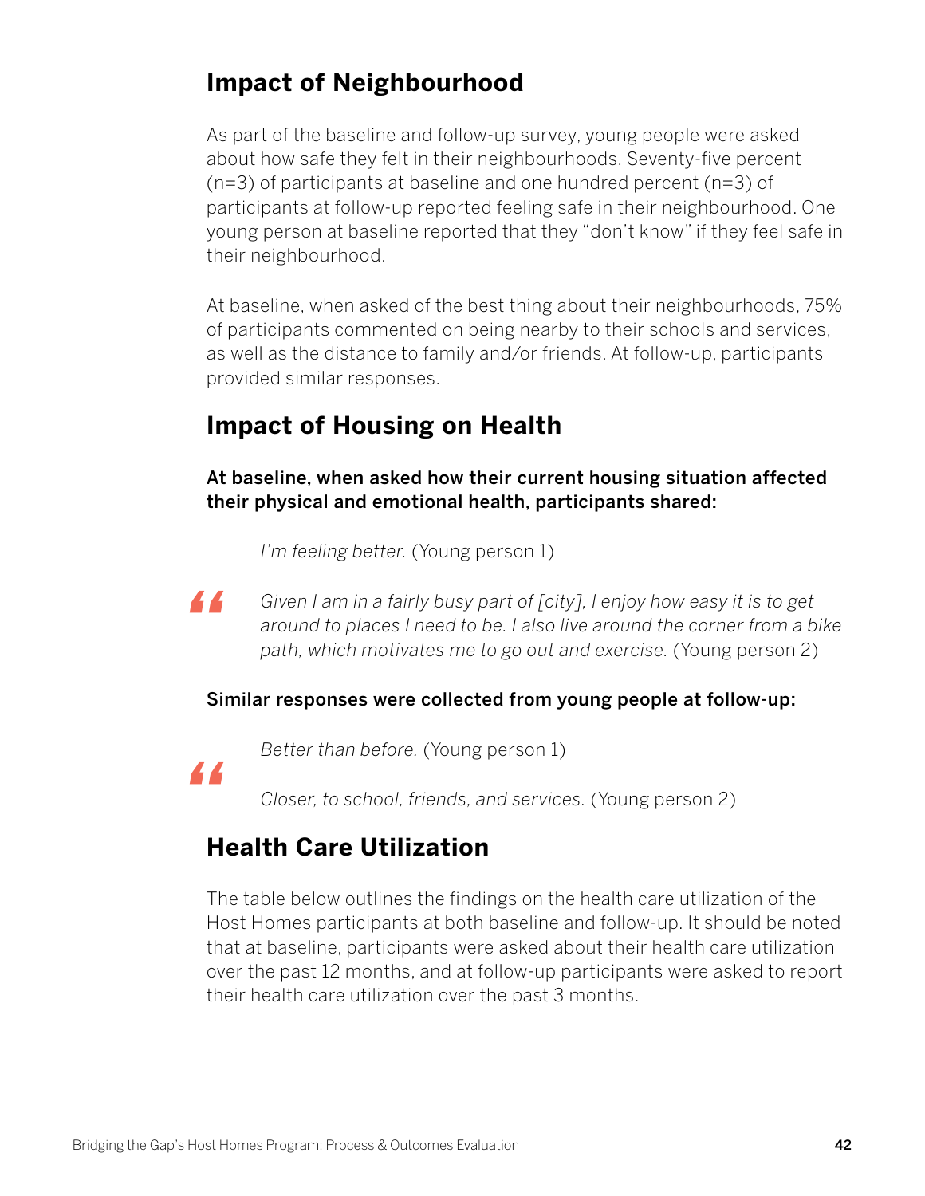## Impact of Neighbourhood

As part of the baseline and follow-up survey, young people were asked about how safe they felt in their neighbourhoods. Seventy-five percent (n=3) of participants at baseline and one hundred percent (n=3) of participants at follow-up reported feeling safe in their neighbourhood. One young person at baseline reported that they "don't know" if they feel safe in their neighbourhood.

At baseline, when asked of the best thing about their neighbourhoods, 75% of participants commented on being nearby to their schools and services, as well as the distance to family and/or friends. At follow-up, participants provided similar responses.

## Impact of Housing on Health

**At baseline, when asked how their current housing situation affected their physical and emotional health, participants shared:**

> *I'm feeling better.* (Young person 1)
>
> *Given I am in a fairly busy part of [city], I enjoy how easy it is to get around to places I need to be. I also live around the corner from a bike path, which motivates me to go out and exercise.* (Young person 2)

**Similar responses were collected from young people at follow-up:**

> *Better than before.* (Young person 1)
>
> *Closer, to school, friends, and services.* (Young person 2)

## Health Care Utilization

The table below outlines the findings on the health care utilization of the Host Homes participants at both baseline and follow-up. It should be noted that at baseline, participants were asked about their health care utilization over the past 12 months, and at follow-up participants were asked to report their health care utilization over the past 3 months.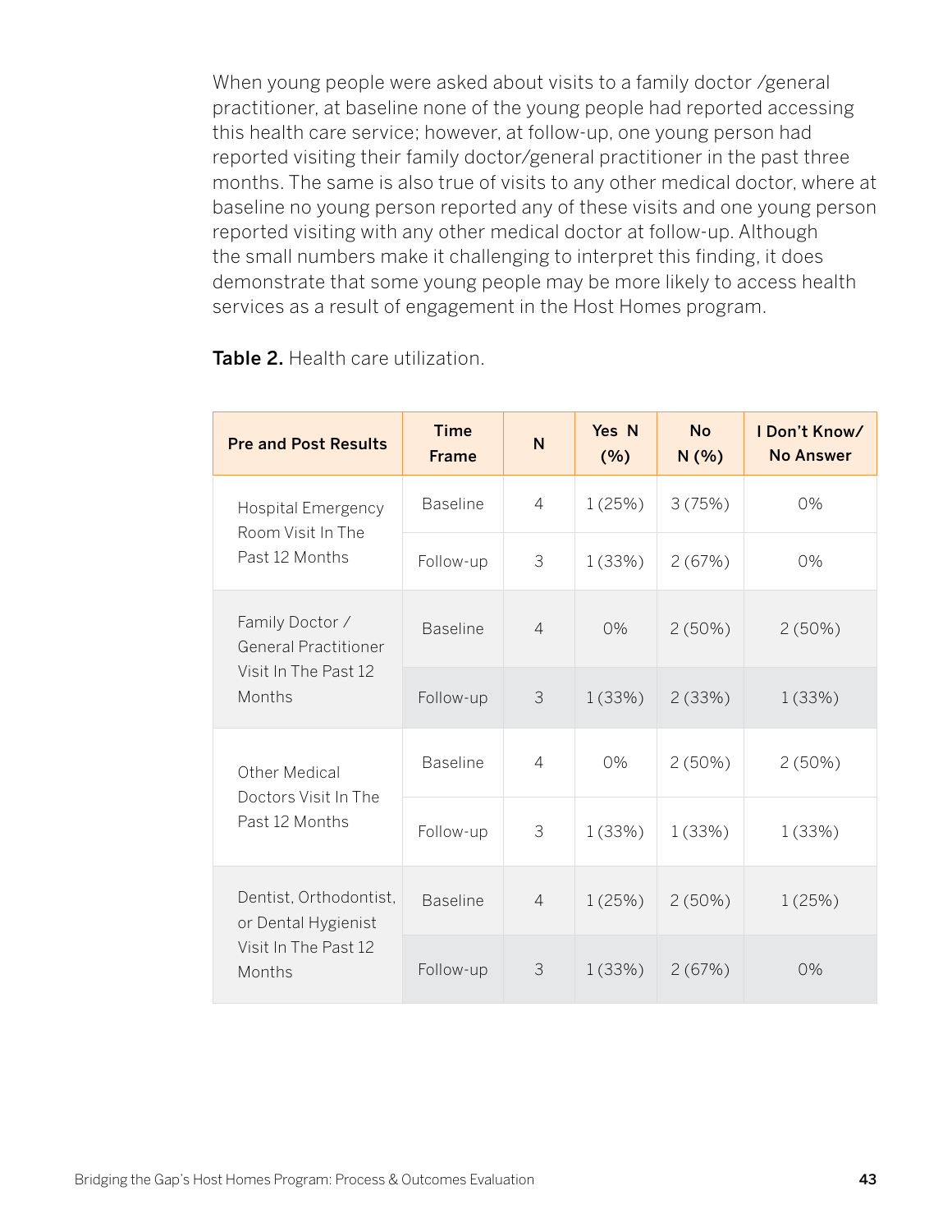When young people were asked about visits to a family doctor /general practitioner, at baseline none of the young people had reported accessing this health care service; however, at follow-up, one young person had reported visiting their family doctor/general practitioner in the past three months. The same is also true of visits to any other medical doctor, where at baseline no young person reported any of these visits and one young person reported visiting with any other medical doctor at follow-up. Although the small numbers make it challenging to interpret this finding, it does demonstrate that some young people may be more likely to access health services as a result of engagement in the Host Homes program.

**Table 2.** Health care utilization.

| Pre and Post Results | Time Frame | N | Yes N (%) | No N (%) | I Don't Know/ No Answer |
|---|---|---|---|---|---|
| Hospital Emergency Room Visit In The Past 12 Months | Baseline | 4 | 1 (25%) | 3 (75%) | 0% |
| | Follow-up | 3 | 1 (33%) | 2 (67%) | 0% |
| Family Doctor / General Practitioner Visit In The Past 12 Months | Baseline | 4 | 0% | 2 (50%) | 2 (50%) |
| | Follow-up | 3 | 1 (33%) | 2 (33%) | 1 (33%) |
| Other Medical Doctors Visit In The Past 12 Months | Baseline | 4 | 0% | 2 (50%) | 2 (50%) |
| | Follow-up | 3 | 1 (33%) | 1 (33%) | 1 (33%) |
| Dentist, Orthodontist, or Dental Hygienist Visit In The Past 12 Months | Baseline | 4 | 1 (25%) | 2 (50%) | 1 (25%) |
| | Follow-up | 3 | 1 (33%) | 2 (67%) | 0% |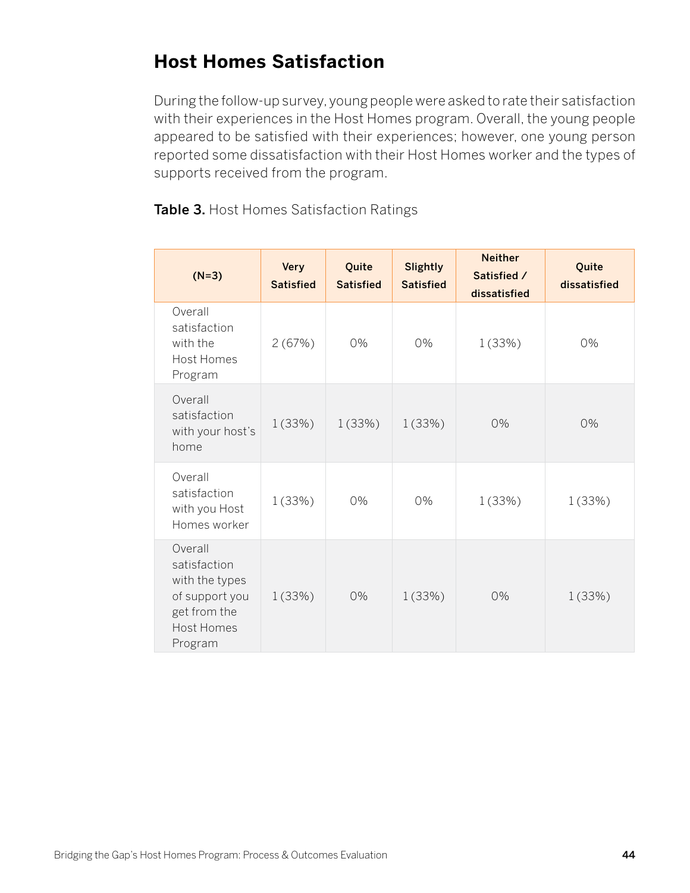## Host Homes Satisfaction

During the follow-up survey, young people were asked to rate their satisfaction with their experiences in the Host Homes program. Overall, the young people appeared to be satisfied with their experiences; however, one young person reported some dissatisfaction with their Host Homes worker and the types of supports received from the program.

**Table 3.** Host Homes Satisfaction Ratings

| (N=3) | Very Satisfied | Quite Satisfied | Slightly Satisfied | Neither Satisfied / dissatisfied | Quite dissatisfied |
|---|---|---|---|---|---|
| Overall satisfaction with the Host Homes Program | 2 (67%) | 0% | 0% | 1 (33%) | 0% |
| Overall satisfaction with your host's home | 1 (33%) | 1 (33%) | 1 (33%) | 0% | 0% |
| Overall satisfaction with you Host Homes worker | 1 (33%) | 0% | 0% | 1 (33%) | 1 (33%) |
| Overall satisfaction with the types of support you get from the Host Homes Program | 1 (33%) | 0% | 1 (33%) | 0% | 1 (33%) |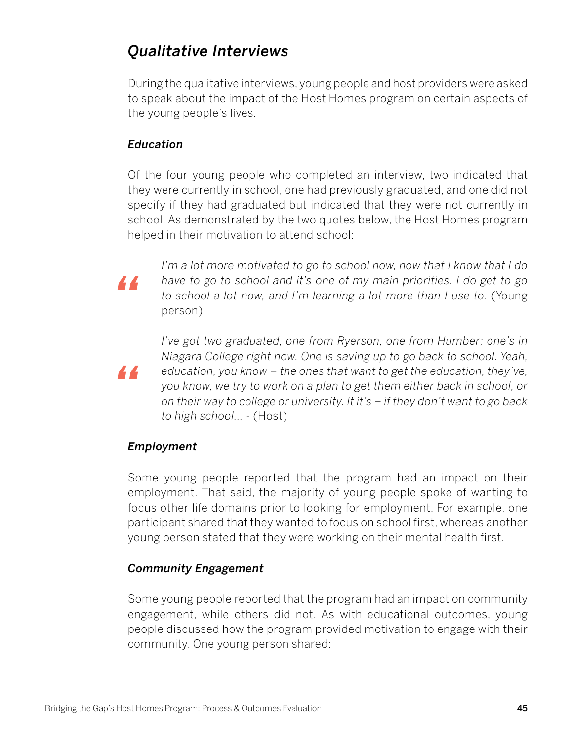## *Qualitative Interviews*

During the qualitative interviews, young people and host providers were asked to speak about the impact of the Host Homes program on certain aspects of the young people's lives.

### *Education*

Of the four young people who completed an interview, two indicated that they were currently in school, one had previously graduated, and one did not specify if they had graduated but indicated that they were not currently in school. As demonstrated by the two quotes below, the Host Homes program helped in their motivation to attend school:

> *I'm a lot more motivated to go to school now, now that I know that I do have to go to school and it's one of my main priorities. I do get to go to school a lot now, and I'm learning a lot more than I use to.* (Young person)

> *I've got two graduated, one from Ryerson, one from Humber; one's in Niagara College right now. One is saving up to go back to school. Yeah, education, you know – the ones that want to get the education, they've, you know, we try to work on a plan to get them either back in school, or on their way to college or university. It it's – if they don't want to go back to high school...* - (Host)

### *Employment*

Some young people reported that the program had an impact on their employment. That said, the majority of young people spoke of wanting to focus other life domains prior to looking for employment. For example, one participant shared that they wanted to focus on school first, whereas another young person stated that they were working on their mental health first.

### *Community Engagement*

Some young people reported that the program had an impact on community engagement, while others did not. As with educational outcomes, young people discussed how the program provided motivation to engage with their community. One young person shared: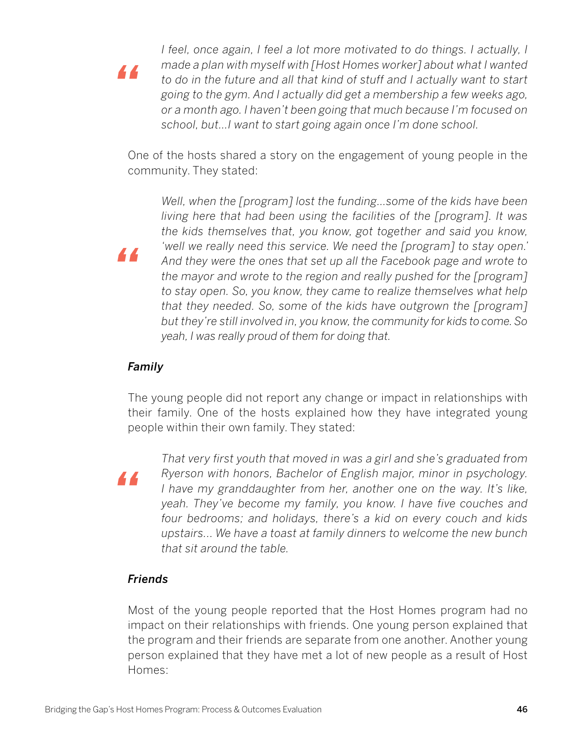> *I feel, once again, I feel a lot more motivated to do things. I actually, I made a plan with myself with [Host Homes worker] about what I wanted to do in the future and all that kind of stuff and I actually want to start going to the gym. And I actually did get a membership a few weeks ago, or a month ago. I haven't been going that much because I'm focused on school, but...I want to start going again once I'm done school.*

One of the hosts shared a story on the engagement of young people in the community. They stated:

> *Well, when the [program] lost the funding...some of the kids have been living here that had been using the facilities of the [program]. It was the kids themselves that, you know, got together and said you know, 'well we really need this service. We need the [program] to stay open.' And they were the ones that set up all the Facebook page and wrote to the mayor and wrote to the region and really pushed for the [program] to stay open. So, you know, they came to realize themselves what help that they needed. So, some of the kids have outgrown the [program] but they're still involved in, you know, the community for kids to come. So yeah, I was really proud of them for doing that.*

### *Family*

The young people did not report any change or impact in relationships with their family. One of the hosts explained how they have integrated young people within their own family. They stated:

> *That very first youth that moved in was a girl and she's graduated from Ryerson with honors, Bachelor of English major, minor in psychology. I have my granddaughter from her, another one on the way. It's like, yeah. They've become my family, you know. I have five couches and four bedrooms; and holidays, there's a kid on every couch and kids upstairs... We have a toast at family dinners to welcome the new bunch that sit around the table.*

### *Friends*

Most of the young people reported that the Host Homes program had no impact on their relationships with friends. One young person explained that the program and their friends are separate from one another. Another young person explained that they have met a lot of new people as a result of Host Homes: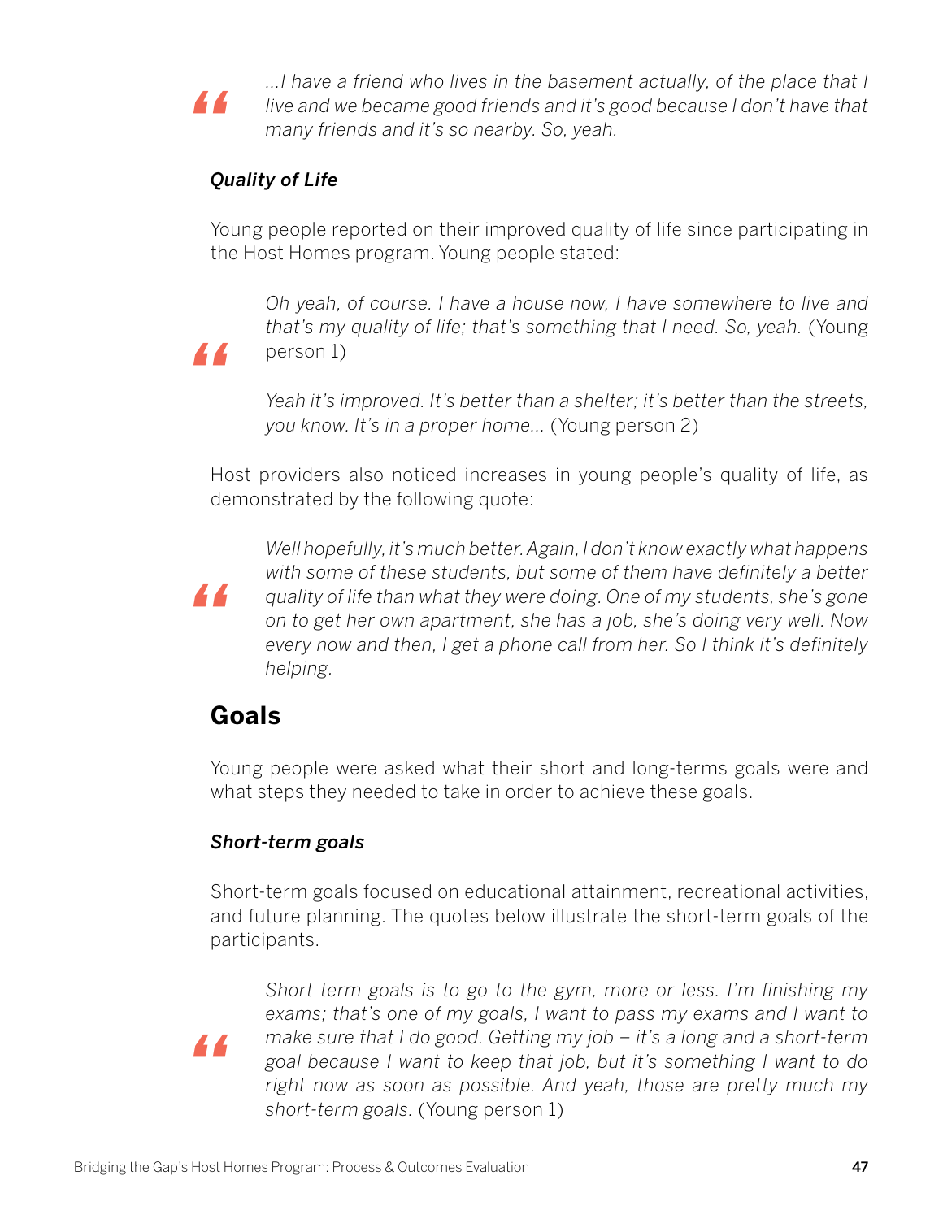> *...I have a friend who lives in the basement actually, of the place that I live and we became good friends and it's good because I don't have that many friends and it's so nearby. So, yeah.*

#### *Quality of Life*

Young people reported on their improved quality of life since participating in the Host Homes program. Young people stated:

> *Oh yeah, of course. I have a house now, I have somewhere to live and that's my quality of life; that's something that I need. So, yeah.* (Young person 1)
>
> *Yeah it's improved. It's better than a shelter; it's better than the streets, you know. It's in a proper home...* (Young person 2)

Host providers also noticed increases in young people's quality of life, as demonstrated by the following quote:

> *Well hopefully, it's much better. Again, I don't know exactly what happens with some of these students, but some of them have definitely a better quality of life than what they were doing. One of my students, she's gone on to get her own apartment, she has a job, she's doing very well. Now every now and then, I get a phone call from her. So I think it's definitely helping.*

## Goals

Young people were asked what their short and long-terms goals were and what steps they needed to take in order to achieve these goals.

#### *Short-term goals*

Short-term goals focused on educational attainment, recreational activities, and future planning. The quotes below illustrate the short-term goals of the participants.

> *Short term goals is to go to the gym, more or less. I'm finishing my exams; that's one of my goals, I want to pass my exams and I want to make sure that I do good. Getting my job – it's a long and a short-term goal because I want to keep that job, but it's something I want to do right now as soon as possible. And yeah, those are pretty much my short-term goals.* (Young person 1)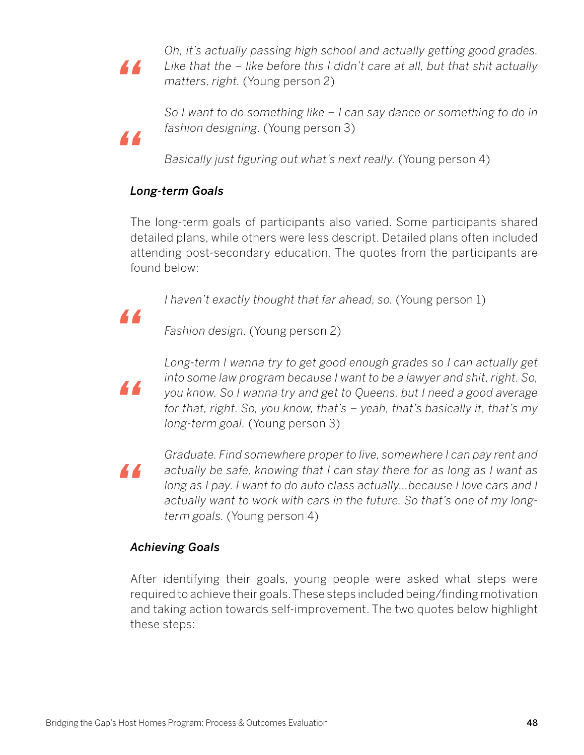> *Oh, it's actually passing high school and actually getting good grades. Like that the – like before this I didn't care at all, but that shit actually matters, right.* (Young person 2)

> *So I want to do something like – I can say dance or something to do in fashion designing.* (Young person 3)
>
> *Basically just figuring out what's next really.* (Young person 4)

### *Long-term Goals*

The long-term goals of participants also varied. Some participants shared detailed plans, while others were less descript. Detailed plans often included attending post-secondary education. The quotes from the participants are found below:

> *I haven't exactly thought that far ahead, so.* (Young person 1)
>
> *Fashion design.* (Young person 2)

> *Long-term I wanna try to get good enough grades so I can actually get into some law program because I want to be a lawyer and shit, right. So, you know. So I wanna try and get to Queens, but I need a good average for that, right. So, you know, that's – yeah, that's basically it, that's my long-term goal.* (Young person 3)

> *Graduate. Find somewhere proper to live, somewhere I can pay rent and actually be safe, knowing that I can stay there for as long as I want as long as I pay. I want to do auto class actually...because I love cars and I actually want to work with cars in the future. So that's one of my long-term goals.* (Young person 4)

### *Achieving Goals*

After identifying their goals, young people were asked what steps were required to achieve their goals. These steps included being/finding motivation and taking action towards self-improvement. The two quotes below highlight these steps: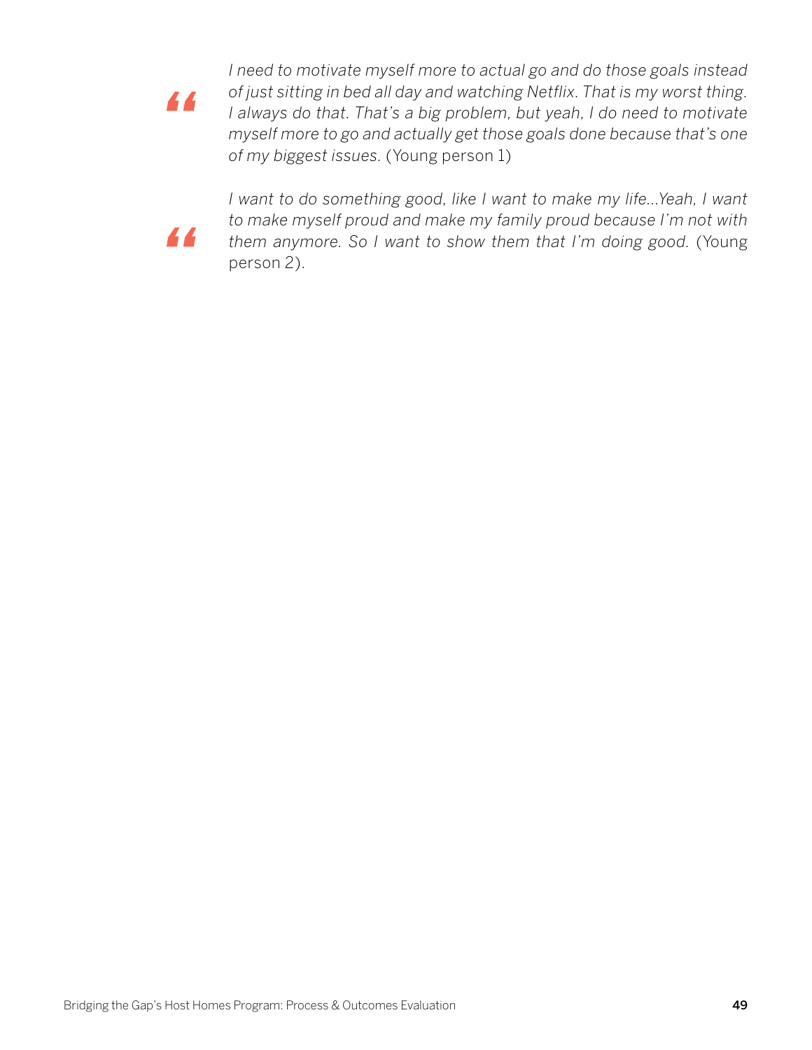> *I need to motivate myself more to actual go and do those goals instead of just sitting in bed all day and watching Netflix. That is my worst thing. I always do that. That's a big problem, but yeah, I do need to motivate myself more to go and actually get those goals done because that's one of my biggest issues.* (Young person 1)

> *I want to do something good, like I want to make my life...Yeah, I want to make myself proud and make my family proud because I'm not with them anymore. So I want to show them that I'm doing good.* (Young person 2).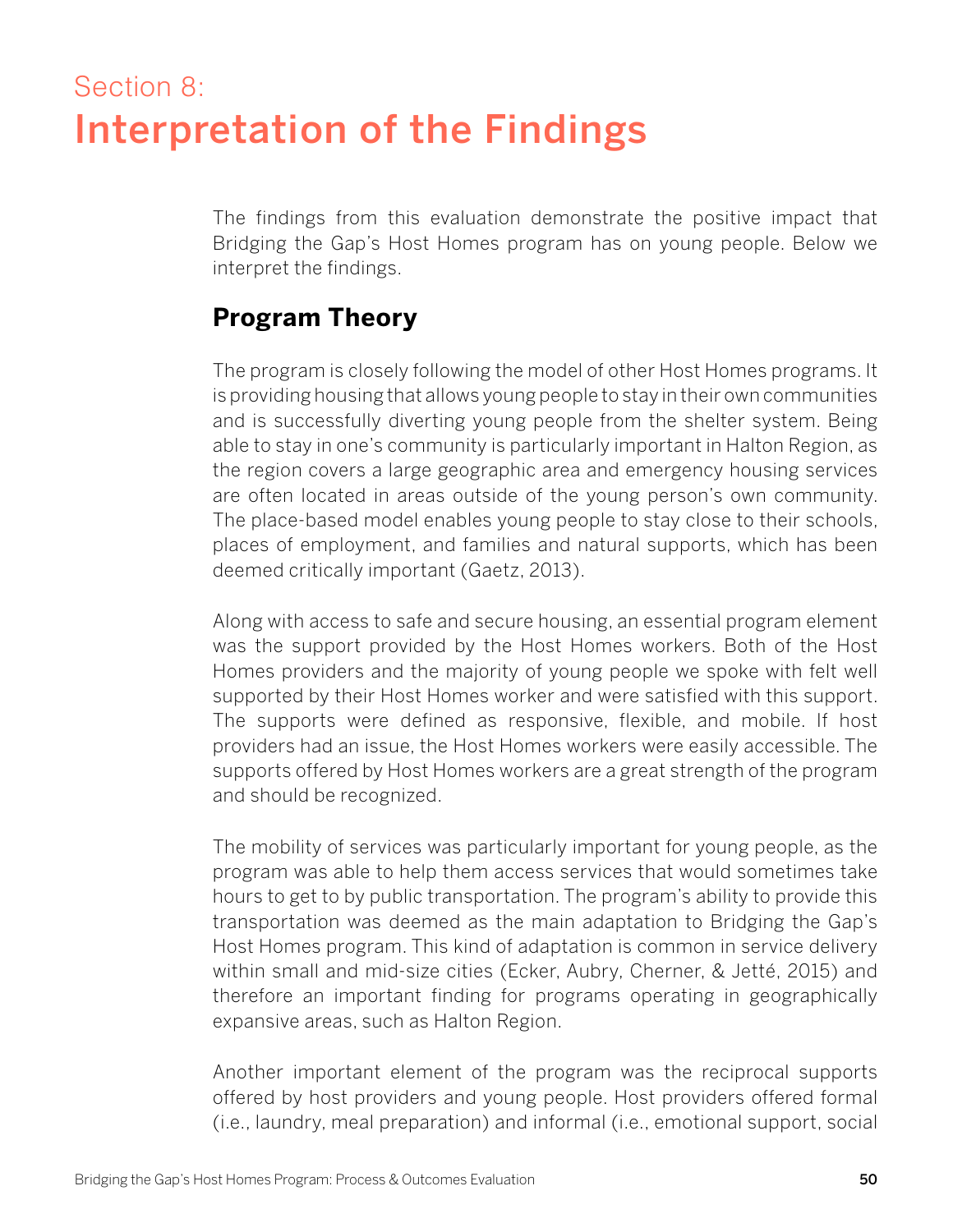# Section 8: Interpretation of the Findings

The findings from this evaluation demonstrate the positive impact that Bridging the Gap's Host Homes program has on young people. Below we interpret the findings.

## Program Theory

The program is closely following the model of other Host Homes programs. It is providing housing that allows young people to stay in their own communities and is successfully diverting young people from the shelter system. Being able to stay in one's community is particularly important in Halton Region, as the region covers a large geographic area and emergency housing services are often located in areas outside of the young person's own community. The place-based model enables young people to stay close to their schools, places of employment, and families and natural supports, which has been deemed critically important (Gaetz, 2013).

Along with access to safe and secure housing, an essential program element was the support provided by the Host Homes workers. Both of the Host Homes providers and the majority of young people we spoke with felt well supported by their Host Homes worker and were satisfied with this support. The supports were defined as responsive, flexible, and mobile. If host providers had an issue, the Host Homes workers were easily accessible. The supports offered by Host Homes workers are a great strength of the program and should be recognized.

The mobility of services was particularly important for young people, as the program was able to help them access services that would sometimes take hours to get to by public transportation. The program's ability to provide this transportation was deemed as the main adaptation to Bridging the Gap's Host Homes program. This kind of adaptation is common in service delivery within small and mid-size cities (Ecker, Aubry, Cherner, & Jetté, 2015) and therefore an important finding for programs operating in geographically expansive areas, such as Halton Region.

Another important element of the program was the reciprocal supports offered by host providers and young people. Host providers offered formal (i.e., laundry, meal preparation) and informal (i.e., emotional support, social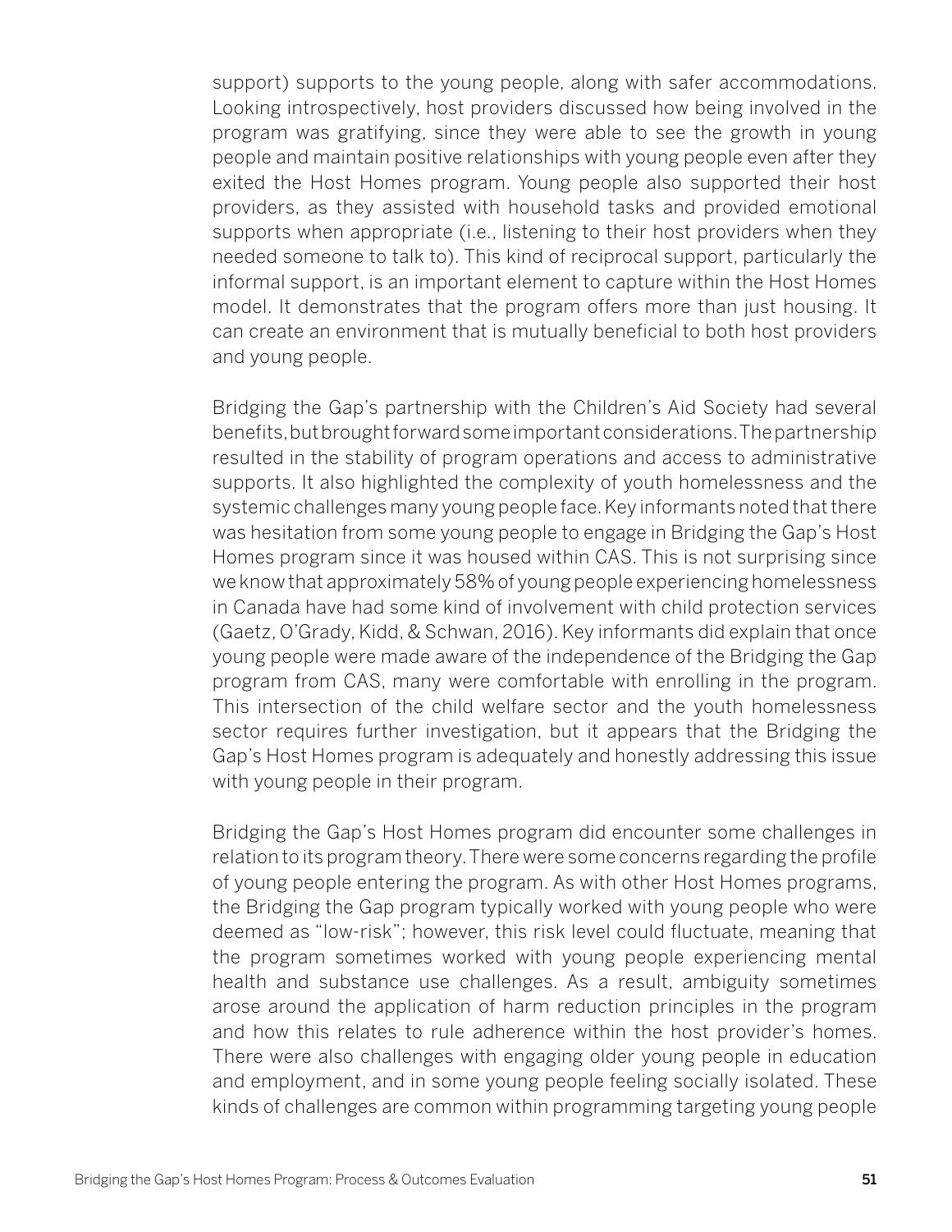support) supports to the young people, along with safer accommodations. Looking introspectively, host providers discussed how being involved in the program was gratifying, since they were able to see the growth in young people and maintain positive relationships with young people even after they exited the Host Homes program. Young people also supported their host providers, as they assisted with household tasks and provided emotional supports when appropriate (i.e., listening to their host providers when they needed someone to talk to). This kind of reciprocal support, particularly the informal support, is an important element to capture within the Host Homes model. It demonstrates that the program offers more than just housing. It can create an environment that is mutually beneficial to both host providers and young people.

Bridging the Gap's partnership with the Children's Aid Society had several benefits, but brought forward some important considerations. The partnership resulted in the stability of program operations and access to administrative supports. It also highlighted the complexity of youth homelessness and the systemic challenges many young people face. Key informants noted that there was hesitation from some young people to engage in Bridging the Gap's Host Homes program since it was housed within CAS. This is not surprising since we know that approximately 58% of young people experiencing homelessness in Canada have had some kind of involvement with child protection services (Gaetz, O'Grady, Kidd, & Schwan, 2016). Key informants did explain that once young people were made aware of the independence of the Bridging the Gap program from CAS, many were comfortable with enrolling in the program. This intersection of the child welfare sector and the youth homelessness sector requires further investigation, but it appears that the Bridging the Gap's Host Homes program is adequately and honestly addressing this issue with young people in their program.

Bridging the Gap's Host Homes program did encounter some challenges in relation to its program theory. There were some concerns regarding the profile of young people entering the program. As with other Host Homes programs, the Bridging the Gap program typically worked with young people who were deemed as "low-risk"; however, this risk level could fluctuate, meaning that the program sometimes worked with young people experiencing mental health and substance use challenges. As a result, ambiguity sometimes arose around the application of harm reduction principles in the program and how this relates to rule adherence within the host provider's homes. There were also challenges with engaging older young people in education and employment, and in some young people feeling socially isolated. These kinds of challenges are common within programming targeting young people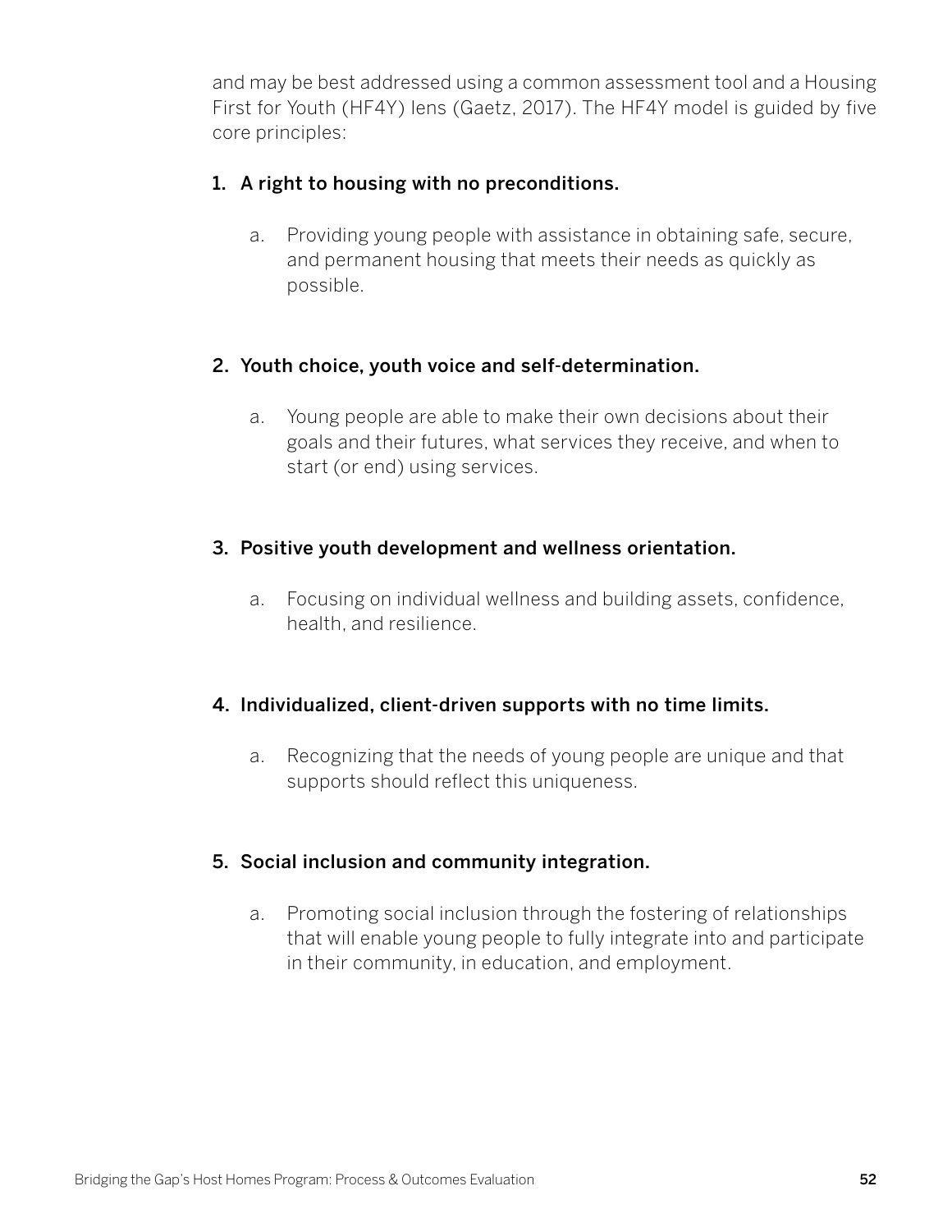and may be best addressed using a common assessment tool and a Housing First for Youth (HF4Y) lens (Gaetz, 2017). The HF4Y model is guided by five core principles:

1. A right to housing with no preconditions.
    a. Providing young people with assistance in obtaining safe, secure, and permanent housing that meets their needs as quickly as possible.

2. Youth choice, youth voice and self-determination.
    a. Young people are able to make their own decisions about their goals and their futures, what services they receive, and when to start (or end) using services.

3. Positive youth development and wellness orientation.
    a. Focusing on individual wellness and building assets, confidence, health, and resilience.

4. Individualized, client-driven supports with no time limits.
    a. Recognizing that the needs of young people are unique and that supports should reflect this uniqueness.

5. Social inclusion and community integration.
    a. Promoting social inclusion through the fostering of relationships that will enable young people to fully integrate into and participate in their community, in education, and employment.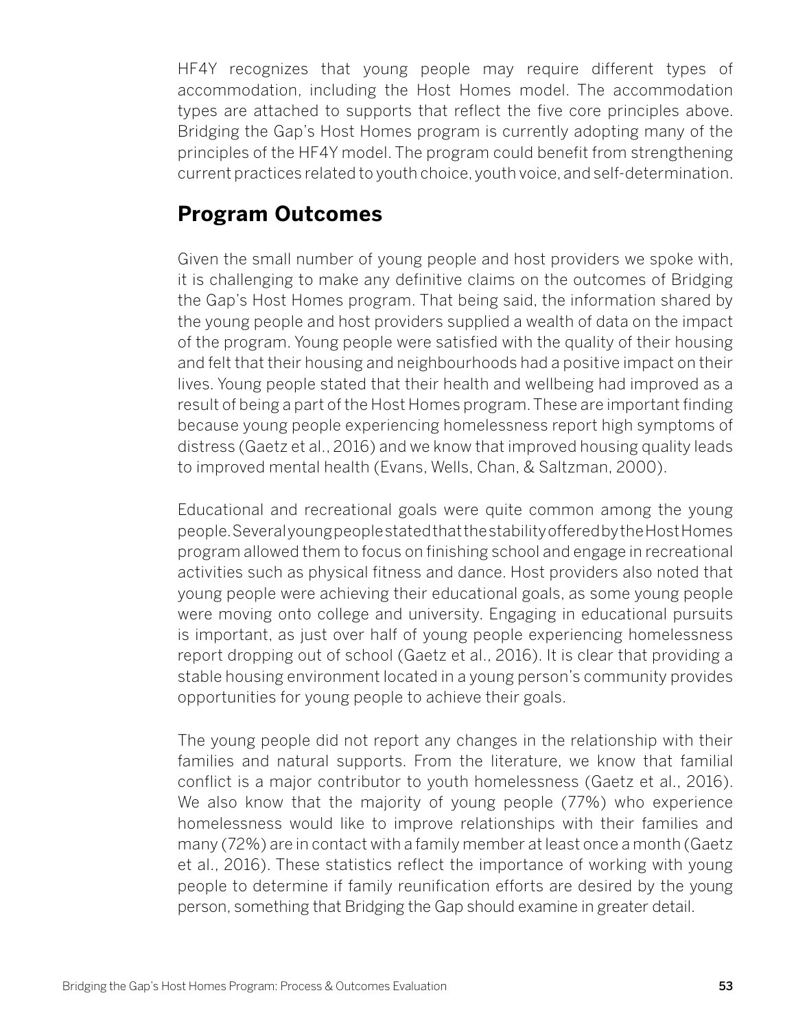HF4Y recognizes that young people may require different types of accommodation, including the Host Homes model. The accommodation types are attached to supports that reflect the five core principles above. Bridging the Gap's Host Homes program is currently adopting many of the principles of the HF4Y model. The program could benefit from strengthening current practices related to youth choice, youth voice, and self-determination.

## Program Outcomes

Given the small number of young people and host providers we spoke with, it is challenging to make any definitive claims on the outcomes of Bridging the Gap's Host Homes program. That being said, the information shared by the young people and host providers supplied a wealth of data on the impact of the program. Young people were satisfied with the quality of their housing and felt that their housing and neighbourhoods had a positive impact on their lives. Young people stated that their health and wellbeing had improved as a result of being a part of the Host Homes program. These are important finding because young people experiencing homelessness report high symptoms of distress (Gaetz et al., 2016) and we know that improved housing quality leads to improved mental health (Evans, Wells, Chan, & Saltzman, 2000).

Educational and recreational goals were quite common among the young people. Several young people stated that the stability offered by the Host Homes program allowed them to focus on finishing school and engage in recreational activities such as physical fitness and dance. Host providers also noted that young people were achieving their educational goals, as some young people were moving onto college and university. Engaging in educational pursuits is important, as just over half of young people experiencing homelessness report dropping out of school (Gaetz et al., 2016). It is clear that providing a stable housing environment located in a young person's community provides opportunities for young people to achieve their goals.

The young people did not report any changes in the relationship with their families and natural supports. From the literature, we know that familial conflict is a major contributor to youth homelessness (Gaetz et al., 2016). We also know that the majority of young people (77%) who experience homelessness would like to improve relationships with their families and many (72%) are in contact with a family member at least once a month (Gaetz et al., 2016). These statistics reflect the importance of working with young people to determine if family reunification efforts are desired by the young person, something that Bridging the Gap should examine in greater detail.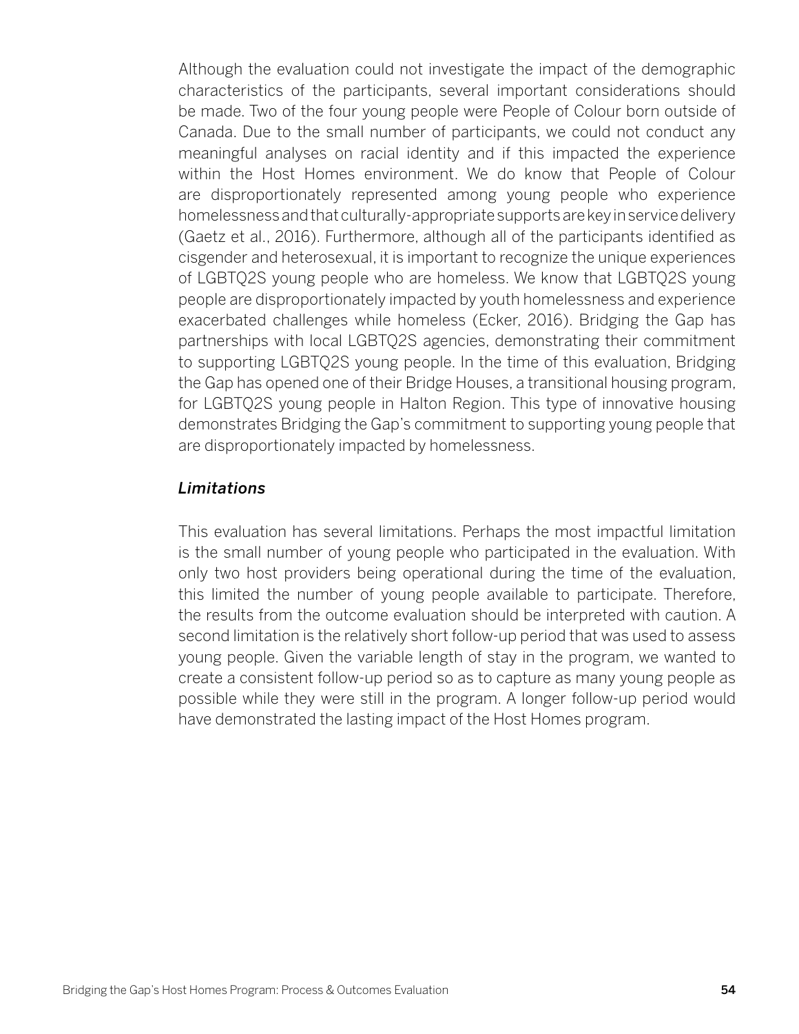Although the evaluation could not investigate the impact of the demographic characteristics of the participants, several important considerations should be made. Two of the four young people were People of Colour born outside of Canada. Due to the small number of participants, we could not conduct any meaningful analyses on racial identity and if this impacted the experience within the Host Homes environment. We do know that People of Colour are disproportionately represented among young people who experience homelessness and that culturally-appropriate supports are key in service delivery (Gaetz et al., 2016). Furthermore, although all of the participants identified as cisgender and heterosexual, it is important to recognize the unique experiences of LGBTQ2S young people who are homeless. We know that LGBTQ2S young people are disproportionately impacted by youth homelessness and experience exacerbated challenges while homeless (Ecker, 2016). Bridging the Gap has partnerships with local LGBTQ2S agencies, demonstrating their commitment to supporting LGBTQ2S young people. In the time of this evaluation, Bridging the Gap has opened one of their Bridge Houses, a transitional housing program, for LGBTQ2S young people in Halton Region. This type of innovative housing demonstrates Bridging the Gap's commitment to supporting young people that are disproportionately impacted by homelessness.

### *Limitations*

This evaluation has several limitations. Perhaps the most impactful limitation is the small number of young people who participated in the evaluation. With only two host providers being operational during the time of the evaluation, this limited the number of young people available to participate. Therefore, the results from the outcome evaluation should be interpreted with caution. A second limitation is the relatively short follow-up period that was used to assess young people. Given the variable length of stay in the program, we wanted to create a consistent follow-up period so as to capture as many young people as possible while they were still in the program. A longer follow-up period would have demonstrated the lasting impact of the Host Homes program.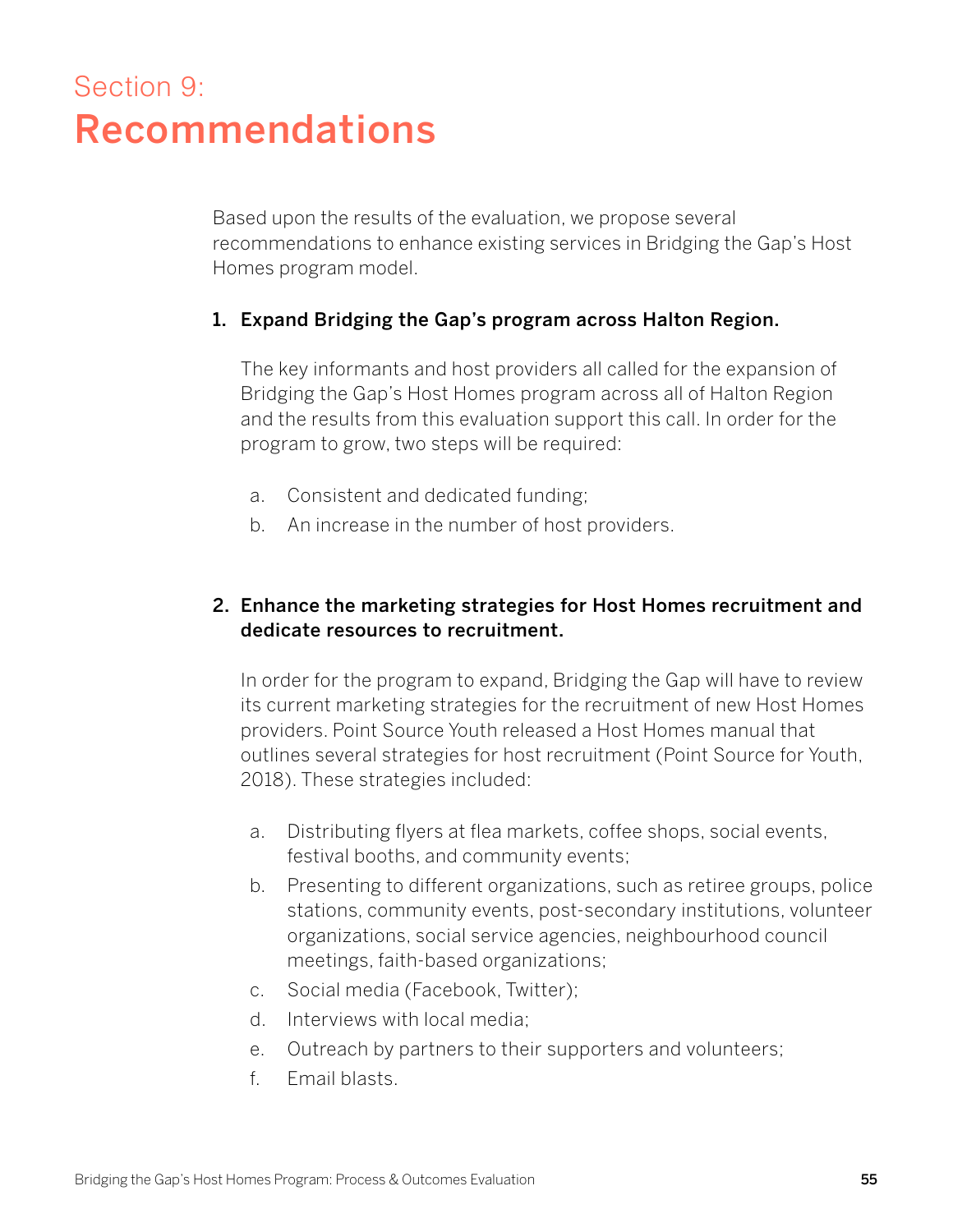# Section 9: Recommendations

Based upon the results of the evaluation, we propose several recommendations to enhance existing services in Bridging the Gap's Host Homes program model.

1. **Expand Bridging the Gap's program across Halton Region.**

   The key informants and host providers all called for the expansion of Bridging the Gap's Host Homes program across all of Halton Region and the results from this evaluation support this call. In order for the program to grow, two steps will be required:

   a. Consistent and dedicated funding;
   b. An increase in the number of host providers.

2. **Enhance the marketing strategies for Host Homes recruitment and dedicate resources to recruitment.**

   In order for the program to expand, Bridging the Gap will have to review its current marketing strategies for the recruitment of new Host Homes providers. Point Source Youth released a Host Homes manual that outlines several strategies for host recruitment (Point Source for Youth, 2018). These strategies included:

   a. Distributing flyers at flea markets, coffee shops, social events, festival booths, and community events;
   b. Presenting to different organizations, such as retiree groups, police stations, community events, post-secondary institutions, volunteer organizations, social service agencies, neighbourhood council meetings, faith-based organizations;
   c. Social media (Facebook, Twitter);
   d. Interviews with local media;
   e. Outreach by partners to their supporters and volunteers;
   f. Email blasts.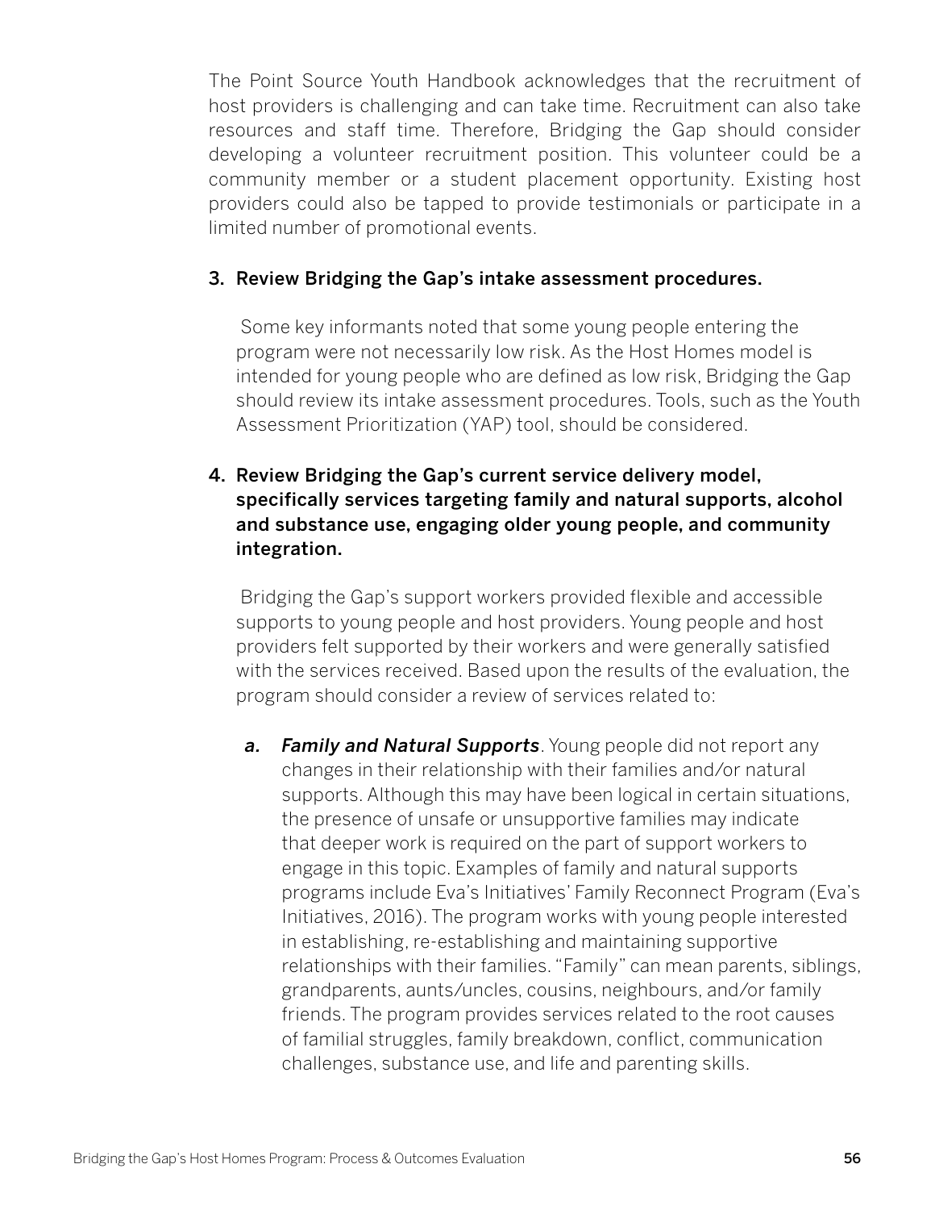The Point Source Youth Handbook acknowledges that the recruitment of host providers is challenging and can take time. Recruitment can also take resources and staff time. Therefore, Bridging the Gap should consider developing a volunteer recruitment position. This volunteer could be a community member or a student placement opportunity. Existing host providers could also be tapped to provide testimonials or participate in a limited number of promotional events.

3. **Review Bridging the Gap's intake assessment procedures.**

   Some key informants noted that some young people entering the program were not necessarily low risk. As the Host Homes model is intended for young people who are defined as low risk, Bridging the Gap should review its intake assessment procedures. Tools, such as the Youth Assessment Prioritization (YAP) tool, should be considered.

4. **Review Bridging the Gap's current service delivery model, specifically services targeting family and natural supports, alcohol and substance use, engaging older young people, and community integration.**

   Bridging the Gap's support workers provided flexible and accessible supports to young people and host providers. Young people and host providers felt supported by their workers and were generally satisfied with the services received. Based upon the results of the evaluation, the program should consider a review of services related to:

   a. ***Family and Natural Supports***. Young people did not report any changes in their relationship with their families and/or natural supports. Although this may have been logical in certain situations, the presence of unsafe or unsupportive families may indicate that deeper work is required on the part of support workers to engage in this topic. Examples of family and natural supports programs include Eva's Initiatives' Family Reconnect Program (Eva's Initiatives, 2016). The program works with young people interested in establishing, re-establishing and maintaining supportive relationships with their families. "Family" can mean parents, siblings, grandparents, aunts/uncles, cousins, neighbours, and/or family friends. The program provides services related to the root causes of familial struggles, family breakdown, conflict, communication challenges, substance use, and life and parenting skills.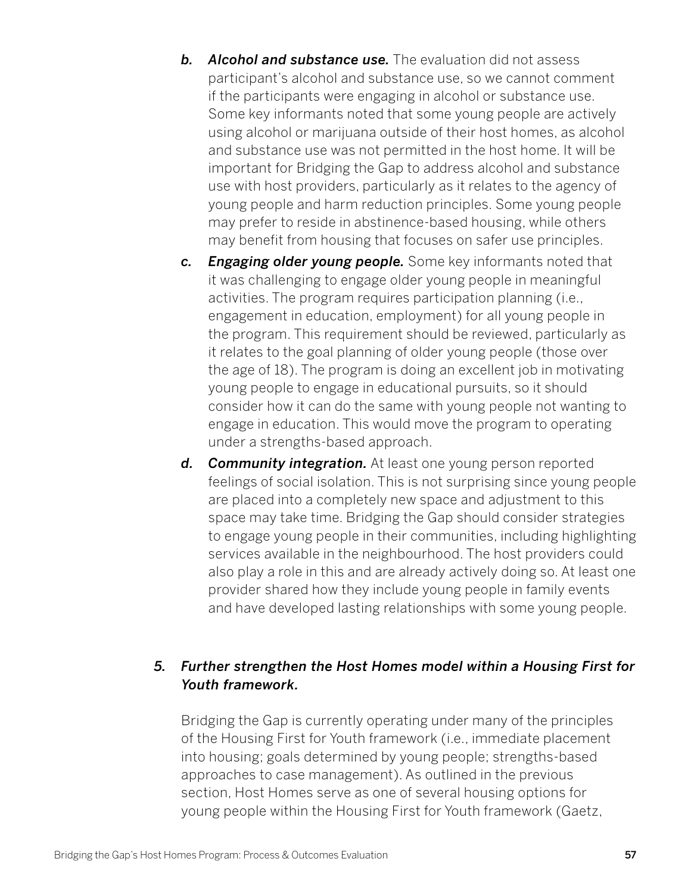b. ***Alcohol and substance use.*** The evaluation did not assess participant's alcohol and substance use, so we cannot comment if the participants were engaging in alcohol or substance use. Some key informants noted that some young people are actively using alcohol or marijuana outside of their host homes, as alcohol and substance use was not permitted in the host home. It will be important for Bridging the Gap to address alcohol and substance use with host providers, particularly as it relates to the agency of young people and harm reduction principles. Some young people may prefer to reside in abstinence-based housing, while others may benefit from housing that focuses on safer use principles.

c. ***Engaging older young people.*** Some key informants noted that it was challenging to engage older young people in meaningful activities. The program requires participation planning (i.e., engagement in education, employment) for all young people in the program. This requirement should be reviewed, particularly as it relates to the goal planning of older young people (those over the age of 18). The program is doing an excellent job in motivating young people to engage in educational pursuits, so it should consider how it can do the same with young people not wanting to engage in education. This would move the program to operating under a strengths-based approach.

d. ***Community integration.*** At least one young person reported feelings of social isolation. This is not surprising since young people are placed into a completely new space and adjustment to this space may take time. Bridging the Gap should consider strategies to engage young people in their communities, including highlighting services available in the neighbourhood. The host providers could also play a role in this and are already actively doing so. At least one provider shared how they include young people in family events and have developed lasting relationships with some young people.

### 5. *Further strengthen the Host Homes model within a Housing First for Youth framework.*

Bridging the Gap is currently operating under many of the principles of the Housing First for Youth framework (i.e., immediate placement into housing; goals determined by young people; strengths-based approaches to case management). As outlined in the previous section, Host Homes serve as one of several housing options for young people within the Housing First for Youth framework (Gaetz,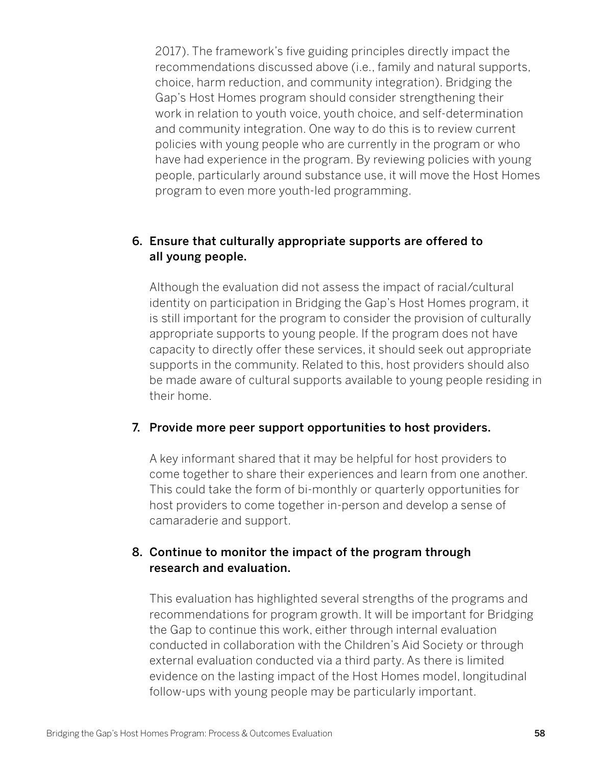2017). The framework's five guiding principles directly impact the recommendations discussed above (i.e., family and natural supports, choice, harm reduction, and community integration). Bridging the Gap's Host Homes program should consider strengthening their work in relation to youth voice, youth choice, and self-determination and community integration. One way to do this is to review current policies with young people who are currently in the program or who have had experience in the program. By reviewing policies with young people, particularly around substance use, it will move the Host Homes program to even more youth-led programming.

6. **Ensure that culturally appropriate supports are offered to all young people.**

   Although the evaluation did not assess the impact of racial/cultural identity on participation in Bridging the Gap's Host Homes program, it is still important for the program to consider the provision of culturally appropriate supports to young people. If the program does not have capacity to directly offer these services, it should seek out appropriate supports in the community. Related to this, host providers should also be made aware of cultural supports available to young people residing in their home.

7. **Provide more peer support opportunities to host providers.**

   A key informant shared that it may be helpful for host providers to come together to share their experiences and learn from one another. This could take the form of bi-monthly or quarterly opportunities for host providers to come together in-person and develop a sense of camaraderie and support.

8. **Continue to monitor the impact of the program through research and evaluation.**

   This evaluation has highlighted several strengths of the programs and recommendations for program growth. It will be important for Bridging the Gap to continue this work, either through internal evaluation conducted in collaboration with the Children's Aid Society or through external evaluation conducted via a third party. As there is limited evidence on the lasting impact of the Host Homes model, longitudinal follow-ups with young people may be particularly important.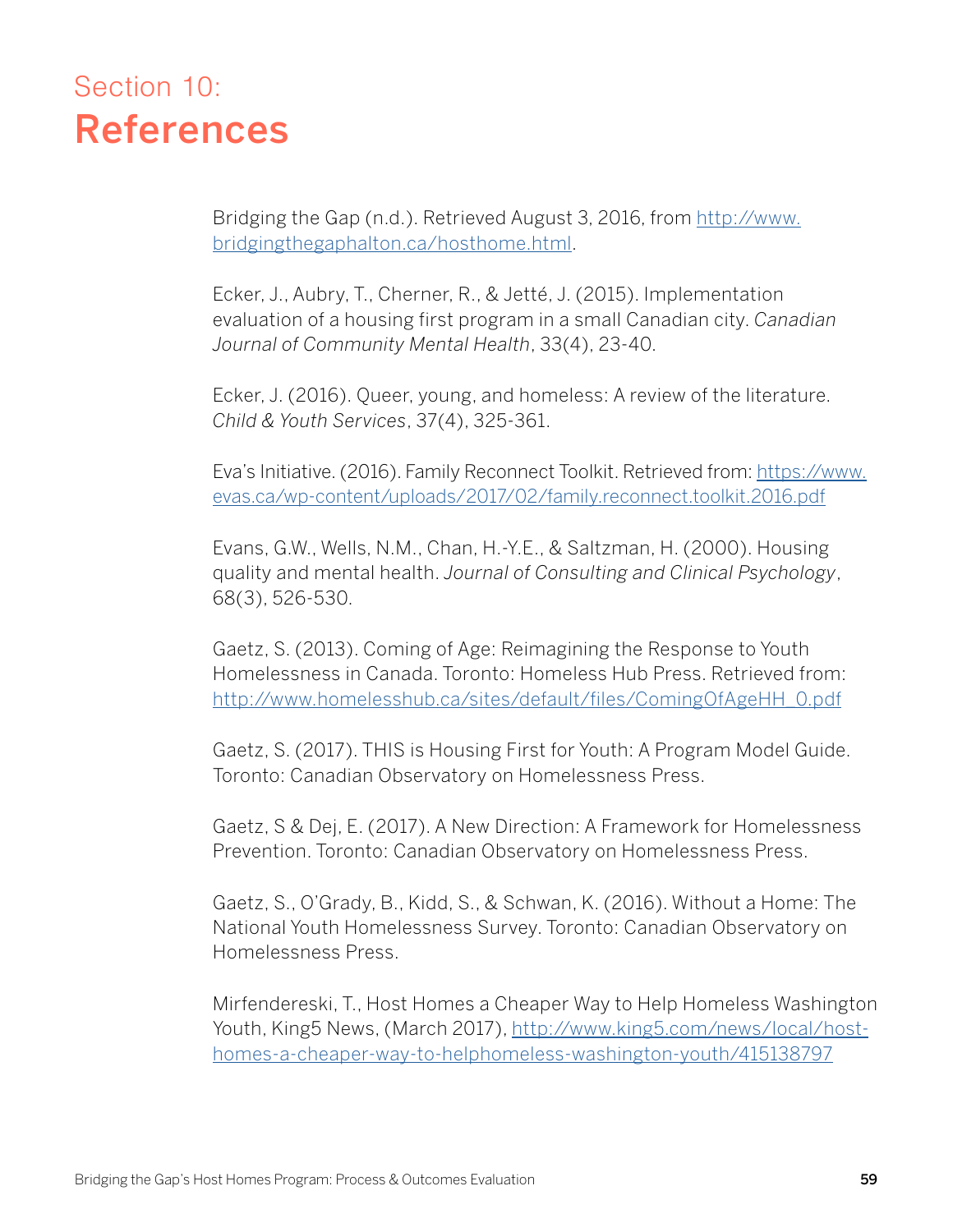Section 10:
# References

Bridging the Gap (n.d.). Retrieved August 3, 2016, from http://www.bridgingthegaphalton.ca/hosthome.html.

Ecker, J., Aubry, T., Cherner, R., & Jetté, J. (2015). Implementation evaluation of a housing first program in a small Canadian city. *Canadian Journal of Community Mental Health*, 33(4), 23-40.

Ecker, J. (2016). Queer, young, and homeless: A review of the literature. *Child & Youth Services*, 37(4), 325-361.

Eva's Initiative. (2016). Family Reconnect Toolkit. Retrieved from: https://www.evas.ca/wp-content/uploads/2017/02/family.reconnect.toolkit.2016.pdf

Evans, G.W., Wells, N.M., Chan, H.-Y.E., & Saltzman, H. (2000). Housing quality and mental health. *Journal of Consulting and Clinical Psychology*, 68(3), 526-530.

Gaetz, S. (2013). Coming of Age: Reimagining the Response to Youth Homelessness in Canada. Toronto: Homeless Hub Press. Retrieved from: http://www.homelesshub.ca/sites/default/files/ComingOfAgeHH_0.pdf

Gaetz, S. (2017). THIS is Housing First for Youth: A Program Model Guide. Toronto: Canadian Observatory on Homelessness Press.

Gaetz, S & Dej, E. (2017). A New Direction: A Framework for Homelessness Prevention. Toronto: Canadian Observatory on Homelessness Press.

Gaetz, S., O'Grady, B., Kidd, S., & Schwan, K. (2016). Without a Home: The National Youth Homelessness Survey. Toronto: Canadian Observatory on Homelessness Press.

Mirfendereski, T., Host Homes a Cheaper Way to Help Homeless Washington Youth, King5 News, (March 2017), http://www.king5.com/news/local/host-homes-a-cheaper-way-to-helphomeless-washington-youth/415138797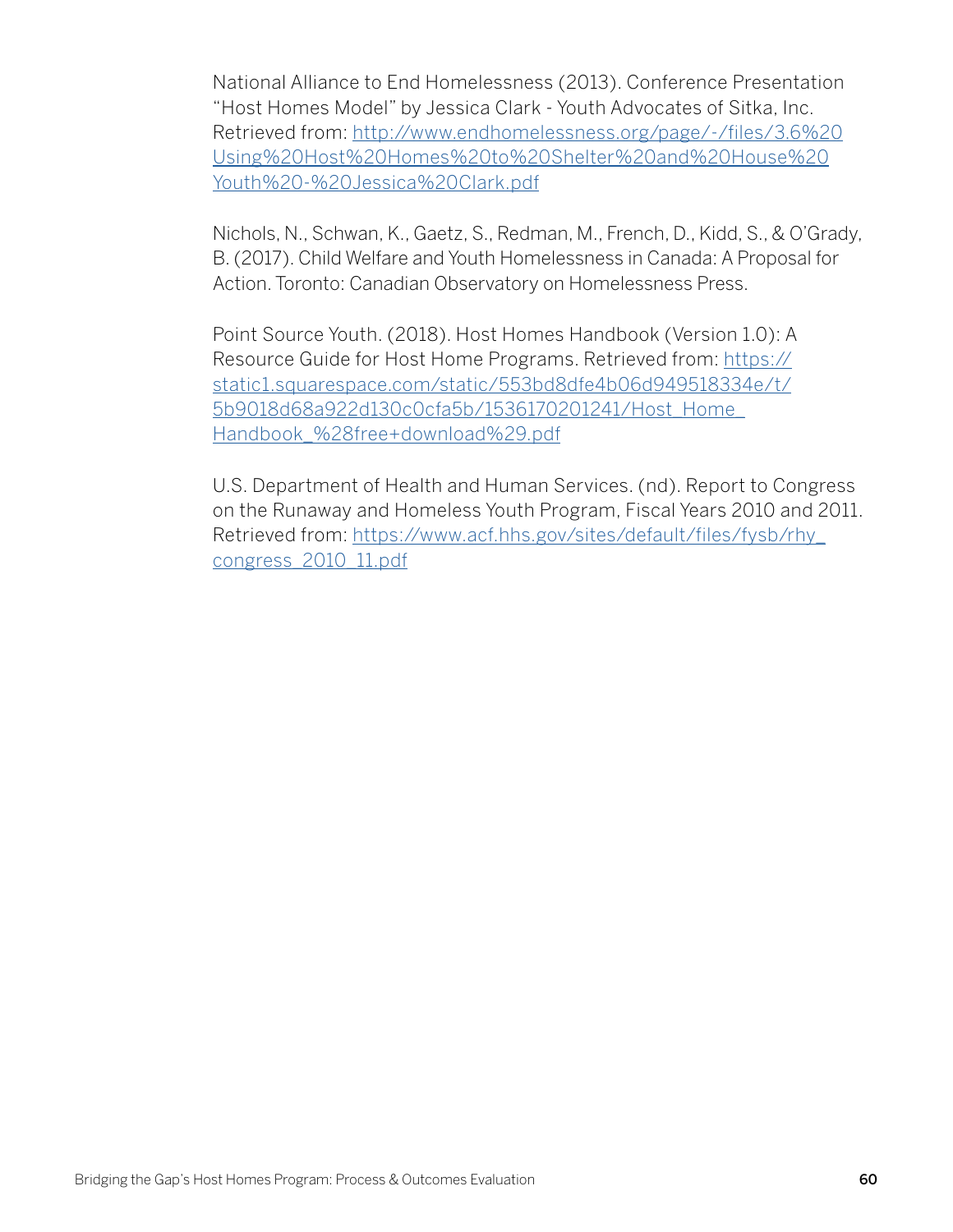National Alliance to End Homelessness (2013). Conference Presentation "Host Homes Model" by Jessica Clark - Youth Advocates of Sitka, Inc. Retrieved from: http://www.endhomelessness.org/page/-/files/3.6%20Using%20Host%20Homes%20to%20Shelter%20and%20House%20Youth%20-%20Jessica%20Clark.pdf

Nichols, N., Schwan, K., Gaetz, S., Redman, M., French, D., Kidd, S., & O'Grady, B. (2017). Child Welfare and Youth Homelessness in Canada: A Proposal for Action. Toronto: Canadian Observatory on Homelessness Press.

Point Source Youth. (2018). Host Homes Handbook (Version 1.0): A Resource Guide for Host Home Programs. Retrieved from: https://static1.squarespace.com/static/553bd8dfe4b06d949518334e/t/5b9018d68a922d130c0cfa5b/1536170201241/Host_Home_Handbook_%28free+download%29.pdf

U.S. Department of Health and Human Services. (nd). Report to Congress on the Runaway and Homeless Youth Program, Fiscal Years 2010 and 2011. Retrieved from: https://www.acf.hhs.gov/sites/default/files/fysb/rhy_congress_2010_11.pdf